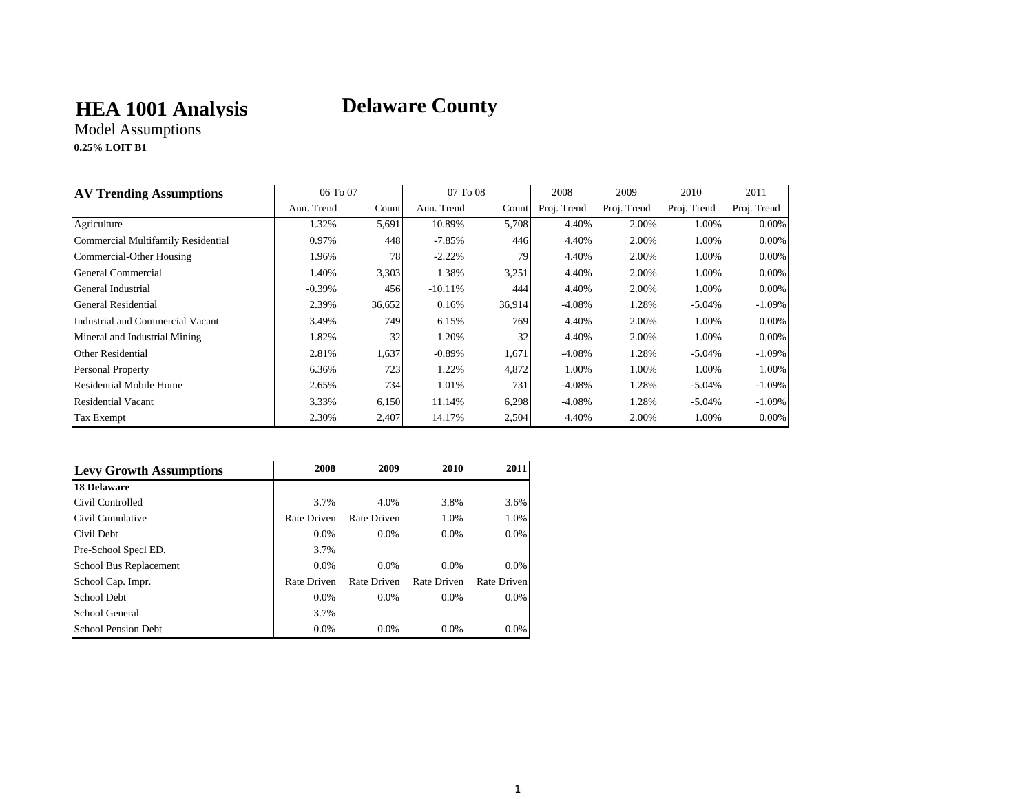# HEA 1001 Analysis

# Delaware County

Model Assumptions

**0.25% LOIT B1**

| AV Trending Assumptions | 06 To 07 | | 07 To 08 | | 2008 | 2009 | 2010 | 2011 |
|---|---|---|---|---|---|---|---|---|
| | Ann. Trend | Count | Ann. Trend | Count | Proj. Trend | Proj. Trend | Proj. Trend | Proj. Trend |
| Agriculture | 1.32% | 5,691 | 10.89% | 5,708 | 4.40% | 2.00% | 1.00% | 0.00% |
| Commercial Multifamily Residential | 0.97% | 448 | -7.85% | 446 | 4.40% | 2.00% | 1.00% | 0.00% |
| Commercial-Other Housing | 1.96% | 78 | -2.22% | 79 | 4.40% | 2.00% | 1.00% | 0.00% |
| General Commercial | 1.40% | 3,303 | 1.38% | 3,251 | 4.40% | 2.00% | 1.00% | 0.00% |
| General Industrial | -0.39% | 456 | -10.11% | 444 | 4.40% | 2.00% | 1.00% | 0.00% |
| General Residential | 2.39% | 36,652 | 0.16% | 36,914 | -4.08% | 1.28% | -5.04% | -1.09% |
| Industrial and Commercial Vacant | 3.49% | 749 | 6.15% | 769 | 4.40% | 2.00% | 1.00% | 0.00% |
| Mineral and Industrial Mining | 1.82% | 32 | 1.20% | 32 | 4.40% | 2.00% | 1.00% | 0.00% |
| Other Residential | 2.81% | 1,637 | -0.89% | 1,671 | -4.08% | 1.28% | -5.04% | -1.09% |
| Personal Property | 6.36% | 723 | 1.22% | 4,872 | 1.00% | 1.00% | 1.00% | 1.00% |
| Residential Mobile Home | 2.65% | 734 | 1.01% | 731 | -4.08% | 1.28% | -5.04% | -1.09% |
| Residential Vacant | 3.33% | 6,150 | 11.14% | 6,298 | -4.08% | 1.28% | -5.04% | -1.09% |
| Tax Exempt | 2.30% | 2,407 | 14.17% | 2,504 | 4.40% | 2.00% | 1.00% | 0.00% |

| Levy Growth Assumptions | 2008 | 2009 | 2010 | 2011 |
|---|---|---|---|---|
| **18 Delaware** | | | | |
| Civil Controlled | 3.7% | 4.0% | 3.8% | 3.6% |
| Civil Cumulative | Rate Driven | Rate Driven | 1.0% | 1.0% |
| Civil Debt | 0.0% | 0.0% | 0.0% | 0.0% |
| Pre-School Specl ED. | 3.7% | | | |
| School Bus Replacement | 0.0% | 0.0% | 0.0% | 0.0% |
| School Cap. Impr. | Rate Driven | Rate Driven | Rate Driven | Rate Driven |
| School Debt | 0.0% | 0.0% | 0.0% | 0.0% |
| School General | 3.7% | | | |
| School Pension Debt | 0.0% | 0.0% | 0.0% | 0.0% |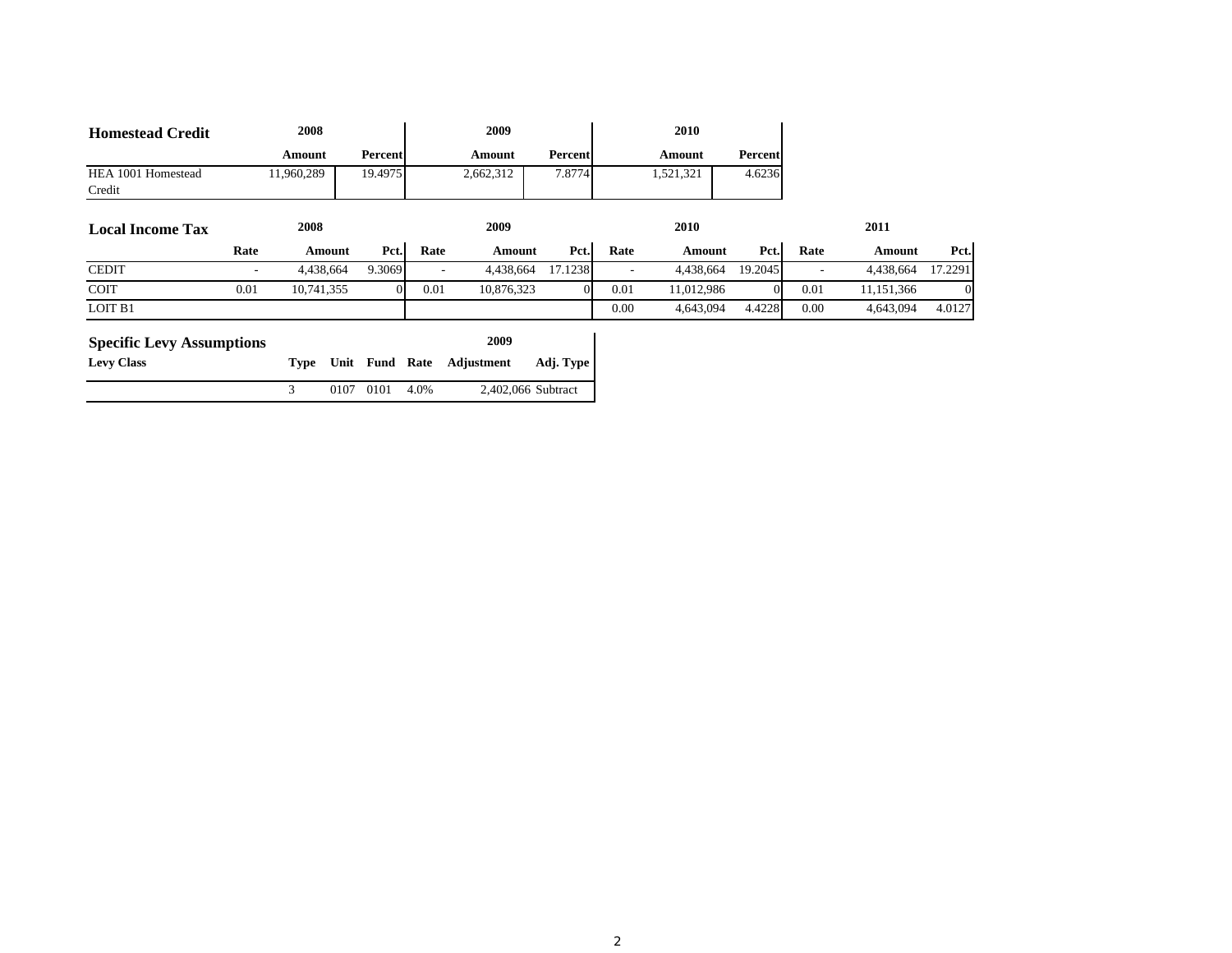## Homestead Credit

| | 2008 | | 2009 | | 2010 | |
|---|---|---|---|---|---|---|
| | Amount | Percent | Amount | Percent | Amount | Percent |
| HEA 1001 Homestead Credit | 11,960,289 | 19.4975 | 2,662,312 | 7.8774 | 1,521,321 | 4.6236 |

## Local Income Tax

| | 2008 | | | 2009 | | | 2010 | | | 2011 | | |
|---|---|---|---|---|---|---|---|---|---|---|---|---|
| | Rate | Amount | Pct. | Rate | Amount | Pct. | Rate | Amount | Pct. | Rate | Amount | Pct. |
| CEDIT | - | 4,438,664 | 9.3069 | - | 4,438,664 | 17.1238 | - | 4,438,664 | 19.2045 | - | 4,438,664 | 17.2291 |
| COIT | 0.01 | 10,741,355 | 0 | 0.01 | 10,876,323 | 0 | 0.01 | 11,012,986 | 0 | 0.01 | 11,151,366 | 0 |
| LOIT B1 | | | | | | | 0.00 | 4,643,094 | 4.4228 | 0.00 | 4,643,094 | 4.0127 |

## Specific Levy Assumptions

| Levy Class | Type | Unit | Fund | Rate | 2009 Adjustment | Adj. Type |
|---|---|---|---|---|---|---|
| | 3 | 0107 | 0101 | 4.0% | 2,402,066 | Subtract |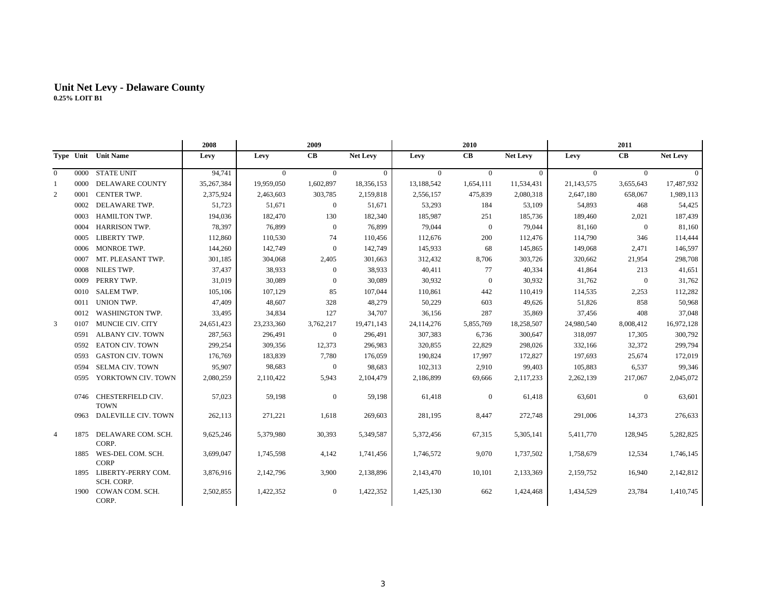# Unit Net Levy - Delaware County

**0.25% LOIT B1**

| | | | 2008 | 2009 | | | 2010 | | | 2011 | | |
|---|---|---|---|---|---|---|---|---|---|---|---|---|
| **Type** | **Unit** | **Unit Name** | **Levy** | **Levy** | **CB** | **Net Levy** | **Levy** | **CB** | **Net Levy** | **Levy** | **CB** | **Net Levy** |
| 0 | 0000 | STATE UNIT | 94,741 | 0 | 0 | 0 | 0 | 0 | 0 | 0 | 0 | 0 |
| 1 | 0000 | DELAWARE COUNTY | 35,267,384 | 19,959,050 | 1,602,897 | 18,356,153 | 13,188,542 | 1,654,111 | 11,534,431 | 21,143,575 | 3,655,643 | 17,487,932 |
| 2 | 0001 | CENTER TWP. | 2,375,924 | 2,463,603 | 303,785 | 2,159,818 | 2,556,157 | 475,839 | 2,080,318 | 2,647,180 | 658,067 | 1,989,113 |
| | 0002 | DELAWARE TWP. | 51,723 | 51,671 | 0 | 51,671 | 53,293 | 184 | 53,109 | 54,893 | 468 | 54,425 |
| | 0003 | HAMILTON TWP. | 194,036 | 182,470 | 130 | 182,340 | 185,987 | 251 | 185,736 | 189,460 | 2,021 | 187,439 |
| | 0004 | HARRISON TWP. | 78,397 | 76,899 | 0 | 76,899 | 79,044 | 0 | 79,044 | 81,160 | 0 | 81,160 |
| | 0005 | LIBERTY TWP. | 112,860 | 110,530 | 74 | 110,456 | 112,676 | 200 | 112,476 | 114,790 | 346 | 114,444 |
| | 0006 | MONROE TWP. | 144,260 | 142,749 | 0 | 142,749 | 145,933 | 68 | 145,865 | 149,068 | 2,471 | 146,597 |
| | 0007 | MT. PLEASANT TWP. | 301,185 | 304,068 | 2,405 | 301,663 | 312,432 | 8,706 | 303,726 | 320,662 | 21,954 | 298,708 |
| | 0008 | NILES TWP. | 37,437 | 38,933 | 0 | 38,933 | 40,411 | 77 | 40,334 | 41,864 | 213 | 41,651 |
| | 0009 | PERRY TWP. | 31,019 | 30,089 | 0 | 30,089 | 30,932 | 0 | 30,932 | 31,762 | 0 | 31,762 |
| | 0010 | SALEM TWP. | 105,106 | 107,129 | 85 | 107,044 | 110,861 | 442 | 110,419 | 114,535 | 2,253 | 112,282 |
| | 0011 | UNION TWP. | 47,409 | 48,607 | 328 | 48,279 | 50,229 | 603 | 49,626 | 51,826 | 858 | 50,968 |
| | 0012 | WASHINGTON TWP. | 33,495 | 34,834 | 127 | 34,707 | 36,156 | 287 | 35,869 | 37,456 | 408 | 37,048 |
| 3 | 0107 | MUNCIE CIV. CITY | 24,651,423 | 23,233,360 | 3,762,217 | 19,471,143 | 24,114,276 | 5,855,769 | 18,258,507 | 24,980,540 | 8,008,412 | 16,972,128 |
| | 0591 | ALBANY CIV. TOWN | 287,563 | 296,491 | 0 | 296,491 | 307,383 | 6,736 | 300,647 | 318,097 | 17,305 | 300,792 |
| | 0592 | EATON CIV. TOWN | 299,254 | 309,356 | 12,373 | 296,983 | 320,855 | 22,829 | 298,026 | 332,166 | 32,372 | 299,794 |
| | 0593 | GASTON CIV. TOWN | 176,769 | 183,839 | 7,780 | 176,059 | 190,824 | 17,997 | 172,827 | 197,693 | 25,674 | 172,019 |
| | 0594 | SELMA CIV. TOWN | 95,907 | 98,683 | 0 | 98,683 | 102,313 | 2,910 | 99,403 | 105,883 | 6,537 | 99,346 |
| | 0595 | YORKTOWN CIV. TOWN | 2,080,259 | 2,110,422 | 5,943 | 2,104,479 | 2,186,899 | 69,666 | 2,117,233 | 2,262,139 | 217,067 | 2,045,072 |
| | 0746 | CHESTERFIELD CIV. TOWN | 57,023 | 59,198 | 0 | 59,198 | 61,418 | 0 | 61,418 | 63,601 | 0 | 63,601 |
| | 0963 | DALEVILLE CIV. TOWN | 262,113 | 271,221 | 1,618 | 269,603 | 281,195 | 8,447 | 272,748 | 291,006 | 14,373 | 276,633 |
| 4 | 1875 | DELAWARE COM. SCH. CORP. | 9,625,246 | 5,379,980 | 30,393 | 5,349,587 | 5,372,456 | 67,315 | 5,305,141 | 5,411,770 | 128,945 | 5,282,825 |
| | 1885 | WES-DEL COM. SCH. CORP | 3,699,047 | 1,745,598 | 4,142 | 1,741,456 | 1,746,572 | 9,070 | 1,737,502 | 1,758,679 | 12,534 | 1,746,145 |
| | 1895 | LIBERTY-PERRY COM. SCH. CORP. | 3,876,916 | 2,142,796 | 3,900 | 2,138,896 | 2,143,470 | 10,101 | 2,133,369 | 2,159,752 | 16,940 | 2,142,812 |
| | 1900 | COWAN COM. SCH. CORP. | 2,502,855 | 1,422,352 | 0 | 1,422,352 | 1,425,130 | 662 | 1,424,468 | 1,434,529 | 23,784 | 1,410,745 |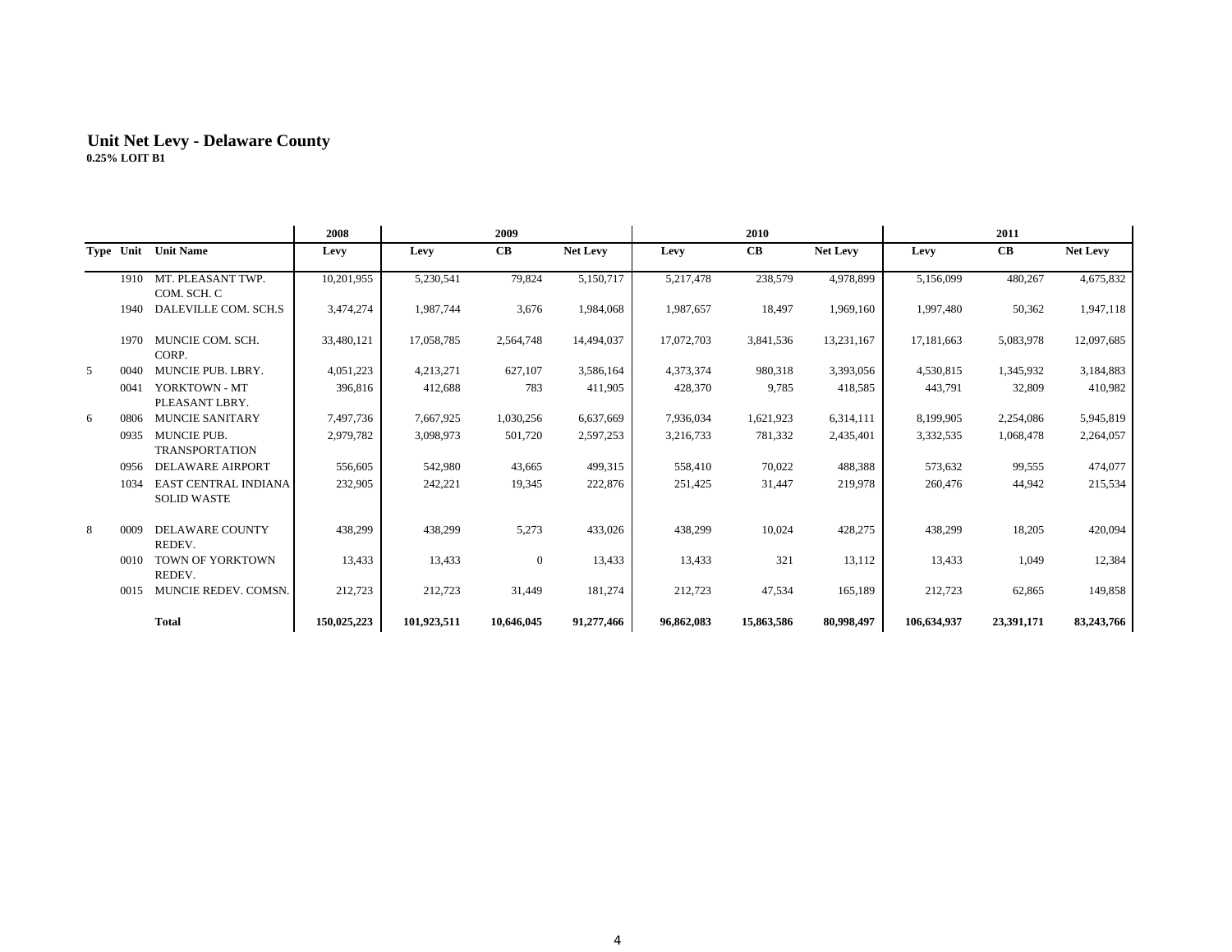# Unit Net Levy - Delaware County

**0.25% LOIT B1**

| | | | 2008 | 2009 | | | 2010 | | | 2011 | | |
|---|---|---|---|---|---|---|---|---|---|---|---|---|
| **Type** | **Unit** | **Unit Name** | **Levy** | **Levy** | **CB** | **Net Levy** | **Levy** | **CB** | **Net Levy** | **Levy** | **CB** | **Net Levy** |
| | 1910 | MT. PLEASANT TWP. COM. SCH. C | 10,201,955 | 5,230,541 | 79,824 | 5,150,717 | 5,217,478 | 238,579 | 4,978,899 | 5,156,099 | 480,267 | 4,675,832 |
| | 1940 | DALEVILLE COM. SCH.S | 3,474,274 | 1,987,744 | 3,676 | 1,984,068 | 1,987,657 | 18,497 | 1,969,160 | 1,997,480 | 50,362 | 1,947,118 |
| | 1970 | MUNCIE COM. SCH. CORP. | 33,480,121 | 17,058,785 | 2,564,748 | 14,494,037 | 17,072,703 | 3,841,536 | 13,231,167 | 17,181,663 | 5,083,978 | 12,097,685 |
| 5 | 0040 | MUNCIE PUB. LBRY. | 4,051,223 | 4,213,271 | 627,107 | 3,586,164 | 4,373,374 | 980,318 | 3,393,056 | 4,530,815 | 1,345,932 | 3,184,883 |
| | 0041 | YORKTOWN - MT PLEASANT LBRY. | 396,816 | 412,688 | 783 | 411,905 | 428,370 | 9,785 | 418,585 | 443,791 | 32,809 | 410,982 |
| 6 | 0806 | MUNCIE SANITARY | 7,497,736 | 7,667,925 | 1,030,256 | 6,637,669 | 7,936,034 | 1,621,923 | 6,314,111 | 8,199,905 | 2,254,086 | 5,945,819 |
| | 0935 | MUNCIE PUB. TRANSPORTATION | 2,979,782 | 3,098,973 | 501,720 | 2,597,253 | 3,216,733 | 781,332 | 2,435,401 | 3,332,535 | 1,068,478 | 2,264,057 |
| | 0956 | DELAWARE AIRPORT | 556,605 | 542,980 | 43,665 | 499,315 | 558,410 | 70,022 | 488,388 | 573,632 | 99,555 | 474,077 |
| | 1034 | EAST CENTRAL INDIANA SOLID WASTE | 232,905 | 242,221 | 19,345 | 222,876 | 251,425 | 31,447 | 219,978 | 260,476 | 44,942 | 215,534 |
| 8 | 0009 | DELAWARE COUNTY REDEV. | 438,299 | 438,299 | 5,273 | 433,026 | 438,299 | 10,024 | 428,275 | 438,299 | 18,205 | 420,094 |
| | 0010 | TOWN OF YORKTOWN REDEV. | 13,433 | 13,433 | 0 | 13,433 | 13,433 | 321 | 13,112 | 13,433 | 1,049 | 12,384 |
| | 0015 | MUNCIE REDEV. COMSN. | 212,723 | 212,723 | 31,449 | 181,274 | 212,723 | 47,534 | 165,189 | 212,723 | 62,865 | 149,858 |
| | | **Total** | **150,025,223** | **101,923,511** | **10,646,045** | **91,277,466** | **96,862,083** | **15,863,586** | **80,998,497** | **106,634,937** | **23,391,171** | **83,243,766** |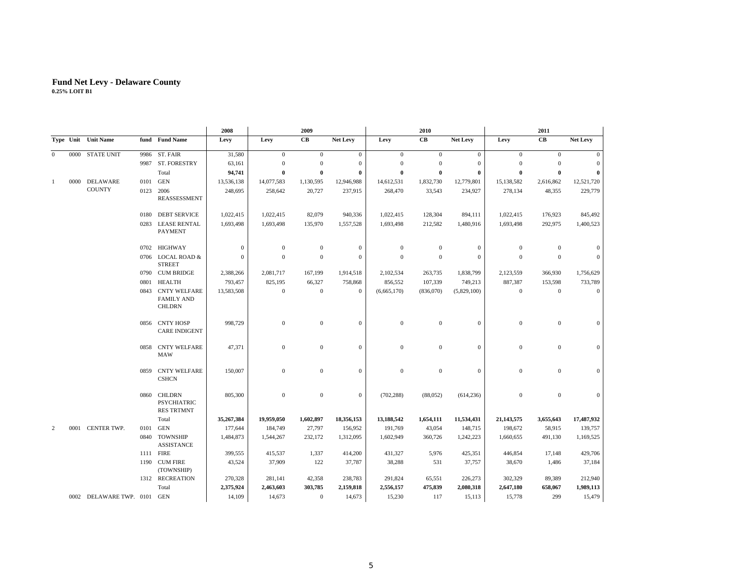# Fund Net Levy - Delaware County

**0.25% LOIT B1**

| | | | | | 2008 | 2009 | | | 2010 | | | 2011 | | |
|---|---|---|---|---|---|---|---|---|---|---|---|---|---|---|
| **Type** | **Unit** | **Unit Name** | **fund** | **Fund Name** | **Levy** | **Levy** | **CB** | **Net Levy** | **Levy** | **CB** | **Net Levy** | **Levy** | **CB** | **Net Levy** |
| 0 | 0000 | STATE UNIT | 9986 | ST. FAIR | 31,580 | 0 | 0 | 0 | 0 | 0 | 0 | 0 | 0 | 0 |
| | | | 9987 | ST. FORESTRY | 63,161 | 0 | 0 | 0 | 0 | 0 | 0 | 0 | 0 | 0 |
| | | | | Total | **94,741** | **0** | **0** | **0** | **0** | **0** | **0** | **0** | **0** | **0** |
| 1 | 0000 | DELAWARE COUNTY | 0101 | GEN | 13,536,138 | 14,077,583 | 1,130,595 | 12,946,988 | 14,612,531 | 1,832,730 | 12,779,801 | 15,138,582 | 2,616,862 | 12,521,720 |
| | | | 0123 | 2006 REASSESSMENT | 248,695 | 258,642 | 20,727 | 237,915 | 268,470 | 33,543 | 234,927 | 278,134 | 48,355 | 229,779 |
| | | | 0180 | DEBT SERVICE | 1,022,415 | 1,022,415 | 82,079 | 940,336 | 1,022,415 | 128,304 | 894,111 | 1,022,415 | 176,923 | 845,492 |
| | | | 0283 | LEASE RENTAL PAYMENT | 1,693,498 | 1,693,498 | 135,970 | 1,557,528 | 1,693,498 | 212,582 | 1,480,916 | 1,693,498 | 292,975 | 1,400,523 |
| | | | 0702 | HIGHWAY | 0 | 0 | 0 | 0 | 0 | 0 | 0 | 0 | 0 | 0 |
| | | | 0706 | LOCAL ROAD & STREET | 0 | 0 | 0 | 0 | 0 | 0 | 0 | 0 | 0 | 0 |
| | | | 0790 | CUM BRIDGE | 2,388,266 | 2,081,717 | 167,199 | 1,914,518 | 2,102,534 | 263,735 | 1,838,799 | 2,123,559 | 366,930 | 1,756,629 |
| | | | 0801 | HEALTH | 793,457 | 825,195 | 66,327 | 758,868 | 856,552 | 107,339 | 749,213 | 887,387 | 153,598 | 733,789 |
| | | | 0843 | CNTY WELFARE FAMILY AND CHLDRN | 13,583,508 | 0 | 0 | 0 | (6,665,170) | (836,070) | (5,829,100) | 0 | 0 | 0 |
| | | | 0856 | CNTY HOSP CARE INDIGENT | 998,729 | 0 | 0 | 0 | 0 | 0 | 0 | 0 | 0 | 0 |
| | | | 0858 | CNTY WELFARE MAW | 47,371 | 0 | 0 | 0 | 0 | 0 | 0 | 0 | 0 | 0 |
| | | | 0859 | CNTY WELFARE CSHCN | 150,007 | 0 | 0 | 0 | 0 | 0 | 0 | 0 | 0 | 0 |
| | | | 0860 | CHLDRN PSYCHIATRIC RES TRTMNT | 805,300 | 0 | 0 | 0 | (702,288) | (88,052) | (614,236) | 0 | 0 | 0 |
| | | | | Total | **35,267,384** | **19,959,050** | **1,602,897** | **18,356,153** | **13,188,542** | **1,654,111** | **11,534,431** | **21,143,575** | **3,655,643** | **17,487,932** |
| 2 | 0001 | CENTER TWP. | 0101 | GEN | 177,644 | 184,749 | 27,797 | 156,952 | 191,769 | 43,054 | 148,715 | 198,672 | 58,915 | 139,757 |
| | | | 0840 | TOWNSHIP ASSISTANCE | 1,484,873 | 1,544,267 | 232,172 | 1,312,095 | 1,602,949 | 360,726 | 1,242,223 | 1,660,655 | 491,130 | 1,169,525 |
| | | | 1111 | FIRE | 399,555 | 415,537 | 1,337 | 414,200 | 431,327 | 5,976 | 425,351 | 446,854 | 17,148 | 429,706 |
| | | | 1190 | CUM FIRE (TOWNSHIP) | 43,524 | 37,909 | 122 | 37,787 | 38,288 | 531 | 37,757 | 38,670 | 1,486 | 37,184 |
| | | | 1312 | RECREATION | 270,328 | 281,141 | 42,358 | 238,783 | 291,824 | 65,551 | 226,273 | 302,329 | 89,389 | 212,940 |
| | | | | Total | **2,375,924** | **2,463,603** | **303,785** | **2,159,818** | **2,556,157** | **475,839** | **2,080,318** | **2,647,180** | **658,067** | **1,989,113** |
| | 0002 | DELAWARE TWP. | 0101 | GEN | 14,109 | 14,673 | 0 | 14,673 | 15,230 | 117 | 15,113 | 15,778 | 299 | 15,479 |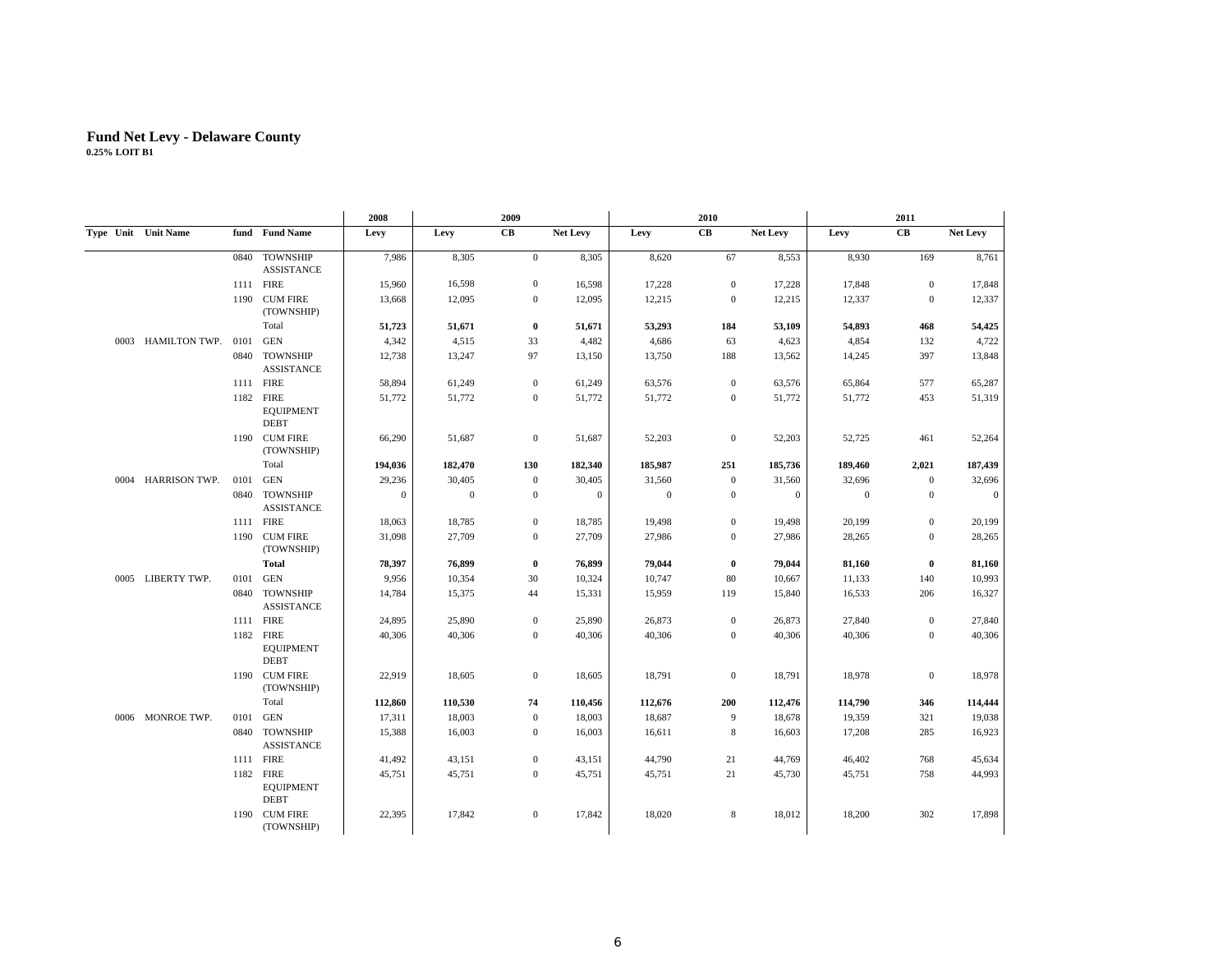# Fund Net Levy - Delaware County

**0.25% LOIT B1**

| Type | Unit | Unit Name | fund | Fund Name | 2008 Levy | 2009 Levy | 2009 CB | 2009 Net Levy | 2010 Levy | 2010 CB | 2010 Net Levy | 2011 Levy | 2011 CB | 2011 Net Levy |
|---|---|---|---|---|---|---|---|---|---|---|---|---|---|---|
| | | | 0840 | TOWNSHIP ASSISTANCE | 7,986 | 8,305 | 0 | 8,305 | 8,620 | 67 | 8,553 | 8,930 | 169 | 8,761 |
| | | | 1111 | FIRE | 15,960 | 16,598 | 0 | 16,598 | 17,228 | 0 | 17,228 | 17,848 | 0 | 17,848 |
| | | | 1190 | CUM FIRE (TOWNSHIP) | 13,668 | 12,095 | 0 | 12,095 | 12,215 | 0 | 12,215 | 12,337 | 0 | 12,337 |
| | | | | Total | **51,723** | **51,671** | **0** | **51,671** | **53,293** | **184** | **53,109** | **54,893** | **468** | **54,425** |
| | 0003 | HAMILTON TWP. | 0101 | GEN | 4,342 | 4,515 | 33 | 4,482 | 4,686 | 63 | 4,623 | 4,854 | 132 | 4,722 |
| | | | 0840 | TOWNSHIP ASSISTANCE | 12,738 | 13,247 | 97 | 13,150 | 13,750 | 188 | 13,562 | 14,245 | 397 | 13,848 |
| | | | 1111 | FIRE | 58,894 | 61,249 | 0 | 61,249 | 63,576 | 0 | 63,576 | 65,864 | 577 | 65,287 |
| | | | 1182 | FIRE EQUIPMENT DEBT | 51,772 | 51,772 | 0 | 51,772 | 51,772 | 0 | 51,772 | 51,772 | 453 | 51,319 |
| | | | 1190 | CUM FIRE (TOWNSHIP) | 66,290 | 51,687 | 0 | 51,687 | 52,203 | 0 | 52,203 | 52,725 | 461 | 52,264 |
| | | | | Total | **194,036** | **182,470** | **130** | **182,340** | **185,987** | **251** | **185,736** | **189,460** | **2,021** | **187,439** |
| | 0004 | HARRISON TWP. | 0101 | GEN | 29,236 | 30,405 | 0 | 30,405 | 31,560 | 0 | 31,560 | 32,696 | 0 | 32,696 |
| | | | 0840 | TOWNSHIP ASSISTANCE | 0 | 0 | 0 | 0 | 0 | 0 | 0 | 0 | 0 | 0 |
| | | | 1111 | FIRE | 18,063 | 18,785 | 0 | 18,785 | 19,498 | 0 | 19,498 | 20,199 | 0 | 20,199 |
| | | | 1190 | CUM FIRE (TOWNSHIP) | 31,098 | 27,709 | 0 | 27,709 | 27,986 | 0 | 27,986 | 28,265 | 0 | 28,265 |
| | | | | **Total** | **78,397** | **76,899** | **0** | **76,899** | **79,044** | **0** | **79,044** | **81,160** | **0** | **81,160** |
| | 0005 | LIBERTY TWP. | 0101 | GEN | 9,956 | 10,354 | 30 | 10,324 | 10,747 | 80 | 10,667 | 11,133 | 140 | 10,993 |
| | | | 0840 | TOWNSHIP ASSISTANCE | 14,784 | 15,375 | 44 | 15,331 | 15,959 | 119 | 15,840 | 16,533 | 206 | 16,327 |
| | | | 1111 | FIRE | 24,895 | 25,890 | 0 | 25,890 | 26,873 | 0 | 26,873 | 27,840 | 0 | 27,840 |
| | | | 1182 | FIRE EQUIPMENT DEBT | 40,306 | 40,306 | 0 | 40,306 | 40,306 | 0 | 40,306 | 40,306 | 0 | 40,306 |
| | | | 1190 | CUM FIRE (TOWNSHIP) | 22,919 | 18,605 | 0 | 18,605 | 18,791 | 0 | 18,791 | 18,978 | 0 | 18,978 |
| | | | | Total | **112,860** | **110,530** | **74** | **110,456** | **112,676** | **200** | **112,476** | **114,790** | **346** | **114,444** |
| | 0006 | MONROE TWP. | 0101 | GEN | 17,311 | 18,003 | 0 | 18,003 | 18,687 | 9 | 18,678 | 19,359 | 321 | 19,038 |
| | | | 0840 | TOWNSHIP ASSISTANCE | 15,388 | 16,003 | 0 | 16,003 | 16,611 | 8 | 16,603 | 17,208 | 285 | 16,923 |
| | | | 1111 | FIRE | 41,492 | 43,151 | 0 | 43,151 | 44,790 | 21 | 44,769 | 46,402 | 768 | 45,634 |
| | | | 1182 | FIRE EQUIPMENT DEBT | 45,751 | 45,751 | 0 | 45,751 | 45,751 | 21 | 45,730 | 45,751 | 758 | 44,993 |
| | | | 1190 | CUM FIRE (TOWNSHIP) | 22,395 | 17,842 | 0 | 17,842 | 18,020 | 8 | 18,012 | 18,200 | 302 | 17,898 |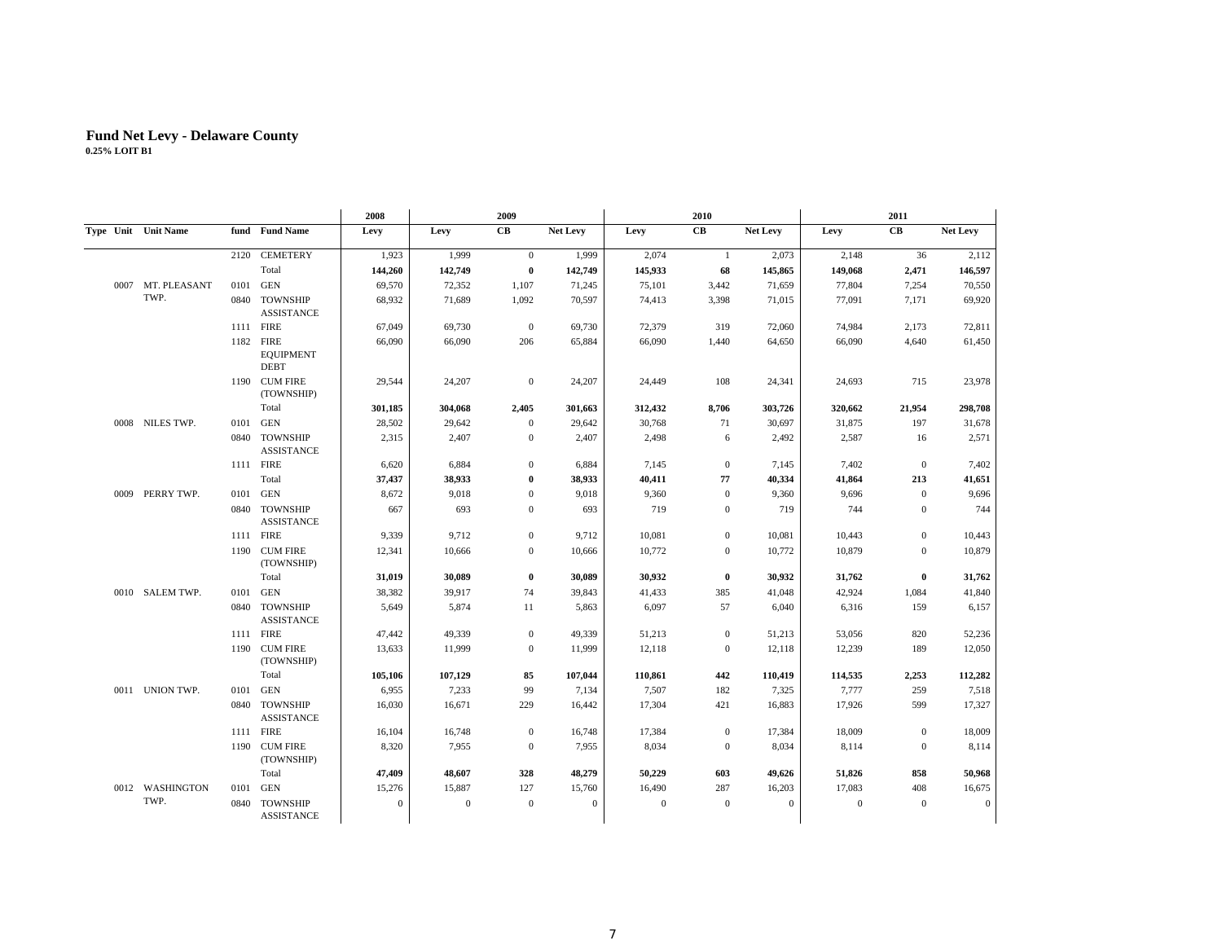# Fund Net Levy - Delaware County

**0.25% LOIT B1**

| Type | Unit | Unit Name | fund | Fund Name | 2008 Levy | 2009 Levy | 2009 CB | 2009 Net Levy | 2010 Levy | 2010 CB | 2010 Net Levy | 2011 Levy | 2011 CB | 2011 Net Levy |
|---|---|---|---|---|---|---|---|---|---|---|---|---|---|---|
| | | | 2120 | CEMETERY | 1,923 | 1,999 | 0 | 1,999 | 2,074 | 1 | 2,073 | 2,148 | 36 | 2,112 |
| | | | | Total | **144,260** | **142,749** | **0** | **142,749** | **145,933** | **68** | **145,865** | **149,068** | **2,471** | **146,597** |
| | 0007 | MT. PLEASANT TWP. | 0101 | GEN | 69,570 | 72,352 | 1,107 | 71,245 | 75,101 | 3,442 | 71,659 | 77,804 | 7,254 | 70,550 |
| | | | 0840 | TOWNSHIP ASSISTANCE | 68,932 | 71,689 | 1,092 | 70,597 | 74,413 | 3,398 | 71,015 | 77,091 | 7,171 | 69,920 |
| | | | 1111 | FIRE | 67,049 | 69,730 | 0 | 69,730 | 72,379 | 319 | 72,060 | 74,984 | 2,173 | 72,811 |
| | | | 1182 | FIRE EQUIPMENT DEBT | 66,090 | 66,090 | 206 | 65,884 | 66,090 | 1,440 | 64,650 | 66,090 | 4,640 | 61,450 |
| | | | 1190 | CUM FIRE (TOWNSHIP) | 29,544 | 24,207 | 0 | 24,207 | 24,449 | 108 | 24,341 | 24,693 | 715 | 23,978 |
| | | | | Total | **301,185** | **304,068** | **2,405** | **301,663** | **312,432** | **8,706** | **303,726** | **320,662** | **21,954** | **298,708** |
| | 0008 | NILES TWP. | 0101 | GEN | 28,502 | 29,642 | 0 | 29,642 | 30,768 | 71 | 30,697 | 31,875 | 197 | 31,678 |
| | | | 0840 | TOWNSHIP ASSISTANCE | 2,315 | 2,407 | 0 | 2,407 | 2,498 | 6 | 2,492 | 2,587 | 16 | 2,571 |
| | | | 1111 | FIRE | 6,620 | 6,884 | 0 | 6,884 | 7,145 | 0 | 7,145 | 7,402 | 0 | 7,402 |
| | | | | Total | **37,437** | **38,933** | **0** | **38,933** | **40,411** | **77** | **40,334** | **41,864** | **213** | **41,651** |
| | 0009 | PERRY TWP. | 0101 | GEN | 8,672 | 9,018 | 0 | 9,018 | 9,360 | 0 | 9,360 | 9,696 | 0 | 9,696 |
| | | | 0840 | TOWNSHIP ASSISTANCE | 667 | 693 | 0 | 693 | 719 | 0 | 719 | 744 | 0 | 744 |
| | | | 1111 | FIRE | 9,339 | 9,712 | 0 | 9,712 | 10,081 | 0 | 10,081 | 10,443 | 0 | 10,443 |
| | | | 1190 | CUM FIRE (TOWNSHIP) | 12,341 | 10,666 | 0 | 10,666 | 10,772 | 0 | 10,772 | 10,879 | 0 | 10,879 |
| | | | | Total | **31,019** | **30,089** | **0** | **30,089** | **30,932** | **0** | **30,932** | **31,762** | **0** | **31,762** |
| | 0010 | SALEM TWP. | 0101 | GEN | 38,382 | 39,917 | 74 | 39,843 | 41,433 | 385 | 41,048 | 42,924 | 1,084 | 41,840 |
| | | | 0840 | TOWNSHIP ASSISTANCE | 5,649 | 5,874 | 11 | 5,863 | 6,097 | 57 | 6,040 | 6,316 | 159 | 6,157 |
| | | | 1111 | FIRE | 47,442 | 49,339 | 0 | 49,339 | 51,213 | 0 | 51,213 | 53,056 | 820 | 52,236 |
| | | | 1190 | CUM FIRE (TOWNSHIP) | 13,633 | 11,999 | 0 | 11,999 | 12,118 | 0 | 12,118 | 12,239 | 189 | 12,050 |
| | | | | Total | **105,106** | **107,129** | **85** | **107,044** | **110,861** | **442** | **110,419** | **114,535** | **2,253** | **112,282** |
| | 0011 | UNION TWP. | 0101 | GEN | 6,955 | 7,233 | 99 | 7,134 | 7,507 | 182 | 7,325 | 7,777 | 259 | 7,518 |
| | | | 0840 | TOWNSHIP ASSISTANCE | 16,030 | 16,671 | 229 | 16,442 | 17,304 | 421 | 16,883 | 17,926 | 599 | 17,327 |
| | | | 1111 | FIRE | 16,104 | 16,748 | 0 | 16,748 | 17,384 | 0 | 17,384 | 18,009 | 0 | 18,009 |
| | | | 1190 | CUM FIRE (TOWNSHIP) | 8,320 | 7,955 | 0 | 7,955 | 8,034 | 0 | 8,034 | 8,114 | 0 | 8,114 |
| | | | | Total | **47,409** | **48,607** | **328** | **48,279** | **50,229** | **603** | **49,626** | **51,826** | **858** | **50,968** |
| | 0012 | WASHINGTON TWP. | 0101 | GEN | 15,276 | 15,887 | 127 | 15,760 | 16,490 | 287 | 16,203 | 17,083 | 408 | 16,675 |
| | | | 0840 | TOWNSHIP ASSISTANCE | 0 | 0 | 0 | 0 | 0 | 0 | 0 | 0 | 0 | 0 |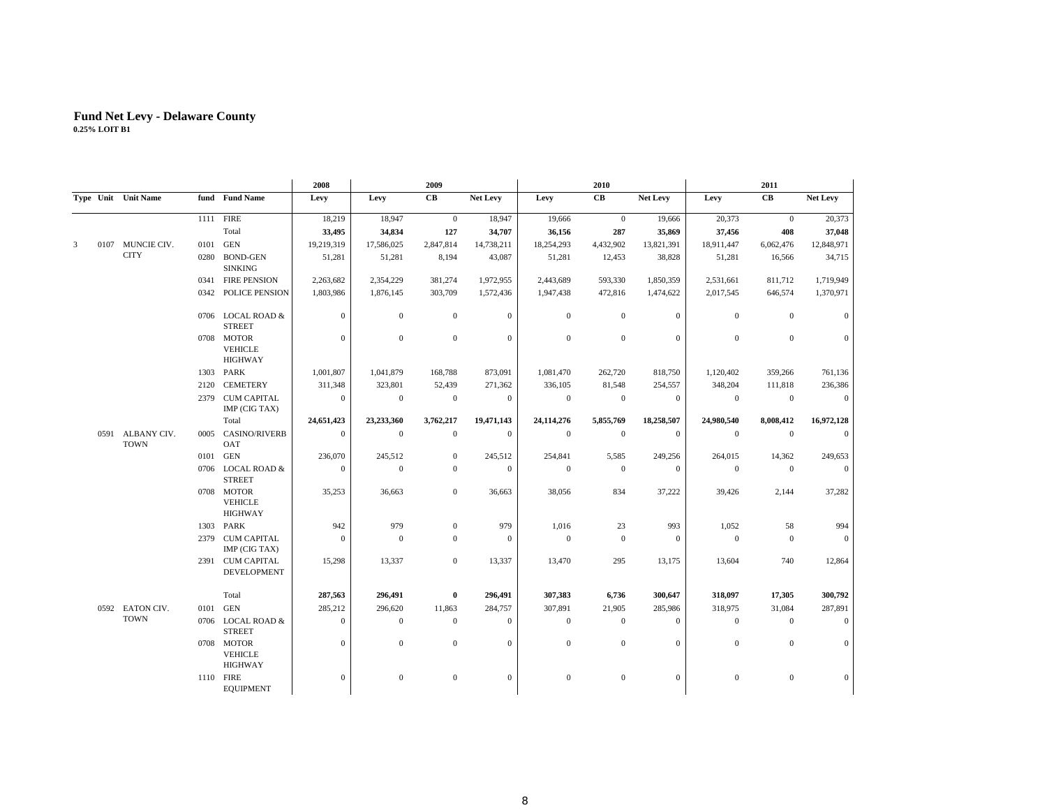# Fund Net Levy - Delaware County

**0.25% LOIT B1**

| Type | Unit | Unit Name | fund | Fund Name | 2008 Levy | 2009 Levy | 2009 CB | 2009 Net Levy | 2010 Levy | 2010 CB | 2010 Net Levy | 2011 Levy | 2011 CB | 2011 Net Levy |
|---|---|---|---|---|---|---|---|---|---|---|---|---|---|---|
| | | | 1111 | FIRE | 18,219 | 18,947 | 0 | 18,947 | 19,666 | 0 | 19,666 | 20,373 | 0 | 20,373 |
| | | | | Total | **33,495** | **34,834** | **127** | **34,707** | **36,156** | **287** | **35,869** | **37,456** | **408** | **37,048** |
| 3 | 0107 | MUNCIE CIV. CITY | 0101 | GEN | 19,219,319 | 17,586,025 | 2,847,814 | 14,738,211 | 18,254,293 | 4,432,902 | 13,821,391 | 18,911,447 | 6,062,476 | 12,848,971 |
| | | | 0280 | BOND-GEN SINKING | 51,281 | 51,281 | 8,194 | 43,087 | 51,281 | 12,453 | 38,828 | 51,281 | 16,566 | 34,715 |
| | | | 0341 | FIRE PENSION | 2,263,682 | 2,354,229 | 381,274 | 1,972,955 | 2,443,689 | 593,330 | 1,850,359 | 2,531,661 | 811,712 | 1,719,949 |
| | | | 0342 | POLICE PENSION | 1,803,986 | 1,876,145 | 303,709 | 1,572,436 | 1,947,438 | 472,816 | 1,474,622 | 2,017,545 | 646,574 | 1,370,971 |
| | | | 0706 | LOCAL ROAD & STREET | 0 | 0 | 0 | 0 | 0 | 0 | 0 | 0 | 0 | 0 |
| | | | 0708 | MOTOR VEHICLE HIGHWAY | 0 | 0 | 0 | 0 | 0 | 0 | 0 | 0 | 0 | 0 |
| | | | 1303 | PARK | 1,001,807 | 1,041,879 | 168,788 | 873,091 | 1,081,470 | 262,720 | 818,750 | 1,120,402 | 359,266 | 761,136 |
| | | | 2120 | CEMETERY | 311,348 | 323,801 | 52,439 | 271,362 | 336,105 | 81,548 | 254,557 | 348,204 | 111,818 | 236,386 |
| | | | 2379 | CUM CAPITAL IMP (CIG TAX) | 0 | 0 | 0 | 0 | 0 | 0 | 0 | 0 | 0 | 0 |
| | | | | Total | **24,651,423** | **23,233,360** | **3,762,217** | **19,471,143** | **24,114,276** | **5,855,769** | **18,258,507** | **24,980,540** | **8,008,412** | **16,972,128** |
| | 0591 | ALBANY CIV. TOWN | 0005 | CASINO/RIVERBOAT | 0 | 0 | 0 | 0 | 0 | 0 | 0 | 0 | 0 | 0 |
| | | | 0101 | GEN | 236,070 | 245,512 | 0 | 245,512 | 254,841 | 5,585 | 249,256 | 264,015 | 14,362 | 249,653 |
| | | | 0706 | LOCAL ROAD & STREET | 0 | 0 | 0 | 0 | 0 | 0 | 0 | 0 | 0 | 0 |
| | | | 0708 | MOTOR VEHICLE HIGHWAY | 35,253 | 36,663 | 0 | 36,663 | 38,056 | 834 | 37,222 | 39,426 | 2,144 | 37,282 |
| | | | 1303 | PARK | 942 | 979 | 0 | 979 | 1,016 | 23 | 993 | 1,052 | 58 | 994 |
| | | | 2379 | CUM CAPITAL IMP (CIG TAX) | 0 | 0 | 0 | 0 | 0 | 0 | 0 | 0 | 0 | 0 |
| | | | 2391 | CUM CAPITAL DEVELOPMENT | 15,298 | 13,337 | 0 | 13,337 | 13,470 | 295 | 13,175 | 13,604 | 740 | 12,864 |
| | | | | Total | **287,563** | **296,491** | **0** | **296,491** | **307,383** | **6,736** | **300,647** | **318,097** | **17,305** | **300,792** |
| | 0592 | EATON CIV. TOWN | 0101 | GEN | 285,212 | 296,620 | 11,863 | 284,757 | 307,891 | 21,905 | 285,986 | 318,975 | 31,084 | 287,891 |
| | | | 0706 | LOCAL ROAD & STREET | 0 | 0 | 0 | 0 | 0 | 0 | 0 | 0 | 0 | 0 |
| | | | 0708 | MOTOR VEHICLE HIGHWAY | 0 | 0 | 0 | 0 | 0 | 0 | 0 | 0 | 0 | 0 |
| | | | 1110 | FIRE EQUIPMENT | 0 | 0 | 0 | 0 | 0 | 0 | 0 | 0 | 0 | 0 |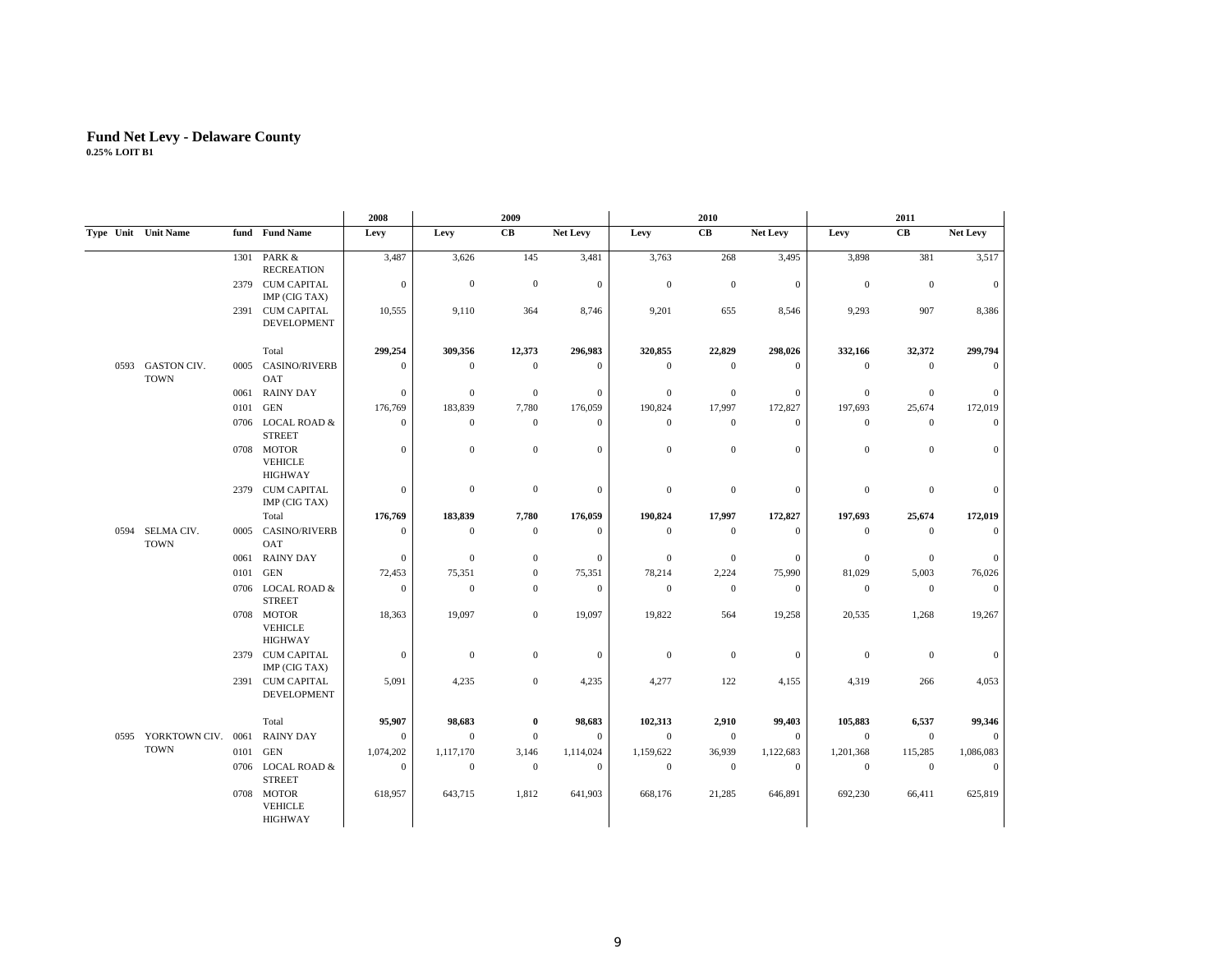# Fund Net Levy - Delaware County

**0.25% LOIT B1**

| Type | Unit | Unit Name | fund | Fund Name | 2008 Levy | 2009 Levy | 2009 CB | 2009 Net Levy | 2010 Levy | 2010 CB | 2010 Net Levy | 2011 Levy | 2011 CB | 2011 Net Levy |
|---|---|---|---|---|---|---|---|---|---|---|---|---|---|---|
| | | | 1301 | PARK & RECREATION | 3,487 | 3,626 | 145 | 3,481 | 3,763 | 268 | 3,495 | 3,898 | 381 | 3,517 |
| | | | 2379 | CUM CAPITAL IMP (CIG TAX) | 0 | 0 | 0 | 0 | 0 | 0 | 0 | 0 | 0 | 0 |
| | | | 2391 | CUM CAPITAL DEVELOPMENT | 10,555 | 9,110 | 364 | 8,746 | 9,201 | 655 | 8,546 | 9,293 | 907 | 8,386 |
| | | | | Total | **299,254** | **309,356** | **12,373** | **296,983** | **320,855** | **22,829** | **298,026** | **332,166** | **32,372** | **299,794** |
| | 0593 | GASTON CIV. TOWN | 0005 | CASINO/RIVERBOAT | 0 | 0 | 0 | 0 | 0 | 0 | 0 | 0 | 0 | 0 |
| | | | 0061 | RAINY DAY | 0 | 0 | 0 | 0 | 0 | 0 | 0 | 0 | 0 | 0 |
| | | | 0101 | GEN | 176,769 | 183,839 | 7,780 | 176,059 | 190,824 | 17,997 | 172,827 | 197,693 | 25,674 | 172,019 |
| | | | 0706 | LOCAL ROAD & STREET | 0 | 0 | 0 | 0 | 0 | 0 | 0 | 0 | 0 | 0 |
| | | | 0708 | MOTOR VEHICLE HIGHWAY | 0 | 0 | 0 | 0 | 0 | 0 | 0 | 0 | 0 | 0 |
| | | | 2379 | CUM CAPITAL IMP (CIG TAX) | 0 | 0 | 0 | 0 | 0 | 0 | 0 | 0 | 0 | 0 |
| | | | | Total | **176,769** | **183,839** | **7,780** | **176,059** | **190,824** | **17,997** | **172,827** | **197,693** | **25,674** | **172,019** |
| | 0594 | SELMA CIV. TOWN | 0005 | CASINO/RIVERBOAT | 0 | 0 | 0 | 0 | 0 | 0 | 0 | 0 | 0 | 0 |
| | | | 0061 | RAINY DAY | 0 | 0 | 0 | 0 | 0 | 0 | 0 | 0 | 0 | 0 |
| | | | 0101 | GEN | 72,453 | 75,351 | 0 | 75,351 | 78,214 | 2,224 | 75,990 | 81,029 | 5,003 | 76,026 |
| | | | 0706 | LOCAL ROAD & STREET | 0 | 0 | 0 | 0 | 0 | 0 | 0 | 0 | 0 | 0 |
| | | | 0708 | MOTOR VEHICLE HIGHWAY | 18,363 | 19,097 | 0 | 19,097 | 19,822 | 564 | 19,258 | 20,535 | 1,268 | 19,267 |
| | | | 2379 | CUM CAPITAL IMP (CIG TAX) | 0 | 0 | 0 | 0 | 0 | 0 | 0 | 0 | 0 | 0 |
| | | | 2391 | CUM CAPITAL DEVELOPMENT | 5,091 | 4,235 | 0 | 4,235 | 4,277 | 122 | 4,155 | 4,319 | 266 | 4,053 |
| | | | | Total | **95,907** | **98,683** | **0** | **98,683** | **102,313** | **2,910** | **99,403** | **105,883** | **6,537** | **99,346** |
| | 0595 | YORKTOWN CIV. TOWN | 0061 | RAINY DAY | 0 | 0 | 0 | 0 | 0 | 0 | 0 | 0 | 0 | 0 |
| | | | 0101 | GEN | 1,074,202 | 1,117,170 | 3,146 | 1,114,024 | 1,159,622 | 36,939 | 1,122,683 | 1,201,368 | 115,285 | 1,086,083 |
| | | | 0706 | LOCAL ROAD & STREET | 0 | 0 | 0 | 0 | 0 | 0 | 0 | 0 | 0 | 0 |
| | | | 0708 | MOTOR VEHICLE HIGHWAY | 618,957 | 643,715 | 1,812 | 641,903 | 668,176 | 21,285 | 646,891 | 692,230 | 66,411 | 625,819 |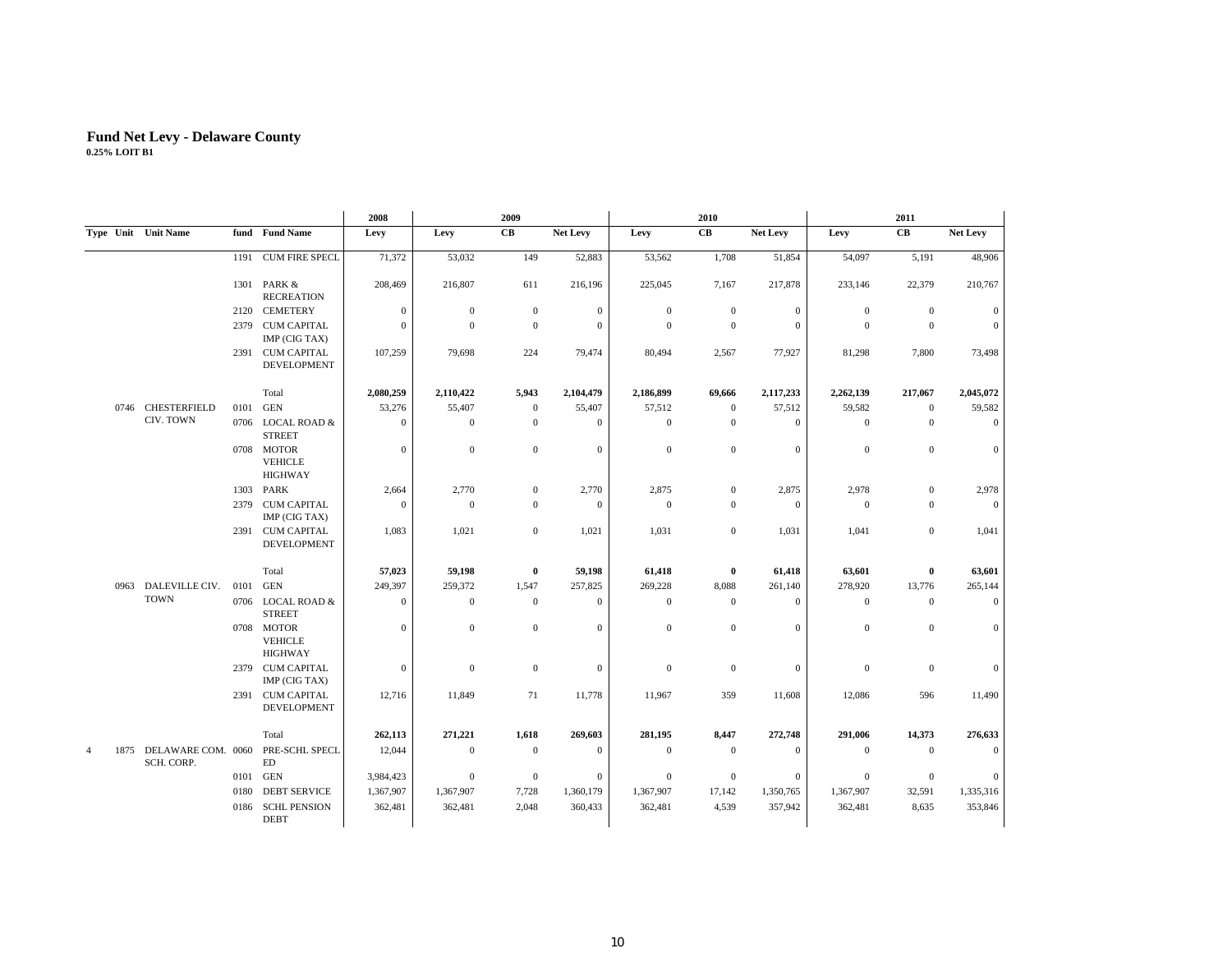# Fund Net Levy - Delaware County

**0.25% LOIT B1**

| Type | Unit | Unit Name | fund | Fund Name | 2008 Levy | 2009 Levy | 2009 CB | 2009 Net Levy | 2010 Levy | 2010 CB | 2010 Net Levy | 2011 Levy | 2011 CB | 2011 Net Levy |
|---|---|---|---|---|---|---|---|---|---|---|---|---|---|---|
| | | | 1191 | CUM FIRE SPECL | 71,372 | 53,032 | 149 | 52,883 | 53,562 | 1,708 | 51,854 | 54,097 | 5,191 | 48,906 |
| | | | 1301 | PARK & RECREATION | 208,469 | 216,807 | 611 | 216,196 | 225,045 | 7,167 | 217,878 | 233,146 | 22,379 | 210,767 |
| | | | 2120 | CEMETERY | 0 | 0 | 0 | 0 | 0 | 0 | 0 | 0 | 0 | 0 |
| | | | 2379 | CUM CAPITAL IMP (CIG TAX) | 0 | 0 | 0 | 0 | 0 | 0 | 0 | 0 | 0 | 0 |
| | | | 2391 | CUM CAPITAL DEVELOPMENT | 107,259 | 79,698 | 224 | 79,474 | 80,494 | 2,567 | 77,927 | 81,298 | 7,800 | 73,498 |
| | | | | Total | **2,080,259** | **2,110,422** | **5,943** | **2,104,479** | **2,186,899** | **69,666** | **2,117,233** | **2,262,139** | **217,067** | **2,045,072** |
| | 0746 | CHESTERFIELD CIV. TOWN | 0101 | GEN | 53,276 | 55,407 | 0 | 55,407 | 57,512 | 0 | 57,512 | 59,582 | 0 | 59,582 |
| | | | 0706 | LOCAL ROAD & STREET | 0 | 0 | 0 | 0 | 0 | 0 | 0 | 0 | 0 | 0 |
| | | | 0708 | MOTOR VEHICLE HIGHWAY | 0 | 0 | 0 | 0 | 0 | 0 | 0 | 0 | 0 | 0 |
| | | | 1303 | PARK | 2,664 | 2,770 | 0 | 2,770 | 2,875 | 0 | 2,875 | 2,978 | 0 | 2,978 |
| | | | 2379 | CUM CAPITAL IMP (CIG TAX) | 0 | 0 | 0 | 0 | 0 | 0 | 0 | 0 | 0 | 0 |
| | | | 2391 | CUM CAPITAL DEVELOPMENT | 1,083 | 1,021 | 0 | 1,021 | 1,031 | 0 | 1,031 | 1,041 | 0 | 1,041 |
| | | | | Total | **57,023** | **59,198** | **0** | **59,198** | **61,418** | **0** | **61,418** | **63,601** | **0** | **63,601** |
| | 0963 | DALEVILLE CIV. TOWN | 0101 | GEN | 249,397 | 259,372 | 1,547 | 257,825 | 269,228 | 8,088 | 261,140 | 278,920 | 13,776 | 265,144 |
| | | | 0706 | LOCAL ROAD & STREET | 0 | 0 | 0 | 0 | 0 | 0 | 0 | 0 | 0 | 0 |
| | | | 0708 | MOTOR VEHICLE HIGHWAY | 0 | 0 | 0 | 0 | 0 | 0 | 0 | 0 | 0 | 0 |
| | | | 2379 | CUM CAPITAL IMP (CIG TAX) | 0 | 0 | 0 | 0 | 0 | 0 | 0 | 0 | 0 | 0 |
| | | | 2391 | CUM CAPITAL DEVELOPMENT | 12,716 | 11,849 | 71 | 11,778 | 11,967 | 359 | 11,608 | 12,086 | 596 | 11,490 |
| | | | | Total | **262,113** | **271,221** | **1,618** | **269,603** | **281,195** | **8,447** | **272,748** | **291,006** | **14,373** | **276,633** |
| 4 | 1875 | DELAWARE COM. SCH. CORP. | 0060 | PRE-SCHL SPECL ED | 12,044 | 0 | 0 | 0 | 0 | 0 | 0 | 0 | 0 | 0 |
| | | | 0101 | GEN | 3,984,423 | 0 | 0 | 0 | 0 | 0 | 0 | 0 | 0 | 0 |
| | | | 0180 | DEBT SERVICE | 1,367,907 | 1,367,907 | 7,728 | 1,360,179 | 1,367,907 | 17,142 | 1,350,765 | 1,367,907 | 32,591 | 1,335,316 |
| | | | 0186 | SCHL PENSION DEBT | 362,481 | 362,481 | 2,048 | 360,433 | 362,481 | 4,539 | 357,942 | 362,481 | 8,635 | 353,846 |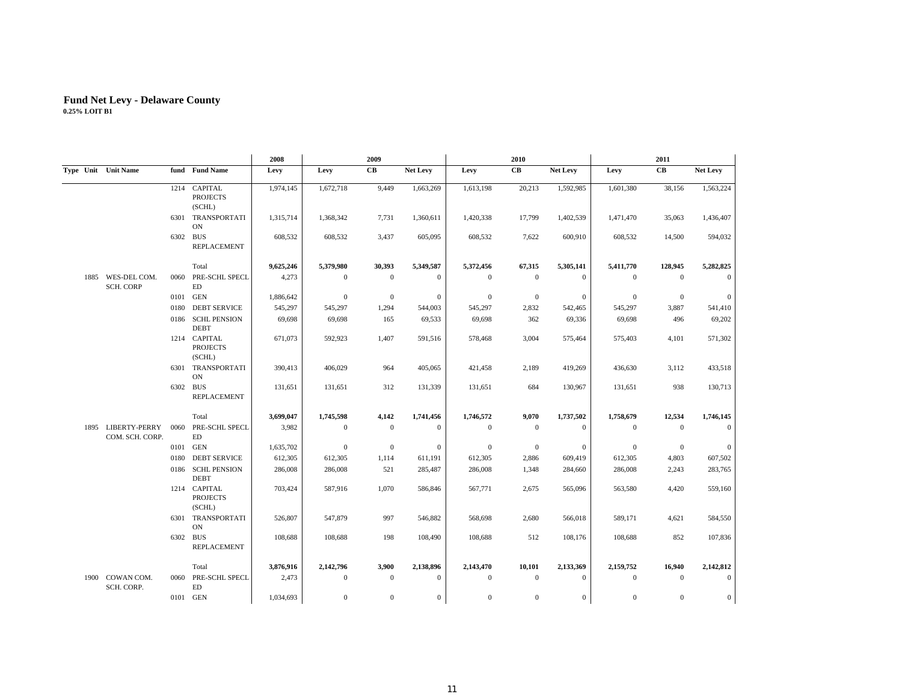# Fund Net Levy - Delaware County

**0.25% LOIT B1**

| Type | Unit | Unit Name | fund | Fund Name | 2008 Levy | 2009 Levy | 2009 CB | 2009 Net Levy | 2010 Levy | 2010 CB | 2010 Net Levy | 2011 Levy | 2011 CB | 2011 Net Levy |
|---|---|---|---|---|---|---|---|---|---|---|---|---|---|---|
| | | | 1214 | CAPITAL PROJECTS (SCHL) | 1,974,145 | 1,672,718 | 9,449 | 1,663,269 | 1,613,198 | 20,213 | 1,592,985 | 1,601,380 | 38,156 | 1,563,224 |
| | | | 6301 | TRANSPORTATION | 1,315,714 | 1,368,342 | 7,731 | 1,360,611 | 1,420,338 | 17,799 | 1,402,539 | 1,471,470 | 35,063 | 1,436,407 |
| | | | 6302 | BUS REPLACEMENT | 608,532 | 608,532 | 3,437 | 605,095 | 608,532 | 7,622 | 600,910 | 608,532 | 14,500 | 594,032 |
| | | | | Total | **9,625,246** | **5,379,980** | **30,393** | **5,349,587** | **5,372,456** | **67,315** | **5,305,141** | **5,411,770** | **128,945** | **5,282,825** |
| | 1885 | WES-DEL COM. SCH. CORP | 0060 | PRE-SCHL SPECL ED | 4,273 | 0 | 0 | 0 | 0 | 0 | 0 | 0 | 0 | 0 |
| | | | 0101 | GEN | 1,886,642 | 0 | 0 | 0 | 0 | 0 | 0 | 0 | 0 | 0 |
| | | | 0180 | DEBT SERVICE | 545,297 | 545,297 | 1,294 | 544,003 | 545,297 | 2,832 | 542,465 | 545,297 | 3,887 | 541,410 |
| | | | 0186 | SCHL PENSION DEBT | 69,698 | 69,698 | 165 | 69,533 | 69,698 | 362 | 69,336 | 69,698 | 496 | 69,202 |
| | | | 1214 | CAPITAL PROJECTS (SCHL) | 671,073 | 592,923 | 1,407 | 591,516 | 578,468 | 3,004 | 575,464 | 575,403 | 4,101 | 571,302 |
| | | | 6301 | TRANSPORTATION | 390,413 | 406,029 | 964 | 405,065 | 421,458 | 2,189 | 419,269 | 436,630 | 3,112 | 433,518 |
| | | | 6302 | BUS REPLACEMENT | 131,651 | 131,651 | 312 | 131,339 | 131,651 | 684 | 130,967 | 131,651 | 938 | 130,713 |
| | | | | Total | **3,699,047** | **1,745,598** | **4,142** | **1,741,456** | **1,746,572** | **9,070** | **1,737,502** | **1,758,679** | **12,534** | **1,746,145** |
| | 1895 | LIBERTY-PERRY COM. SCH. CORP. | 0060 | PRE-SCHL SPECL ED | 3,982 | 0 | 0 | 0 | 0 | 0 | 0 | 0 | 0 | 0 |
| | | | 0101 | GEN | 1,635,702 | 0 | 0 | 0 | 0 | 0 | 0 | 0 | 0 | 0 |
| | | | 0180 | DEBT SERVICE | 612,305 | 612,305 | 1,114 | 611,191 | 612,305 | 2,886 | 609,419 | 612,305 | 4,803 | 607,502 |
| | | | 0186 | SCHL PENSION DEBT | 286,008 | 286,008 | 521 | 285,487 | 286,008 | 1,348 | 284,660 | 286,008 | 2,243 | 283,765 |
| | | | 1214 | CAPITAL PROJECTS (SCHL) | 703,424 | 587,916 | 1,070 | 586,846 | 567,771 | 2,675 | 565,096 | 563,580 | 4,420 | 559,160 |
| | | | 6301 | TRANSPORTATION | 526,807 | 547,879 | 997 | 546,882 | 568,698 | 2,680 | 566,018 | 589,171 | 4,621 | 584,550 |
| | | | 6302 | BUS REPLACEMENT | 108,688 | 108,688 | 198 | 108,490 | 108,688 | 512 | 108,176 | 108,688 | 852 | 107,836 |
| | | | | Total | **3,876,916** | **2,142,796** | **3,900** | **2,138,896** | **2,143,470** | **10,101** | **2,133,369** | **2,159,752** | **16,940** | **2,142,812** |
| | 1900 | COWAN COM. SCH. CORP. | 0060 | PRE-SCHL SPECL ED | 2,473 | 0 | 0 | 0 | 0 | 0 | 0 | 0 | 0 | 0 |
| | | | 0101 | GEN | 1,034,693 | 0 | 0 | 0 | 0 | 0 | 0 | 0 | 0 | 0 |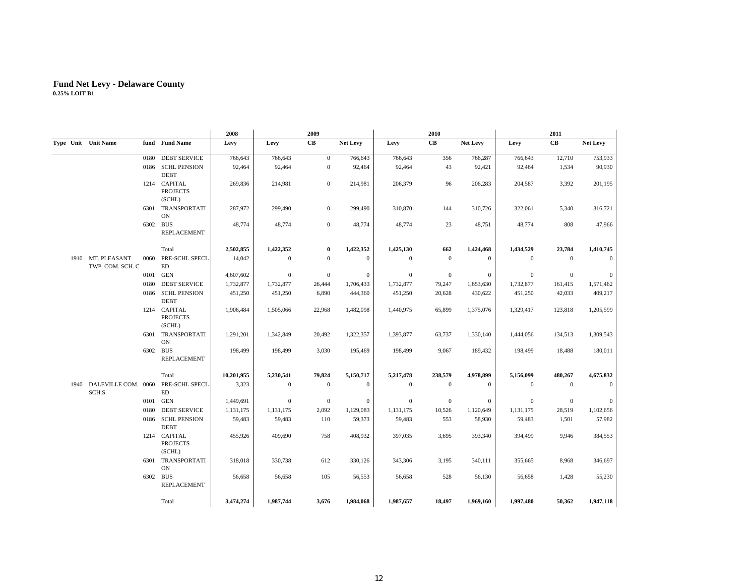## Fund Net Levy - Delaware County

**0.25% LOIT B1**

| Type | Unit | Unit Name | fund | Fund Name | 2008 Levy | 2009 Levy | 2009 CB | 2009 Net Levy | 2010 Levy | 2010 CB | 2010 Net Levy | 2011 Levy | 2011 CB | 2011 Net Levy |
|---|---|---|---|---|---|---|---|---|---|---|---|---|---|---|
| | | | 0180 | DEBT SERVICE | 766,643 | 766,643 | 0 | 766,643 | 766,643 | 356 | 766,287 | 766,643 | 12,710 | 753,933 |
| | | | 0186 | SCHL PENSION DEBT | 92,464 | 92,464 | 0 | 92,464 | 92,464 | 43 | 92,421 | 92,464 | 1,534 | 90,930 |
| | | | 1214 | CAPITAL PROJECTS (SCHL) | 269,836 | 214,981 | 0 | 214,981 | 206,379 | 96 | 206,283 | 204,587 | 3,392 | 201,195 |
| | | | 6301 | TRANSPORTATION | 287,972 | 299,490 | 0 | 299,490 | 310,870 | 144 | 310,726 | 322,061 | 5,340 | 316,721 |
| | | | 6302 | BUS REPLACEMENT | 48,774 | 48,774 | 0 | 48,774 | 48,774 | 23 | 48,751 | 48,774 | 808 | 47,966 |
| | | | | Total | **2,502,855** | **1,422,352** | **0** | **1,422,352** | **1,425,130** | **662** | **1,424,468** | **1,434,529** | **23,784** | **1,410,745** |
| | 1910 | MT. PLEASANT TWP. COM. SCH. C | 0060 | PRE-SCHL SPECL ED | 14,042 | 0 | 0 | 0 | 0 | 0 | 0 | 0 | 0 | 0 |
| | | | 0101 | GEN | 4,607,602 | 0 | 0 | 0 | 0 | 0 | 0 | 0 | 0 | 0 |
| | | | 0180 | DEBT SERVICE | 1,732,877 | 1,732,877 | 26,444 | 1,706,433 | 1,732,877 | 79,247 | 1,653,630 | 1,732,877 | 161,415 | 1,571,462 |
| | | | 0186 | SCHL PENSION DEBT | 451,250 | 451,250 | 6,890 | 444,360 | 451,250 | 20,628 | 430,622 | 451,250 | 42,033 | 409,217 |
| | | | 1214 | CAPITAL PROJECTS (SCHL) | 1,906,484 | 1,505,066 | 22,968 | 1,482,098 | 1,440,975 | 65,899 | 1,375,076 | 1,329,417 | 123,818 | 1,205,599 |
| | | | 6301 | TRANSPORTATION | 1,291,201 | 1,342,849 | 20,492 | 1,322,357 | 1,393,877 | 63,737 | 1,330,140 | 1,444,056 | 134,513 | 1,309,543 |
| | | | 6302 | BUS REPLACEMENT | 198,499 | 198,499 | 3,030 | 195,469 | 198,499 | 9,067 | 189,432 | 198,499 | 18,488 | 180,011 |
| | | | | Total | **10,201,955** | **5,230,541** | **79,824** | **5,150,717** | **5,217,478** | **238,579** | **4,978,899** | **5,156,099** | **480,267** | **4,675,832** |
| | 1940 | DALEVILLE COM. SCH.S | 0060 | PRE-SCHL SPECL ED | 3,323 | 0 | 0 | 0 | 0 | 0 | 0 | 0 | 0 | 0 |
| | | | 0101 | GEN | 1,449,691 | 0 | 0 | 0 | 0 | 0 | 0 | 0 | 0 | 0 |
| | | | 0180 | DEBT SERVICE | 1,131,175 | 1,131,175 | 2,092 | 1,129,083 | 1,131,175 | 10,526 | 1,120,649 | 1,131,175 | 28,519 | 1,102,656 |
| | | | 0186 | SCHL PENSION DEBT | 59,483 | 59,483 | 110 | 59,373 | 59,483 | 553 | 58,930 | 59,483 | 1,501 | 57,982 |
| | | | 1214 | CAPITAL PROJECTS (SCHL) | 455,926 | 409,690 | 758 | 408,932 | 397,035 | 3,695 | 393,340 | 394,499 | 9,946 | 384,553 |
| | | | 6301 | TRANSPORTATION | 318,018 | 330,738 | 612 | 330,126 | 343,306 | 3,195 | 340,111 | 355,665 | 8,968 | 346,697 |
| | | | 6302 | BUS REPLACEMENT | 56,658 | 56,658 | 105 | 56,553 | 56,658 | 528 | 56,130 | 56,658 | 1,428 | 55,230 |
| | | | | Total | **3,474,274** | **1,987,744** | **3,676** | **1,984,068** | **1,987,657** | **18,497** | **1,969,160** | **1,997,480** | **50,362** | **1,947,118** |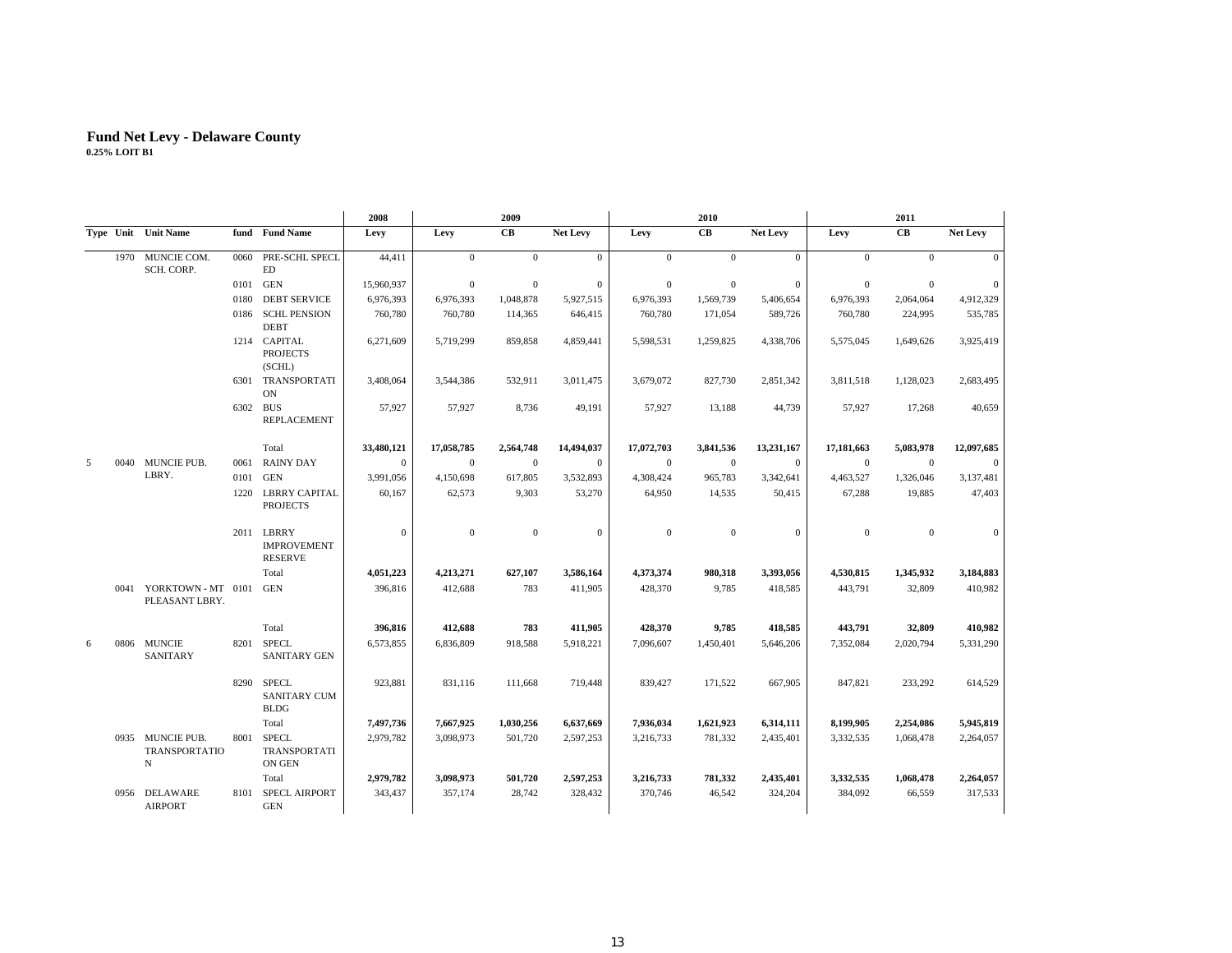# Fund Net Levy - Delaware County

**0.25% LOIT B1**

| | | | | | 2008 | 2009 | | | 2010 | | | 2011 | | |
|---|---|---|---|---|---|---|---|---|---|---|---|---|---|---|
| **Type** | **Unit** | **Unit Name** | **fund** | **Fund Name** | **Levy** | **Levy** | **CB** | **Net Levy** | **Levy** | **CB** | **Net Levy** | **Levy** | **CB** | **Net Levy** |
| | 1970 | MUNCIE COM. SCH. CORP. | 0060 | PRE-SCHL SPECL ED | 44,411 | 0 | 0 | 0 | 0 | 0 | 0 | 0 | 0 | 0 |
| | | | 0101 | GEN | 15,960,937 | 0 | 0 | 0 | 0 | 0 | 0 | 0 | 0 | 0 |
| | | | 0180 | DEBT SERVICE | 6,976,393 | 6,976,393 | 1,048,878 | 5,927,515 | 6,976,393 | 1,569,739 | 5,406,654 | 6,976,393 | 2,064,064 | 4,912,329 |
| | | | 0186 | SCHL PENSION DEBT | 760,780 | 760,780 | 114,365 | 646,415 | 760,780 | 171,054 | 589,726 | 760,780 | 224,995 | 535,785 |
| | | | 1214 | CAPITAL PROJECTS (SCHL) | 6,271,609 | 5,719,299 | 859,858 | 4,859,441 | 5,598,531 | 1,259,825 | 4,338,706 | 5,575,045 | 1,649,626 | 3,925,419 |
| | | | 6301 | TRANSPORTATION | 3,408,064 | 3,544,386 | 532,911 | 3,011,475 | 3,679,072 | 827,730 | 2,851,342 | 3,811,518 | 1,128,023 | 2,683,495 |
| | | | 6302 | BUS REPLACEMENT | 57,927 | 57,927 | 8,736 | 49,191 | 57,927 | 13,188 | 44,739 | 57,927 | 17,268 | 40,659 |
| | | | | Total | **33,480,121** | **17,058,785** | **2,564,748** | **14,494,037** | **17,072,703** | **3,841,536** | **13,231,167** | **17,181,663** | **5,083,978** | **12,097,685** |
| 5 | 0040 | MUNCIE PUB. LBRY. | 0061 | RAINY DAY | 0 | 0 | 0 | 0 | 0 | 0 | 0 | 0 | 0 | 0 |
| | | | 0101 | GEN | 3,991,056 | 4,150,698 | 617,805 | 3,532,893 | 4,308,424 | 965,783 | 3,342,641 | 4,463,527 | 1,326,046 | 3,137,481 |
| | | | 1220 | LBRRY CAPITAL PROJECTS | 60,167 | 62,573 | 9,303 | 53,270 | 64,950 | 14,535 | 50,415 | 67,288 | 19,885 | 47,403 |
| | | | 2011 | LBRRY IMPROVEMENT RESERVE | 0 | 0 | 0 | 0 | 0 | 0 | 0 | 0 | 0 | 0 |
| | | | | Total | **4,051,223** | **4,213,271** | **627,107** | **3,586,164** | **4,373,374** | **980,318** | **3,393,056** | **4,530,815** | **1,345,932** | **3,184,883** |
| | 0041 | YORKTOWN - MT PLEASANT LBRY. | 0101 | GEN | 396,816 | 412,688 | 783 | 411,905 | 428,370 | 9,785 | 418,585 | 443,791 | 32,809 | 410,982 |
| | | | | Total | **396,816** | **412,688** | **783** | **411,905** | **428,370** | **9,785** | **418,585** | **443,791** | **32,809** | **410,982** |
| 6 | 0806 | MUNCIE SANITARY | 8201 | SPECL SANITARY GEN | 6,573,855 | 6,836,809 | 918,588 | 5,918,221 | 7,096,607 | 1,450,401 | 5,646,206 | 7,352,084 | 2,020,794 | 5,331,290 |
| | | | 8290 | SPECL SANITARY CUM BLDG | 923,881 | 831,116 | 111,668 | 719,448 | 839,427 | 171,522 | 667,905 | 847,821 | 233,292 | 614,529 |
| | | | | Total | **7,497,736** | **7,667,925** | **1,030,256** | **6,637,669** | **7,936,034** | **1,621,923** | **6,314,111** | **8,199,905** | **2,254,086** | **5,945,819** |
| | 0935 | MUNCIE PUB. TRANSPORTATION | 8001 | SPECL TRANSPORTATION GEN | 2,979,782 | 3,098,973 | 501,720 | 2,597,253 | 3,216,733 | 781,332 | 2,435,401 | 3,332,535 | 1,068,478 | 2,264,057 |
| | | | | Total | **2,979,782** | **3,098,973** | **501,720** | **2,597,253** | **3,216,733** | **781,332** | **2,435,401** | **3,332,535** | **1,068,478** | **2,264,057** |
| | 0956 | DELAWARE AIRPORT | 8101 | SPECL AIRPORT GEN | 343,437 | 357,174 | 28,742 | 328,432 | 370,746 | 46,542 | 324,204 | 384,092 | 66,559 | 317,533 |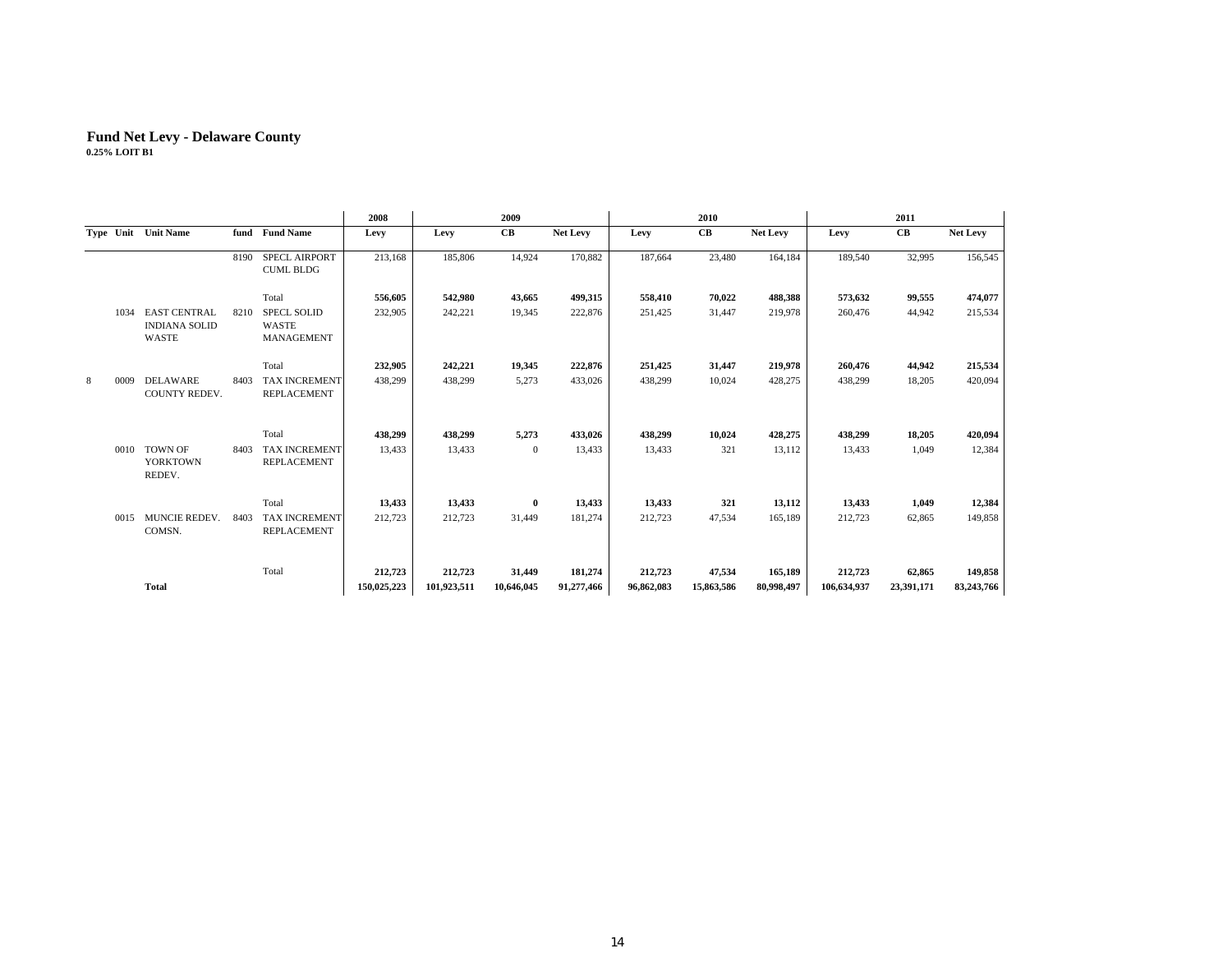# Fund Net Levy - Delaware County

**0.25% LOIT B1**

| Type | Unit | Unit Name | fund | Fund Name | 2008 | 2009 | | | 2010 | | | 2011 | | |
|---|---|---|---|---|---|---|---|---|---|---|---|---|---|---|
| | | | | | Levy | Levy | CB | Net Levy | Levy | CB | Net Levy | Levy | CB | Net Levy |
| | | | 8190 | SPECL AIRPORT CUML BLDG | 213,168 | 185,806 | 14,924 | 170,882 | 187,664 | 23,480 | 164,184 | 189,540 | 32,995 | 156,545 |
| | | | | Total | **556,605** | **542,980** | **43,665** | **499,315** | **558,410** | **70,022** | **488,388** | **573,632** | **99,555** | **474,077** |
| | 1034 | EAST CENTRAL INDIANA SOLID WASTE | 8210 | SPECL SOLID WASTE MANAGEMENT | 232,905 | 242,221 | 19,345 | 222,876 | 251,425 | 31,447 | 219,978 | 260,476 | 44,942 | 215,534 |
| | | | | Total | **232,905** | **242,221** | **19,345** | **222,876** | **251,425** | **31,447** | **219,978** | **260,476** | **44,942** | **215,534** |
| 8 | 0009 | DELAWARE COUNTY REDEV. | 8403 | TAX INCREMENT REPLACEMENT | 438,299 | 438,299 | 5,273 | 433,026 | 438,299 | 10,024 | 428,275 | 438,299 | 18,205 | 420,094 |
| | | | | Total | **438,299** | **438,299** | **5,273** | **433,026** | **438,299** | **10,024** | **428,275** | **438,299** | **18,205** | **420,094** |
| | 0010 | TOWN OF YORKTOWN REDEV. | 8403 | TAX INCREMENT REPLACEMENT | 13,433 | 13,433 | 0 | 13,433 | 13,433 | 321 | 13,112 | 13,433 | 1,049 | 12,384 |
| | | | | Total | **13,433** | **13,433** | **0** | **13,433** | **13,433** | **321** | **13,112** | **13,433** | **1,049** | **12,384** |
| | 0015 | MUNCIE REDEV. COMSN. | 8403 | TAX INCREMENT REPLACEMENT | 212,723 | 212,723 | 31,449 | 181,274 | 212,723 | 47,534 | 165,189 | 212,723 | 62,865 | 149,858 |
| | | | | Total | **212,723** | **212,723** | **31,449** | **181,274** | **212,723** | **47,534** | **165,189** | **212,723** | **62,865** | **149,858** |
| | | **Total** | | | **150,025,223** | **101,923,511** | **10,646,045** | **91,277,466** | **96,862,083** | **15,863,586** | **80,998,497** | **106,634,937** | **23,391,171** | **83,243,766** |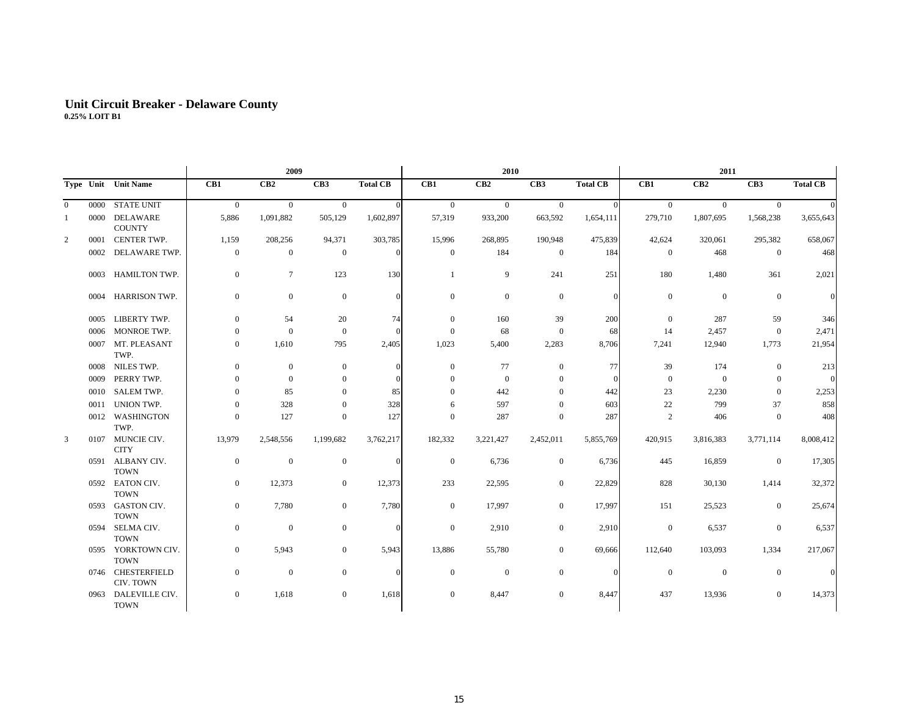## Unit Circuit Breaker - Delaware County

**0.25% LOIT B1**

| Type | Unit | Unit Name | 2009 | | | | 2010 | | | | 2011 | | | |
|---|---|---|---|---|---|---|---|---|---|---|---|---|---|---|
| | | | CB1 | CB2 | CB3 | Total CB | CB1 | CB2 | CB3 | Total CB | CB1 | CB2 | CB3 | Total CB |
| 0 | 0000 | STATE UNIT | 0 | 0 | 0 | 0 | 0 | 0 | 0 | 0 | 0 | 0 | 0 | 0 |
| 1 | 0000 | DELAWARE COUNTY | 5,886 | 1,091,882 | 505,129 | 1,602,897 | 57,319 | 933,200 | 663,592 | 1,654,111 | 279,710 | 1,807,695 | 1,568,238 | 3,655,643 |
| 2 | 0001 | CENTER TWP. | 1,159 | 208,256 | 94,371 | 303,785 | 15,996 | 268,895 | 190,948 | 475,839 | 42,624 | 320,061 | 295,382 | 658,067 |
| | 0002 | DELAWARE TWP. | 0 | 0 | 0 | 0 | 0 | 184 | 0 | 184 | 0 | 468 | 0 | 468 |
| | 0003 | HAMILTON TWP. | 0 | 7 | 123 | 130 | 1 | 9 | 241 | 251 | 180 | 1,480 | 361 | 2,021 |
| | 0004 | HARRISON TWP. | 0 | 0 | 0 | 0 | 0 | 0 | 0 | 0 | 0 | 0 | 0 | 0 |
| | 0005 | LIBERTY TWP. | 0 | 54 | 20 | 74 | 0 | 160 | 39 | 200 | 0 | 287 | 59 | 346 |
| | 0006 | MONROE TWP. | 0 | 0 | 0 | 0 | 0 | 68 | 0 | 68 | 14 | 2,457 | 0 | 2,471 |
| | 0007 | MT. PLEASANT TWP. | 0 | 1,610 | 795 | 2,405 | 1,023 | 5,400 | 2,283 | 8,706 | 7,241 | 12,940 | 1,773 | 21,954 |
| | 0008 | NILES TWP. | 0 | 0 | 0 | 0 | 0 | 77 | 0 | 77 | 39 | 174 | 0 | 213 |
| | 0009 | PERRY TWP. | 0 | 0 | 0 | 0 | 0 | 0 | 0 | 0 | 0 | 0 | 0 | 0 |
| | 0010 | SALEM TWP. | 0 | 85 | 0 | 85 | 0 | 442 | 0 | 442 | 23 | 2,230 | 0 | 2,253 |
| | 0011 | UNION TWP. | 0 | 328 | 0 | 328 | 6 | 597 | 0 | 603 | 22 | 799 | 37 | 858 |
| | 0012 | WASHINGTON TWP. | 0 | 127 | 0 | 127 | 0 | 287 | 0 | 287 | 2 | 406 | 0 | 408 |
| 3 | 0107 | MUNCIE CIV. CITY | 13,979 | 2,548,556 | 1,199,682 | 3,762,217 | 182,332 | 3,221,427 | 2,452,011 | 5,855,769 | 420,915 | 3,816,383 | 3,771,114 | 8,008,412 |
| | 0591 | ALBANY CIV. TOWN | 0 | 0 | 0 | 0 | 0 | 6,736 | 0 | 6,736 | 445 | 16,859 | 0 | 17,305 |
| | 0592 | EATON CIV. TOWN | 0 | 12,373 | 0 | 12,373 | 233 | 22,595 | 0 | 22,829 | 828 | 30,130 | 1,414 | 32,372 |
| | 0593 | GASTON CIV. TOWN | 0 | 7,780 | 0 | 7,780 | 0 | 17,997 | 0 | 17,997 | 151 | 25,523 | 0 | 25,674 |
| | 0594 | SELMA CIV. TOWN | 0 | 0 | 0 | 0 | 0 | 2,910 | 0 | 2,910 | 0 | 6,537 | 0 | 6,537 |
| | 0595 | YORKTOWN CIV. TOWN | 0 | 5,943 | 0 | 5,943 | 13,886 | 55,780 | 0 | 69,666 | 112,640 | 103,093 | 1,334 | 217,067 |
| | 0746 | CHESTERFIELD CIV. TOWN | 0 | 0 | 0 | 0 | 0 | 0 | 0 | 0 | 0 | 0 | 0 | 0 |
| | 0963 | DALEVILLE CIV. TOWN | 0 | 1,618 | 0 | 1,618 | 0 | 8,447 | 0 | 8,447 | 437 | 13,936 | 0 | 14,373 |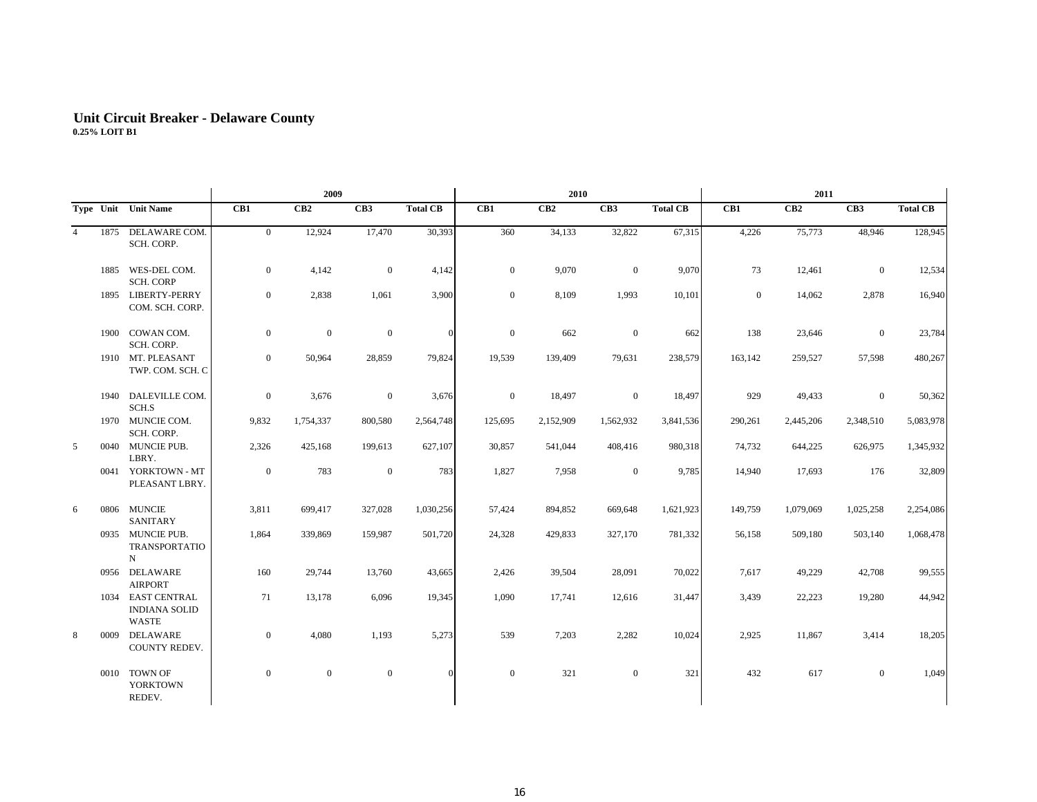# Unit Circuit Breaker - Delaware County

**0.25% LOIT B1**

| Type | Unit | Unit Name | 2009 | | | | 2010 | | | | 2011 | | | |
|---|---|---|---|---|---|---|---|---|---|---|---|---|---|---|
| | | | CB1 | CB2 | CB3 | Total CB | CB1 | CB2 | CB3 | Total CB | CB1 | CB2 | CB3 | Total CB |
| 4 | 1875 | DELAWARE COM. SCH. CORP. | 0 | 12,924 | 17,470 | 30,393 | 360 | 34,133 | 32,822 | 67,315 | 4,226 | 75,773 | 48,946 | 128,945 |
| | 1885 | WES-DEL COM. SCH. CORP | 0 | 4,142 | 0 | 4,142 | 0 | 9,070 | 0 | 9,070 | 73 | 12,461 | 0 | 12,534 |
| | 1895 | LIBERTY-PERRY COM. SCH. CORP. | 0 | 2,838 | 1,061 | 3,900 | 0 | 8,109 | 1,993 | 10,101 | 0 | 14,062 | 2,878 | 16,940 |
| | 1900 | COWAN COM. SCH. CORP. | 0 | 0 | 0 | 0 | 0 | 662 | 0 | 662 | 138 | 23,646 | 0 | 23,784 |
| | 1910 | MT. PLEASANT TWP. COM. SCH. C | 0 | 50,964 | 28,859 | 79,824 | 19,539 | 139,409 | 79,631 | 238,579 | 163,142 | 259,527 | 57,598 | 480,267 |
| | 1940 | DALEVILLE COM. SCH.S | 0 | 3,676 | 0 | 3,676 | 0 | 18,497 | 0 | 18,497 | 929 | 49,433 | 0 | 50,362 |
| | 1970 | MUNCIE COM. SCH. CORP. | 9,832 | 1,754,337 | 800,580 | 2,564,748 | 125,695 | 2,152,909 | 1,562,932 | 3,841,536 | 290,261 | 2,445,206 | 2,348,510 | 5,083,978 |
| 5 | 0040 | MUNCIE PUB. LBRY. | 2,326 | 425,168 | 199,613 | 627,107 | 30,857 | 541,044 | 408,416 | 980,318 | 74,732 | 644,225 | 626,975 | 1,345,932 |
| | 0041 | YORKTOWN - MT PLEASANT LBRY. | 0 | 783 | 0 | 783 | 1,827 | 7,958 | 0 | 9,785 | 14,940 | 17,693 | 176 | 32,809 |
| 6 | 0806 | MUNCIE SANITARY | 3,811 | 699,417 | 327,028 | 1,030,256 | 57,424 | 894,852 | 669,648 | 1,621,923 | 149,759 | 1,079,069 | 1,025,258 | 2,254,086 |
| | 0935 | MUNCIE PUB. TRANSPORTATION | 1,864 | 339,869 | 159,987 | 501,720 | 24,328 | 429,833 | 327,170 | 781,332 | 56,158 | 509,180 | 503,140 | 1,068,478 |
| | 0956 | DELAWARE AIRPORT | 160 | 29,744 | 13,760 | 43,665 | 2,426 | 39,504 | 28,091 | 70,022 | 7,617 | 49,229 | 42,708 | 99,555 |
| | 1034 | EAST CENTRAL INDIANA SOLID WASTE | 71 | 13,178 | 6,096 | 19,345 | 1,090 | 17,741 | 12,616 | 31,447 | 3,439 | 22,223 | 19,280 | 44,942 |
| 8 | 0009 | DELAWARE COUNTY REDEV. | 0 | 4,080 | 1,193 | 5,273 | 539 | 7,203 | 2,282 | 10,024 | 2,925 | 11,867 | 3,414 | 18,205 |
| | 0010 | TOWN OF YORKTOWN REDEV. | 0 | 0 | 0 | 0 | 0 | 321 | 0 | 321 | 432 | 617 | 0 | 1,049 |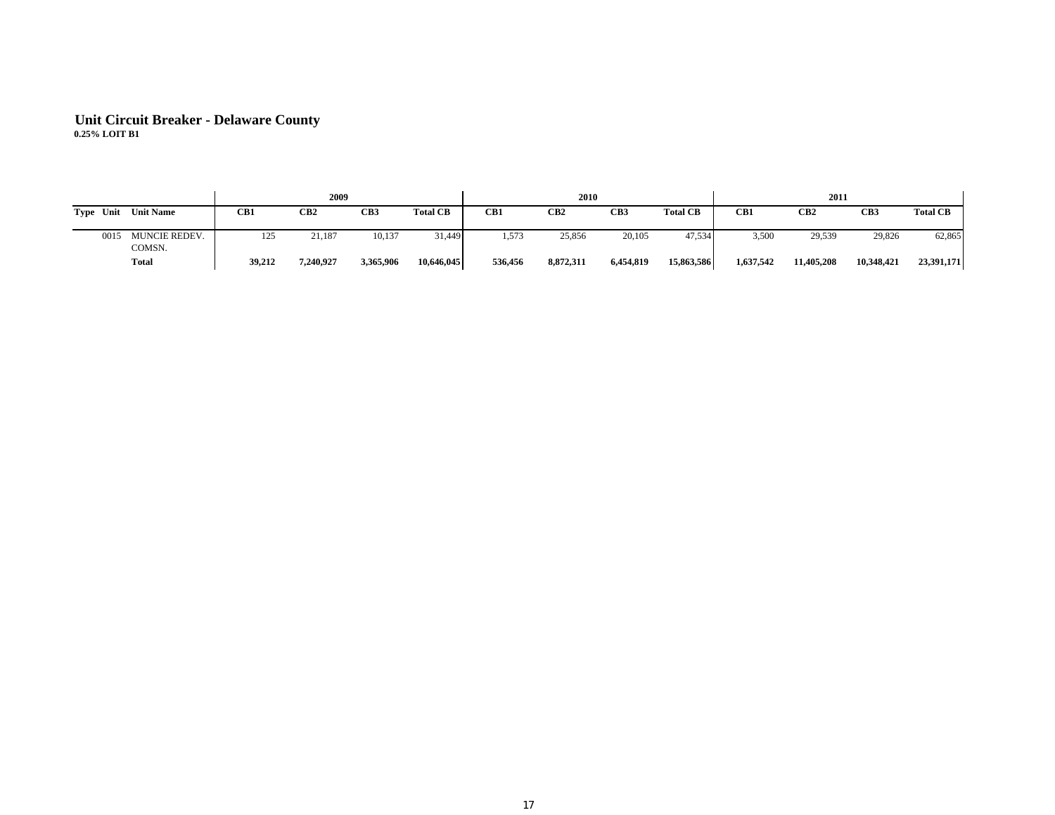# Unit Circuit Breaker - Delaware County

**0.25% LOIT B1**

| | | | 2009 | | | | 2010 | | | | 2011 | | | |
|---|---|---|---|---|---|---|---|---|---|---|---|---|---|---|
| **Type** | **Unit** | **Unit Name** | **CB1** | **CB2** | **CB3** | **Total CB** | **CB1** | **CB2** | **CB3** | **Total CB** | **CB1** | **CB2** | **CB3** | **Total CB** |
| | 0015 | MUNCIE REDEV. COMSN. | 125 | 21,187 | 10,137 | 31,449 | 1,573 | 25,856 | 20,105 | 47,534 | 3,500 | 29,539 | 29,826 | 62,865 |
| | | **Total** | **39,212** | **7,240,927** | **3,365,906** | **10,646,045** | **536,456** | **8,872,311** | **6,454,819** | **15,863,586** | **1,637,542** | **11,405,208** | **10,348,421** | **23,391,171** |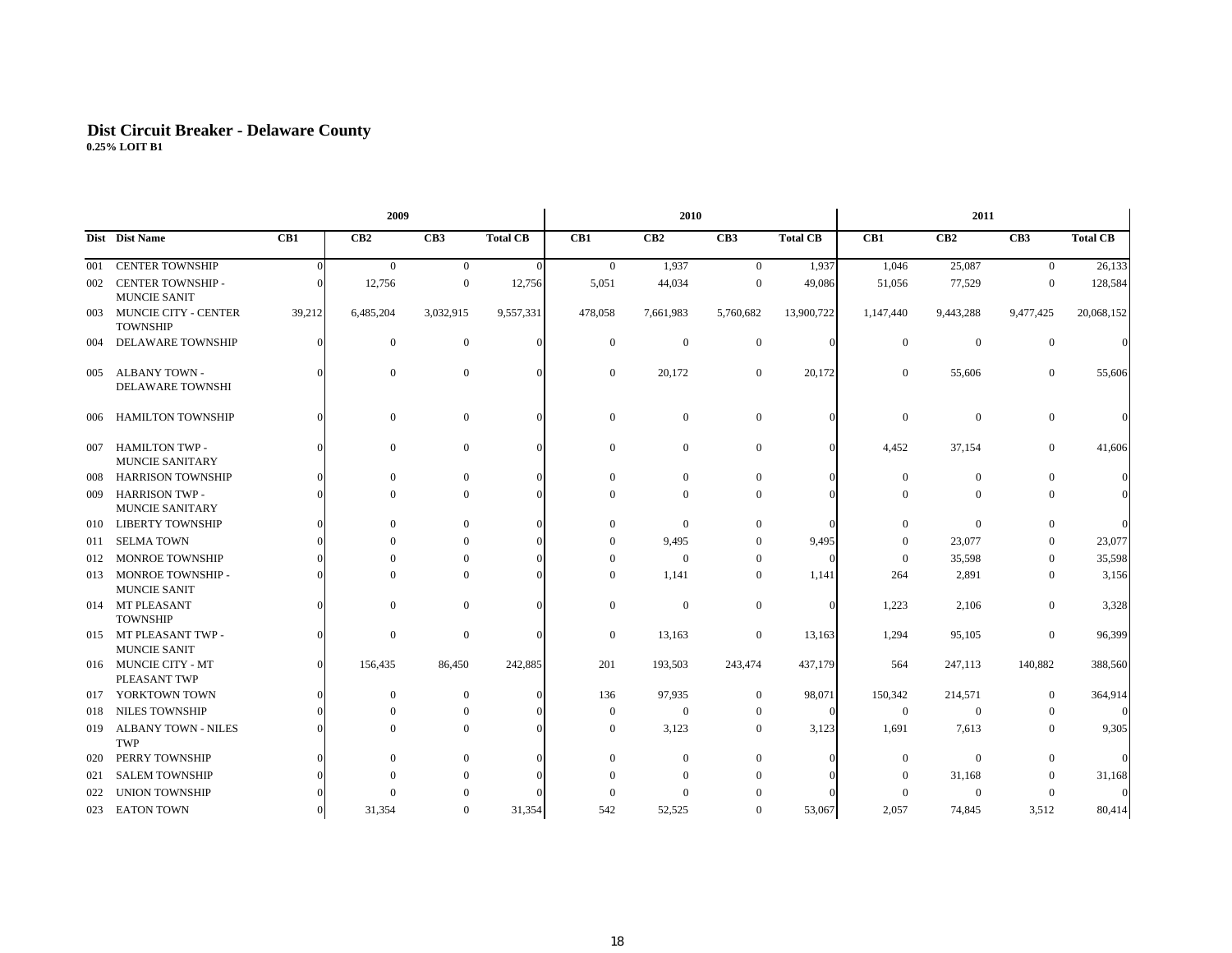# Dist Circuit Breaker - Delaware County

**0.25% LOIT B1**

| | | 2009 | | | | 2010 | | | | 2011 | | | |
|---|---|---|---|---|---|---|---|---|---|---|---|---|---|
| Dist | Dist Name | CB1 | CB2 | CB3 | Total CB | CB1 | CB2 | CB3 | Total CB | CB1 | CB2 | CB3 | Total CB |
| 001 | CENTER TOWNSHIP | 0 | 0 | 0 | 0 | 0 | 1,937 | 0 | 1,937 | 1,046 | 25,087 | 0 | 26,133 |
| 002 | CENTER TOWNSHIP - MUNCIE SANIT | 0 | 12,756 | 0 | 12,756 | 5,051 | 44,034 | 0 | 49,086 | 51,056 | 77,529 | 0 | 128,584 |
| 003 | MUNCIE CITY - CENTER TOWNSHIP | 39,212 | 6,485,204 | 3,032,915 | 9,557,331 | 478,058 | 7,661,983 | 5,760,682 | 13,900,722 | 1,147,440 | 9,443,288 | 9,477,425 | 20,068,152 |
| 004 | DELAWARE TOWNSHIP | 0 | 0 | 0 | 0 | 0 | 0 | 0 | 0 | 0 | 0 | 0 | 0 |
| 005 | ALBANY TOWN - DELAWARE TOWNSHI | 0 | 0 | 0 | 0 | 0 | 20,172 | 0 | 20,172 | 0 | 55,606 | 0 | 55,606 |
| 006 | HAMILTON TOWNSHIP | 0 | 0 | 0 | 0 | 0 | 0 | 0 | 0 | 0 | 0 | 0 | 0 |
| 007 | HAMILTON TWP - MUNCIE SANITARY | 0 | 0 | 0 | 0 | 0 | 0 | 0 | 0 | 4,452 | 37,154 | 0 | 41,606 |
| 008 | HARRISON TOWNSHIP | 0 | 0 | 0 | 0 | 0 | 0 | 0 | 0 | 0 | 0 | 0 | 0 |
| 009 | HARRISON TWP - MUNCIE SANITARY | 0 | 0 | 0 | 0 | 0 | 0 | 0 | 0 | 0 | 0 | 0 | 0 |
| 010 | LIBERTY TOWNSHIP | 0 | 0 | 0 | 0 | 0 | 0 | 0 | 0 | 0 | 0 | 0 | 0 |
| 011 | SELMA TOWN | 0 | 0 | 0 | 0 | 0 | 9,495 | 0 | 9,495 | 0 | 23,077 | 0 | 23,077 |
| 012 | MONROE TOWNSHIP | 0 | 0 | 0 | 0 | 0 | 0 | 0 | 0 | 0 | 35,598 | 0 | 35,598 |
| 013 | MONROE TOWNSHIP - MUNCIE SANIT | 0 | 0 | 0 | 0 | 0 | 1,141 | 0 | 1,141 | 264 | 2,891 | 0 | 3,156 |
| 014 | MT PLEASANT TOWNSHIP | 0 | 0 | 0 | 0 | 0 | 0 | 0 | 0 | 1,223 | 2,106 | 0 | 3,328 |
| 015 | MT PLEASANT TWP - MUNCIE SANIT | 0 | 0 | 0 | 0 | 0 | 13,163 | 0 | 13,163 | 1,294 | 95,105 | 0 | 96,399 |
| 016 | MUNCIE CITY - MT PLEASANT TWP | 0 | 156,435 | 86,450 | 242,885 | 201 | 193,503 | 243,474 | 437,179 | 564 | 247,113 | 140,882 | 388,560 |
| 017 | YORKTOWN TOWN | 0 | 0 | 0 | 0 | 136 | 97,935 | 0 | 98,071 | 150,342 | 214,571 | 0 | 364,914 |
| 018 | NILES TOWNSHIP | 0 | 0 | 0 | 0 | 0 | 0 | 0 | 0 | 0 | 0 | 0 | 0 |
| 019 | ALBANY TOWN - NILES TWP | 0 | 0 | 0 | 0 | 0 | 3,123 | 0 | 3,123 | 1,691 | 7,613 | 0 | 9,305 |
| 020 | PERRY TOWNSHIP | 0 | 0 | 0 | 0 | 0 | 0 | 0 | 0 | 0 | 0 | 0 | 0 |
| 021 | SALEM TOWNSHIP | 0 | 0 | 0 | 0 | 0 | 0 | 0 | 0 | 0 | 31,168 | 0 | 31,168 |
| 022 | UNION TOWNSHIP | 0 | 0 | 0 | 0 | 0 | 0 | 0 | 0 | 0 | 0 | 0 | 0 |
| 023 | EATON TOWN | 0 | 31,354 | 0 | 31,354 | 542 | 52,525 | 0 | 53,067 | 2,057 | 74,845 | 3,512 | 80,414 |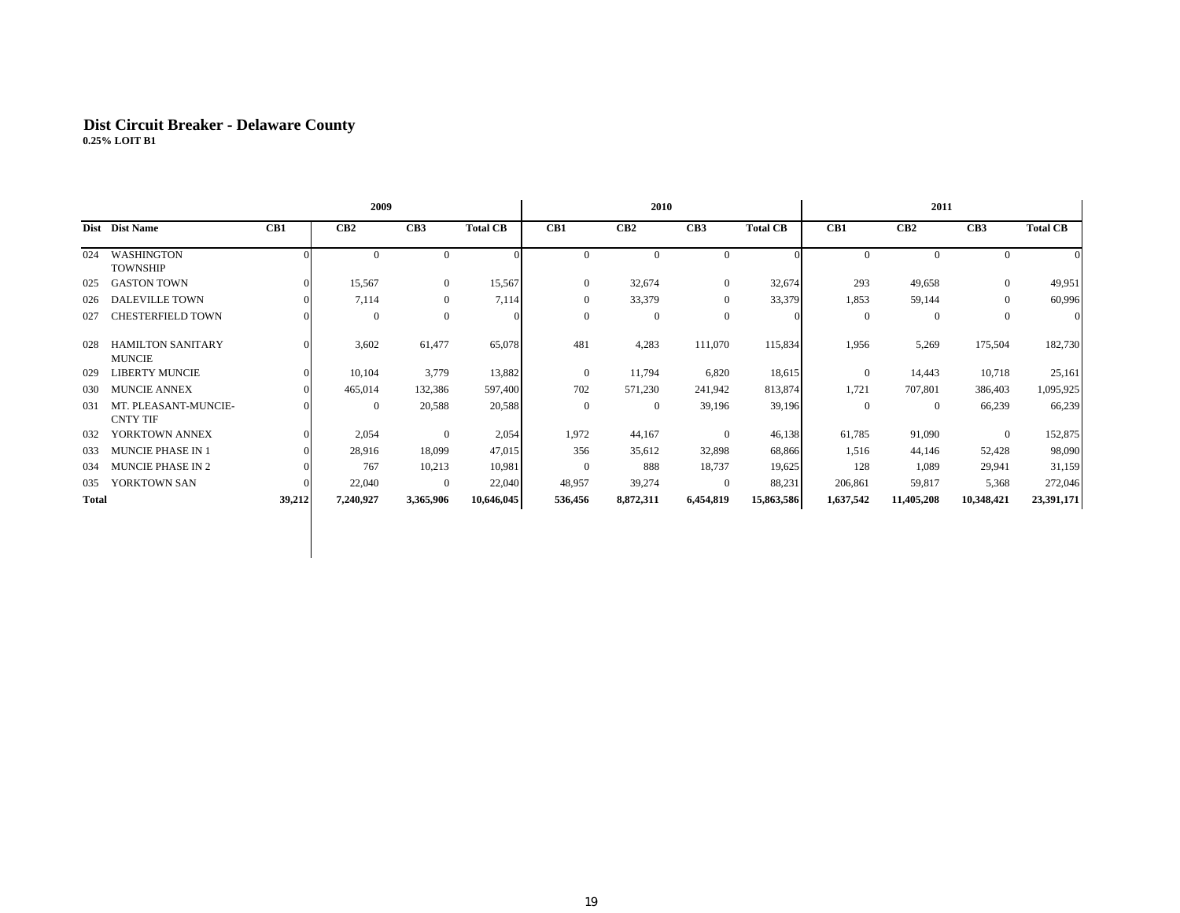## Dist Circuit Breaker - Delaware County

**0.25% LOIT B1**

| | | 2009 | | | | 2010 | | | | 2011 | | | |
|---|---|---|---|---|---|---|---|---|---|---|---|---|---|
| Dist | Dist Name | CB1 | CB2 | CB3 | Total CB | CB1 | CB2 | CB3 | Total CB | CB1 | CB2 | CB3 | Total CB |
| 024 | WASHINGTON TOWNSHIP | 0 | 0 | 0 | 0 | 0 | 0 | 0 | 0 | 0 | 0 | 0 | 0 |
| 025 | GASTON TOWN | 0 | 15,567 | 0 | 15,567 | 0 | 32,674 | 0 | 32,674 | 293 | 49,658 | 0 | 49,951 |
| 026 | DALEVILLE TOWN | 0 | 7,114 | 0 | 7,114 | 0 | 33,379 | 0 | 33,379 | 1,853 | 59,144 | 0 | 60,996 |
| 027 | CHESTERFIELD TOWN | 0 | 0 | 0 | 0 | 0 | 0 | 0 | 0 | 0 | 0 | 0 | 0 |
| 028 | HAMILTON SANITARY MUNCIE | 0 | 3,602 | 61,477 | 65,078 | 481 | 4,283 | 111,070 | 115,834 | 1,956 | 5,269 | 175,504 | 182,730 |
| 029 | LIBERTY MUNCIE | 0 | 10,104 | 3,779 | 13,882 | 0 | 11,794 | 6,820 | 18,615 | 0 | 14,443 | 10,718 | 25,161 |
| 030 | MUNCIE ANNEX | 0 | 465,014 | 132,386 | 597,400 | 702 | 571,230 | 241,942 | 813,874 | 1,721 | 707,801 | 386,403 | 1,095,925 |
| 031 | MT. PLEASANT-MUNCIE-CNTY TIF | 0 | 0 | 20,588 | 20,588 | 0 | 0 | 39,196 | 39,196 | 0 | 0 | 66,239 | 66,239 |
| 032 | YORKTOWN ANNEX | 0 | 2,054 | 0 | 2,054 | 1,972 | 44,167 | 0 | 46,138 | 61,785 | 91,090 | 0 | 152,875 |
| 033 | MUNCIE PHASE IN 1 | 0 | 28,916 | 18,099 | 47,015 | 356 | 35,612 | 32,898 | 68,866 | 1,516 | 44,146 | 52,428 | 98,090 |
| 034 | MUNCIE PHASE IN 2 | 0 | 767 | 10,213 | 10,981 | 0 | 888 | 18,737 | 19,625 | 128 | 1,089 | 29,941 | 31,159 |
| 035 | YORKTOWN SAN | 0 | 22,040 | 0 | 22,040 | 48,957 | 39,274 | 0 | 88,231 | 206,861 | 59,817 | 5,368 | 272,046 |
| **Total** | | **39,212** | **7,240,927** | **3,365,906** | **10,646,045** | **536,456** | **8,872,311** | **6,454,819** | **15,863,586** | **1,637,542** | **11,405,208** | **10,348,421** | **23,391,171** |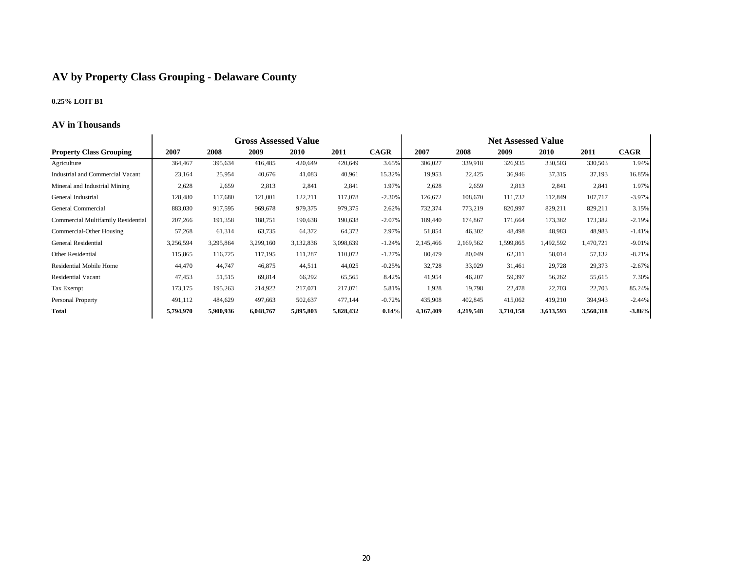# AV by Property Class Grouping - Delaware County

**0.25% LOIT B1**

### AV in Thousands

| | Gross Assessed Value | | | | | | Net Assessed Value | | | | | |
|---|---|---|---|---|---|---|---|---|---|---|---|---|
| **Property Class Grouping** | **2007** | **2008** | **2009** | **2010** | **2011** | **CAGR** | **2007** | **2008** | **2009** | **2010** | **2011** | **CAGR** |
| Agriculture | 364,467 | 395,634 | 416,485 | 420,649 | 420,649 | 3.65% | 306,027 | 339,918 | 326,935 | 330,503 | 330,503 | 1.94% |
| Industrial and Commercial Vacant | 23,164 | 25,954 | 40,676 | 41,083 | 40,961 | 15.32% | 19,953 | 22,425 | 36,946 | 37,315 | 37,193 | 16.85% |
| Mineral and Industrial Mining | 2,628 | 2,659 | 2,813 | 2,841 | 2,841 | 1.97% | 2,628 | 2,659 | 2,813 | 2,841 | 2,841 | 1.97% |
| General Industrial | 128,480 | 117,680 | 121,001 | 122,211 | 117,078 | -2.30% | 126,672 | 108,670 | 111,732 | 112,849 | 107,717 | -3.97% |
| General Commercial | 883,030 | 917,595 | 969,678 | 979,375 | 979,375 | 2.62% | 732,374 | 773,219 | 820,997 | 829,211 | 829,211 | 3.15% |
| Commercial Multifamily Residential | 207,266 | 191,358 | 188,751 | 190,638 | 190,638 | -2.07% | 189,440 | 174,867 | 171,664 | 173,382 | 173,382 | -2.19% |
| Commercial-Other Housing | 57,268 | 61,314 | 63,735 | 64,372 | 64,372 | 2.97% | 51,854 | 46,302 | 48,498 | 48,983 | 48,983 | -1.41% |
| General Residential | 3,256,594 | 3,295,864 | 3,299,160 | 3,132,836 | 3,098,639 | -1.24% | 2,145,466 | 2,169,562 | 1,599,865 | 1,492,592 | 1,470,721 | -9.01% |
| Other Residential | 115,865 | 116,725 | 117,195 | 111,287 | 110,072 | -1.27% | 80,479 | 80,049 | 62,311 | 58,014 | 57,132 | -8.21% |
| Residential Mobile Home | 44,470 | 44,747 | 46,875 | 44,511 | 44,025 | -0.25% | 32,728 | 33,029 | 31,461 | 29,728 | 29,373 | -2.67% |
| Residential Vacant | 47,453 | 51,515 | 69,814 | 66,292 | 65,565 | 8.42% | 41,954 | 46,207 | 59,397 | 56,262 | 55,615 | 7.30% |
| Tax Exempt | 173,175 | 195,263 | 214,922 | 217,071 | 217,071 | 5.81% | 1,928 | 19,798 | 22,478 | 22,703 | 22,703 | 85.24% |
| Personal Property | 491,112 | 484,629 | 497,663 | 502,637 | 477,144 | -0.72% | 435,908 | 402,845 | 415,062 | 419,210 | 394,943 | -2.44% |
| **Total** | **5,794,970** | **5,900,936** | **6,048,767** | **5,895,803** | **5,828,432** | **0.14%** | **4,167,409** | **4,219,548** | **3,710,158** | **3,613,593** | **3,560,318** | **-3.86%** |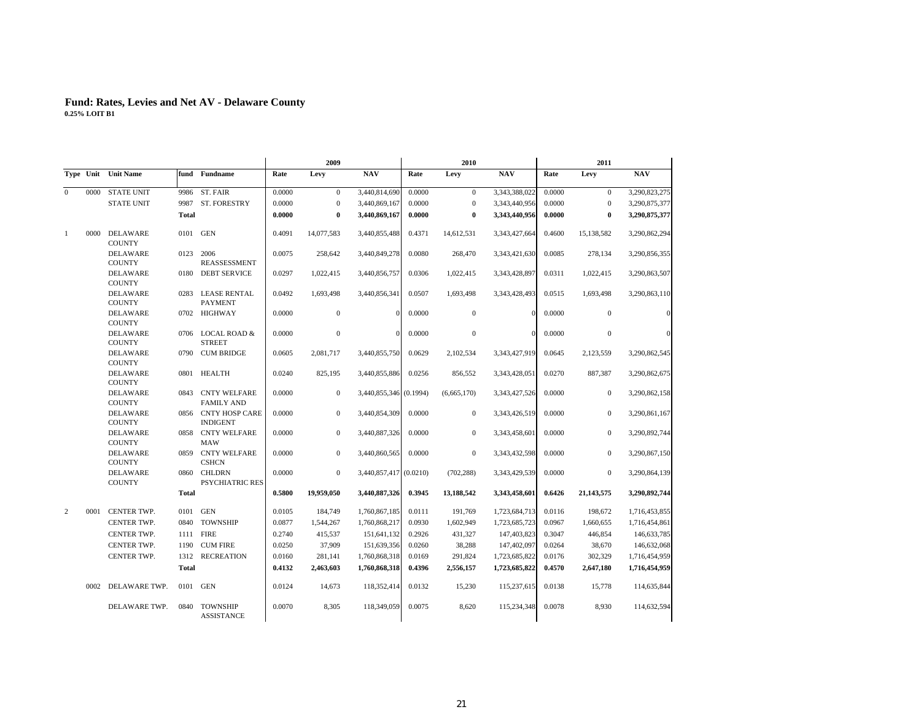## Fund: Rates, Levies and Net AV - Delaware County

**0.25% LOIT B1**

| Type | Unit | Unit Name | fund | Fundname | 2009 Rate | 2009 Levy | 2009 NAV | 2010 Rate | 2010 Levy | 2010 NAV | 2011 Rate | 2011 Levy | 2011 NAV |
|---|---|---|---|---|---|---|---|---|---|---|---|---|---|
| 0 | 0000 | STATE UNIT | 9986 | ST. FAIR | 0.0000 | 0 | 3,440,814,690 | 0.0000 | 0 | 3,343,388,022 | 0.0000 | 0 | 3,290,823,275 |
| | | STATE UNIT | 9987 | ST. FORESTRY | 0.0000 | 0 | 3,440,869,167 | 0.0000 | 0 | 3,343,440,956 | 0.0000 | 0 | 3,290,875,377 |
| | | | **Total** | | **0.0000** | **0** | **3,440,869,167** | **0.0000** | **0** | **3,343,440,956** | **0.0000** | **0** | **3,290,875,377** |
| 1 | 0000 | DELAWARE COUNTY | 0101 | GEN | 0.4091 | 14,077,583 | 3,440,855,488 | 0.4371 | 14,612,531 | 3,343,427,664 | 0.4600 | 15,138,582 | 3,290,862,294 |
| | | DELAWARE COUNTY | 0123 | 2006 REASSESSMENT | 0.0075 | 258,642 | 3,440,849,278 | 0.0080 | 268,470 | 3,343,421,630 | 0.0085 | 278,134 | 3,290,856,355 |
| | | DELAWARE COUNTY | 0180 | DEBT SERVICE | 0.0297 | 1,022,415 | 3,440,856,757 | 0.0306 | 1,022,415 | 3,343,428,897 | 0.0311 | 1,022,415 | 3,290,863,507 |
| | | DELAWARE COUNTY | 0283 | LEASE RENTAL PAYMENT | 0.0492 | 1,693,498 | 3,440,856,341 | 0.0507 | 1,693,498 | 3,343,428,493 | 0.0515 | 1,693,498 | 3,290,863,110 |
| | | DELAWARE COUNTY | 0702 | HIGHWAY | 0.0000 | 0 | 0 | 0.0000 | 0 | 0 | 0.0000 | 0 | 0 |
| | | DELAWARE COUNTY | 0706 | LOCAL ROAD & STREET | 0.0000 | 0 | 0 | 0.0000 | 0 | 0 | 0.0000 | 0 | 0 |
| | | DELAWARE COUNTY | 0790 | CUM BRIDGE | 0.0605 | 2,081,717 | 3,440,855,750 | 0.0629 | 2,102,534 | 3,343,427,919 | 0.0645 | 2,123,559 | 3,290,862,545 |
| | | DELAWARE COUNTY | 0801 | HEALTH | 0.0240 | 825,195 | 3,440,855,886 | 0.0256 | 856,552 | 3,343,428,051 | 0.0270 | 887,387 | 3,290,862,675 |
| | | DELAWARE COUNTY | 0843 | CNTY WELFARE FAMILY AND | 0.0000 | 0 | 3,440,855,346 | (0.1994) | (6,665,170) | 3,343,427,526 | 0.0000 | 0 | 3,290,862,158 |
| | | DELAWARE COUNTY | 0856 | CNTY HOSP CARE INDIGENT | 0.0000 | 0 | 3,440,854,309 | 0.0000 | 0 | 3,343,426,519 | 0.0000 | 0 | 3,290,861,167 |
| | | DELAWARE COUNTY | 0858 | CNTY WELFARE MAW | 0.0000 | 0 | 3,440,887,326 | 0.0000 | 0 | 3,343,458,601 | 0.0000 | 0 | 3,290,892,744 |
| | | DELAWARE COUNTY | 0859 | CNTY WELFARE CSHCN | 0.0000 | 0 | 3,440,860,565 | 0.0000 | 0 | 3,343,432,598 | 0.0000 | 0 | 3,290,867,150 |
| | | DELAWARE COUNTY | 0860 | CHLDRN PSYCHIATRIC RES | 0.0000 | 0 | 3,440,857,417 | (0.0210) | (702,288) | 3,343,429,539 | 0.0000 | 0 | 3,290,864,139 |
| | | | **Total** | | **0.5800** | **19,959,050** | **3,440,887,326** | **0.3945** | **13,188,542** | **3,343,458,601** | **0.6426** | **21,143,575** | **3,290,892,744** |
| 2 | 0001 | CENTER TWP. | 0101 | GEN | 0.0105 | 184,749 | 1,760,867,185 | 0.0111 | 191,769 | 1,723,684,713 | 0.0116 | 198,672 | 1,716,453,855 |
| | | CENTER TWP. | 0840 | TOWNSHIP | 0.0877 | 1,544,267 | 1,760,868,217 | 0.0930 | 1,602,949 | 1,723,685,723 | 0.0967 | 1,660,655 | 1,716,454,861 |
| | | CENTER TWP. | 1111 | FIRE | 0.2740 | 415,537 | 151,641,132 | 0.2926 | 431,327 | 147,403,823 | 0.3047 | 446,854 | 146,633,785 |
| | | CENTER TWP. | 1190 | CUM FIRE | 0.0250 | 37,909 | 151,639,356 | 0.0260 | 38,288 | 147,402,097 | 0.0264 | 38,670 | 146,632,068 |
| | | CENTER TWP. | 1312 | RECREATION | 0.0160 | 281,141 | 1,760,868,318 | 0.0169 | 291,824 | 1,723,685,822 | 0.0176 | 302,329 | 1,716,454,959 |
| | | | **Total** | | **0.4132** | **2,463,603** | **1,760,868,318** | **0.4396** | **2,556,157** | **1,723,685,822** | **0.4570** | **2,647,180** | **1,716,454,959** |
| | 0002 | DELAWARE TWP. | 0101 | GEN | 0.0124 | 14,673 | 118,352,414 | 0.0132 | 15,230 | 115,237,615 | 0.0138 | 15,778 | 114,635,844 |
| | | DELAWARE TWP. | 0840 | TOWNSHIP ASSISTANCE | 0.0070 | 8,305 | 118,349,059 | 0.0075 | 8,620 | 115,234,348 | 0.0078 | 8,930 | 114,632,594 |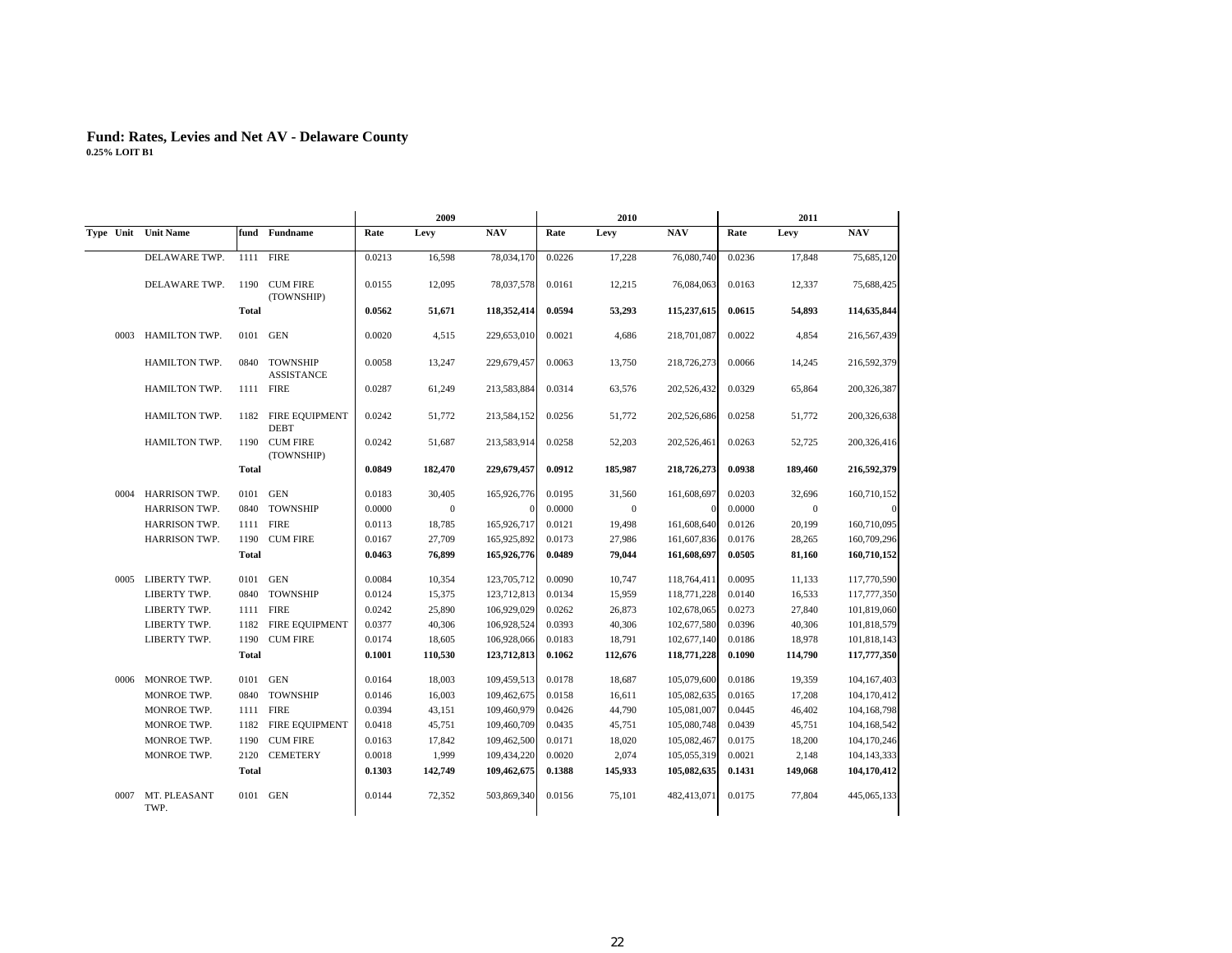# Fund: Rates, Levies and Net AV - Delaware County

**0.25% LOIT B1**

| Type | Unit | Unit Name | fund | Fundname | 2009 Rate | 2009 Levy | 2009 NAV | 2010 Rate | 2010 Levy | 2010 NAV | 2011 Rate | 2011 Levy | 2011 NAV |
|---|---|---|---|---|---|---|---|---|---|---|---|---|---|
| | | DELAWARE TWP. | 1111 | FIRE | 0.0213 | 16,598 | 78,034,170 | 0.0226 | 17,228 | 76,080,740 | 0.0236 | 17,848 | 75,685,120 |
| | | DELAWARE TWP. | 1190 | CUM FIRE (TOWNSHIP) | 0.0155 | 12,095 | 78,037,578 | 0.0161 | 12,215 | 76,084,063 | 0.0163 | 12,337 | 75,688,425 |
| | | | **Total** | | **0.0562** | **51,671** | **118,352,414** | **0.0594** | **53,293** | **115,237,615** | **0.0615** | **54,893** | **114,635,844** |
| | 0003 | HAMILTON TWP. | 0101 | GEN | 0.0020 | 4,515 | 229,653,010 | 0.0021 | 4,686 | 218,701,087 | 0.0022 | 4,854 | 216,567,439 |
| | | HAMILTON TWP. | 0840 | TOWNSHIP ASSISTANCE | 0.0058 | 13,247 | 229,679,457 | 0.0063 | 13,750 | 218,726,273 | 0.0066 | 14,245 | 216,592,379 |
| | | HAMILTON TWP. | 1111 | FIRE | 0.0287 | 61,249 | 213,583,884 | 0.0314 | 63,576 | 202,526,432 | 0.0329 | 65,864 | 200,326,387 |
| | | HAMILTON TWP. | 1182 | FIRE EQUIPMENT DEBT | 0.0242 | 51,772 | 213,584,152 | 0.0256 | 51,772 | 202,526,686 | 0.0258 | 51,772 | 200,326,638 |
| | | HAMILTON TWP. | 1190 | CUM FIRE (TOWNSHIP) | 0.0242 | 51,687 | 213,583,914 | 0.0258 | 52,203 | 202,526,461 | 0.0263 | 52,725 | 200,326,416 |
| | | | **Total** | | **0.0849** | **182,470** | **229,679,457** | **0.0912** | **185,987** | **218,726,273** | **0.0938** | **189,460** | **216,592,379** |
| | 0004 | HARRISON TWP. | 0101 | GEN | 0.0183 | 30,405 | 165,926,776 | 0.0195 | 31,560 | 161,608,697 | 0.0203 | 32,696 | 160,710,152 |
| | | HARRISON TWP. | 0840 | TOWNSHIP | 0.0000 | 0 | 0 | 0.0000 | 0 | 0 | 0.0000 | 0 | 0 |
| | | HARRISON TWP. | 1111 | FIRE | 0.0113 | 18,785 | 165,926,717 | 0.0121 | 19,498 | 161,608,640 | 0.0126 | 20,199 | 160,710,095 |
| | | HARRISON TWP. | 1190 | CUM FIRE | 0.0167 | 27,709 | 165,925,892 | 0.0173 | 27,986 | 161,607,836 | 0.0176 | 28,265 | 160,709,296 |
| | | | **Total** | | **0.0463** | **76,899** | **165,926,776** | **0.0489** | **79,044** | **161,608,697** | **0.0505** | **81,160** | **160,710,152** |
| | 0005 | LIBERTY TWP. | 0101 | GEN | 0.0084 | 10,354 | 123,705,712 | 0.0090 | 10,747 | 118,764,411 | 0.0095 | 11,133 | 117,770,590 |
| | | LIBERTY TWP. | 0840 | TOWNSHIP | 0.0124 | 15,375 | 123,712,813 | 0.0134 | 15,959 | 118,771,228 | 0.0140 | 16,533 | 117,777,350 |
| | | LIBERTY TWP. | 1111 | FIRE | 0.0242 | 25,890 | 106,929,029 | 0.0262 | 26,873 | 102,678,065 | 0.0273 | 27,840 | 101,819,060 |
| | | LIBERTY TWP. | 1182 | FIRE EQUIPMENT | 0.0377 | 40,306 | 106,928,524 | 0.0393 | 40,306 | 102,677,580 | 0.0396 | 40,306 | 101,818,579 |
| | | LIBERTY TWP. | 1190 | CUM FIRE | 0.0174 | 18,605 | 106,928,066 | 0.0183 | 18,791 | 102,677,140 | 0.0186 | 18,978 | 101,818,143 |
| | | | **Total** | | **0.1001** | **110,530** | **123,712,813** | **0.1062** | **112,676** | **118,771,228** | **0.1090** | **114,790** | **117,777,350** |
| | 0006 | MONROE TWP. | 0101 | GEN | 0.0164 | 18,003 | 109,459,513 | 0.0178 | 18,687 | 105,079,600 | 0.0186 | 19,359 | 104,167,403 |
| | | MONROE TWP. | 0840 | TOWNSHIP | 0.0146 | 16,003 | 109,462,675 | 0.0158 | 16,611 | 105,082,635 | 0.0165 | 17,208 | 104,170,412 |
| | | MONROE TWP. | 1111 | FIRE | 0.0394 | 43,151 | 109,460,979 | 0.0426 | 44,790 | 105,081,007 | 0.0445 | 46,402 | 104,168,798 |
| | | MONROE TWP. | 1182 | FIRE EQUIPMENT | 0.0418 | 45,751 | 109,460,709 | 0.0435 | 45,751 | 105,080,748 | 0.0439 | 45,751 | 104,168,542 |
| | | MONROE TWP. | 1190 | CUM FIRE | 0.0163 | 17,842 | 109,462,500 | 0.0171 | 18,020 | 105,082,467 | 0.0175 | 18,200 | 104,170,246 |
| | | MONROE TWP. | 2120 | CEMETERY | 0.0018 | 1,999 | 109,434,220 | 0.0020 | 2,074 | 105,055,319 | 0.0021 | 2,148 | 104,143,333 |
| | | | **Total** | | **0.1303** | **142,749** | **109,462,675** | **0.1388** | **145,933** | **105,082,635** | **0.1431** | **149,068** | **104,170,412** |
| | 0007 | MT. PLEASANT TWP. | 0101 | GEN | 0.0144 | 72,352 | 503,869,340 | 0.0156 | 75,101 | 482,413,071 | 0.0175 | 77,804 | 445,065,133 |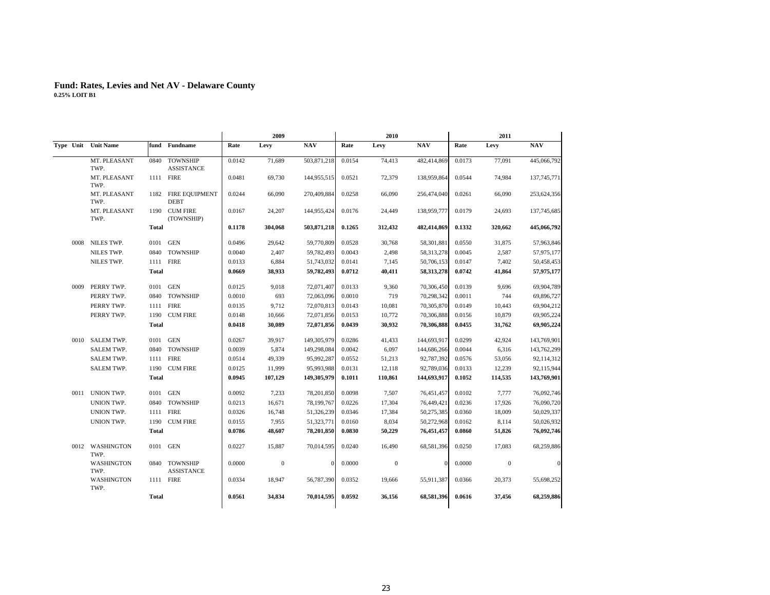## Fund: Rates, Levies and Net AV - Delaware County

**0.25% LOIT B1**

| Type | Unit | Unit Name | fund | Fundname | 2009 Rate | 2009 Levy | 2009 NAV | 2010 Rate | 2010 Levy | 2010 NAV | 2011 Rate | 2011 Levy | 2011 NAV |
|---|---|---|---|---|---|---|---|---|---|---|---|---|---|
| | | MT. PLEASANT TWP. | 0840 | TOWNSHIP ASSISTANCE | 0.0142 | 71,689 | 503,871,218 | 0.0154 | 74,413 | 482,414,869 | 0.0173 | 77,091 | 445,066,792 |
| | | MT. PLEASANT TWP. | 1111 | FIRE | 0.0481 | 69,730 | 144,955,515 | 0.0521 | 72,379 | 138,959,864 | 0.0544 | 74,984 | 137,745,771 |
| | | MT. PLEASANT TWP. | 1182 | FIRE EQUIPMENT DEBT | 0.0244 | 66,090 | 270,409,884 | 0.0258 | 66,090 | 256,474,040 | 0.0261 | 66,090 | 253,624,356 |
| | | MT. PLEASANT TWP. | 1190 | CUM FIRE (TOWNSHIP) | 0.0167 | 24,207 | 144,955,424 | 0.0176 | 24,449 | 138,959,777 | 0.0179 | 24,693 | 137,745,685 |
| | | | **Total** | | **0.1178** | **304,068** | **503,871,218** | **0.1265** | **312,432** | **482,414,869** | **0.1332** | **320,662** | **445,066,792** |
| | 0008 | NILES TWP. | 0101 | GEN | 0.0496 | 29,642 | 59,770,809 | 0.0528 | 30,768 | 58,301,881 | 0.0550 | 31,875 | 57,963,846 |
| | | NILES TWP. | 0840 | TOWNSHIP | 0.0040 | 2,407 | 59,782,493 | 0.0043 | 2,498 | 58,313,278 | 0.0045 | 2,587 | 57,975,177 |
| | | NILES TWP. | 1111 | FIRE | 0.0133 | 6,884 | 51,743,032 | 0.0141 | 7,145 | 50,706,153 | 0.0147 | 7,402 | 50,458,453 |
| | | | **Total** | | **0.0669** | **38,933** | **59,782,493** | **0.0712** | **40,411** | **58,313,278** | **0.0742** | **41,864** | **57,975,177** |
| | 0009 | PERRY TWP. | 0101 | GEN | 0.0125 | 9,018 | 72,071,407 | 0.0133 | 9,360 | 70,306,450 | 0.0139 | 9,696 | 69,904,789 |
| | | PERRY TWP. | 0840 | TOWNSHIP | 0.0010 | 693 | 72,063,096 | 0.0010 | 719 | 70,298,342 | 0.0011 | 744 | 69,896,727 |
| | | PERRY TWP. | 1111 | FIRE | 0.0135 | 9,712 | 72,070,813 | 0.0143 | 10,081 | 70,305,870 | 0.0149 | 10,443 | 69,904,212 |
| | | PERRY TWP. | 1190 | CUM FIRE | 0.0148 | 10,666 | 72,071,856 | 0.0153 | 10,772 | 70,306,888 | 0.0156 | 10,879 | 69,905,224 |
| | | | **Total** | | **0.0418** | **30,089** | **72,071,856** | **0.0439** | **30,932** | **70,306,888** | **0.0455** | **31,762** | **69,905,224** |
| | 0010 | SALEM TWP. | 0101 | GEN | 0.0267 | 39,917 | 149,305,979 | 0.0286 | 41,433 | 144,693,917 | 0.0299 | 42,924 | 143,769,901 |
| | | SALEM TWP. | 0840 | TOWNSHIP | 0.0039 | 5,874 | 149,298,084 | 0.0042 | 6,097 | 144,686,266 | 0.0044 | 6,316 | 143,762,299 |
| | | SALEM TWP. | 1111 | FIRE | 0.0514 | 49,339 | 95,992,287 | 0.0552 | 51,213 | 92,787,392 | 0.0576 | 53,056 | 92,114,312 |
| | | SALEM TWP. | 1190 | CUM FIRE | 0.0125 | 11,999 | 95,993,988 | 0.0131 | 12,118 | 92,789,036 | 0.0133 | 12,239 | 92,115,944 |
| | | | **Total** | | **0.0945** | **107,129** | **149,305,979** | **0.1011** | **110,861** | **144,693,917** | **0.1052** | **114,535** | **143,769,901** |
| | 0011 | UNION TWP. | 0101 | GEN | 0.0092 | 7,233 | 78,201,850 | 0.0098 | 7,507 | 76,451,457 | 0.0102 | 7,777 | 76,092,746 |
| | | UNION TWP. | 0840 | TOWNSHIP | 0.0213 | 16,671 | 78,199,767 | 0.0226 | 17,304 | 76,449,421 | 0.0236 | 17,926 | 76,090,720 |
| | | UNION TWP. | 1111 | FIRE | 0.0326 | 16,748 | 51,326,239 | 0.0346 | 17,384 | 50,275,385 | 0.0360 | 18,009 | 50,029,337 |
| | | UNION TWP. | 1190 | CUM FIRE | 0.0155 | 7,955 | 51,323,771 | 0.0160 | 8,034 | 50,272,968 | 0.0162 | 8,114 | 50,026,932 |
| | | | **Total** | | **0.0786** | **48,607** | **78,201,850** | **0.0830** | **50,229** | **76,451,457** | **0.0860** | **51,826** | **76,092,746** |
| | 0012 | WASHINGTON TWP. | 0101 | GEN | 0.0227 | 15,887 | 70,014,595 | 0.0240 | 16,490 | 68,581,396 | 0.0250 | 17,083 | 68,259,886 |
| | | WASHINGTON TWP. | 0840 | TOWNSHIP ASSISTANCE | 0.0000 | 0 | 0 | 0.0000 | 0 | 0 | 0.0000 | 0 | 0 |
| | | WASHINGTON TWP. | 1111 | FIRE | 0.0334 | 18,947 | 56,787,390 | 0.0352 | 19,666 | 55,911,387 | 0.0366 | 20,373 | 55,698,252 |
| | | | **Total** | | **0.0561** | **34,834** | **70,014,595** | **0.0592** | **36,156** | **68,581,396** | **0.0616** | **37,456** | **68,259,886** |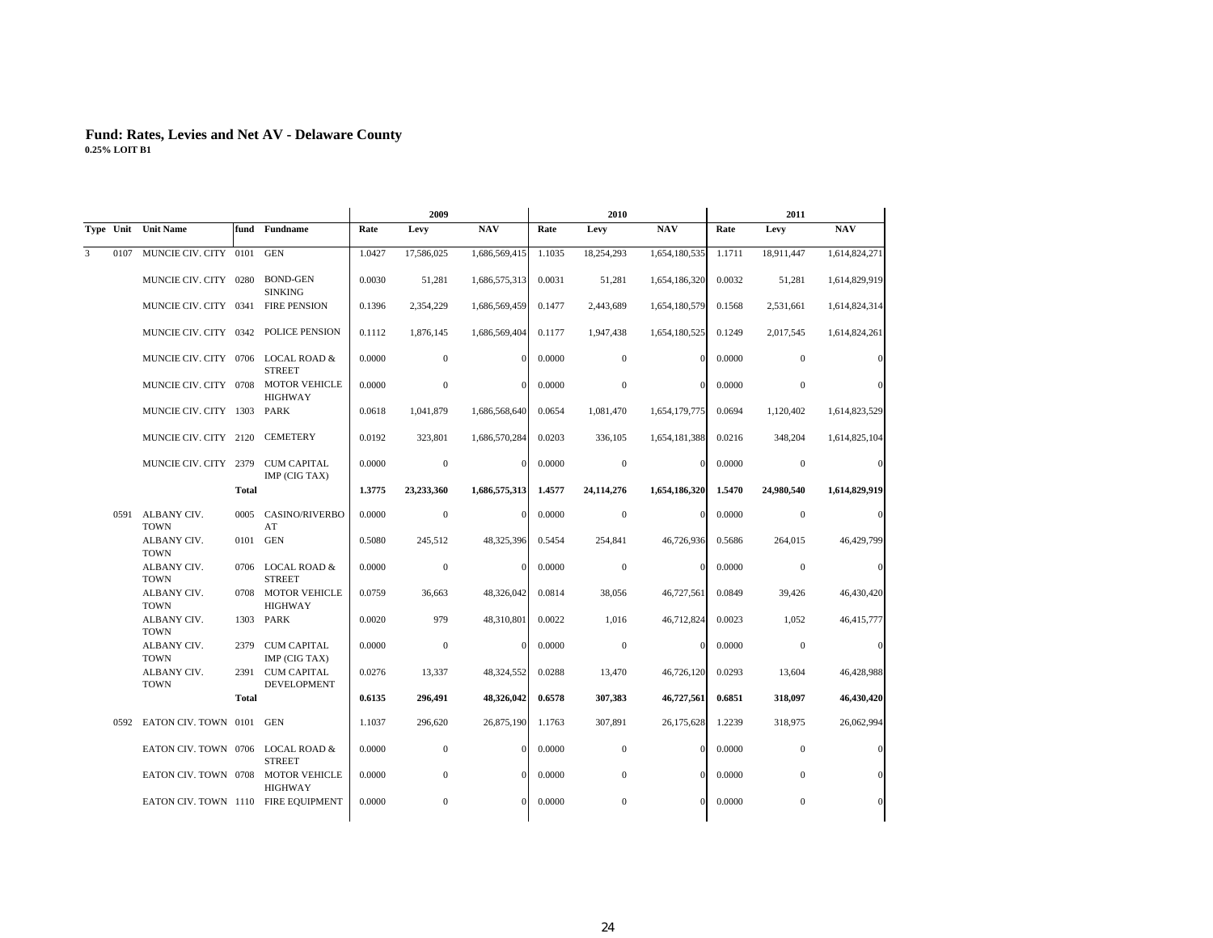**Fund: Rates, Levies and Net AV - Delaware County**
**0.25% LOIT B1**

| Type | Unit | Unit Name | fund | Fundname | 2009 Rate | 2009 Levy | 2009 NAV | 2010 Rate | 2010 Levy | 2010 NAV | 2011 Rate | 2011 Levy | 2011 NAV |
|---|---|---|---|---|---|---|---|---|---|---|---|---|---|
| 3 | 0107 | MUNCIE CIV. CITY | 0101 | GEN | 1.0427 | 17,586,025 | 1,686,569,415 | 1.1035 | 18,254,293 | 1,654,180,535 | 1.1711 | 18,911,447 | 1,614,824,271 |
| | | MUNCIE CIV. CITY | 0280 | BOND-GEN SINKING | 0.0030 | 51,281 | 1,686,575,313 | 0.0031 | 51,281 | 1,654,186,320 | 0.0032 | 51,281 | 1,614,829,919 |
| | | MUNCIE CIV. CITY | 0341 | FIRE PENSION | 0.1396 | 2,354,229 | 1,686,569,459 | 0.1477 | 2,443,689 | 1,654,180,579 | 0.1568 | 2,531,661 | 1,614,824,314 |
| | | MUNCIE CIV. CITY | 0342 | POLICE PENSION | 0.1112 | 1,876,145 | 1,686,569,404 | 0.1177 | 1,947,438 | 1,654,180,525 | 0.1249 | 2,017,545 | 1,614,824,261 |
| | | MUNCIE CIV. CITY | 0706 | LOCAL ROAD & STREET | 0.0000 | 0 | 0 | 0.0000 | 0 | 0 | 0.0000 | 0 | 0 |
| | | MUNCIE CIV. CITY | 0708 | MOTOR VEHICLE HIGHWAY | 0.0000 | 0 | 0 | 0.0000 | 0 | 0 | 0.0000 | 0 | 0 |
| | | MUNCIE CIV. CITY | 1303 | PARK | 0.0618 | 1,041,879 | 1,686,568,640 | 0.0654 | 1,081,470 | 1,654,179,775 | 0.0694 | 1,120,402 | 1,614,823,529 |
| | | MUNCIE CIV. CITY | 2120 | CEMETERY | 0.0192 | 323,801 | 1,686,570,284 | 0.0203 | 336,105 | 1,654,181,388 | 0.0216 | 348,204 | 1,614,825,104 |
| | | MUNCIE CIV. CITY | 2379 | CUM CAPITAL IMP (CIG TAX) | 0.0000 | 0 | 0 | 0.0000 | 0 | 0 | 0.0000 | 0 | 0 |
| | | | **Total** | | **1.3775** | **23,233,360** | **1,686,575,313** | **1.4577** | **24,114,276** | **1,654,186,320** | **1.5470** | **24,980,540** | **1,614,829,919** |
| | 0591 | ALBANY CIV. TOWN | 0005 | CASINO/RIVERBOAT | 0.0000 | 0 | 0 | 0.0000 | 0 | 0 | 0.0000 | 0 | 0 |
| | | ALBANY CIV. TOWN | 0101 | GEN | 0.5080 | 245,512 | 48,325,396 | 0.5454 | 254,841 | 46,726,936 | 0.5686 | 264,015 | 46,429,799 |
| | | ALBANY CIV. TOWN | 0706 | LOCAL ROAD & STREET | 0.0000 | 0 | 0 | 0.0000 | 0 | 0 | 0.0000 | 0 | 0 |
| | | ALBANY CIV. TOWN | 0708 | MOTOR VEHICLE HIGHWAY | 0.0759 | 36,663 | 48,326,042 | 0.0814 | 38,056 | 46,727,561 | 0.0849 | 39,426 | 46,430,420 |
| | | ALBANY CIV. TOWN | 1303 | PARK | 0.0020 | 979 | 48,310,801 | 0.0022 | 1,016 | 46,712,824 | 0.0023 | 1,052 | 46,415,777 |
| | | ALBANY CIV. TOWN | 2379 | CUM CAPITAL IMP (CIG TAX) | 0.0000 | 0 | 0 | 0.0000 | 0 | 0 | 0.0000 | 0 | 0 |
| | | ALBANY CIV. TOWN | 2391 | CUM CAPITAL DEVELOPMENT | 0.0276 | 13,337 | 48,324,552 | 0.0288 | 13,470 | 46,726,120 | 0.0293 | 13,604 | 46,428,988 |
| | | | **Total** | | **0.6135** | **296,491** | **48,326,042** | **0.6578** | **307,383** | **46,727,561** | **0.6851** | **318,097** | **46,430,420** |
| | 0592 | EATON CIV. TOWN | 0101 | GEN | 1.1037 | 296,620 | 26,875,190 | 1.1763 | 307,891 | 26,175,628 | 1.2239 | 318,975 | 26,062,994 |
| | | EATON CIV. TOWN | 0706 | LOCAL ROAD & STREET | 0.0000 | 0 | 0 | 0.0000 | 0 | 0 | 0.0000 | 0 | 0 |
| | | EATON CIV. TOWN | 0708 | MOTOR VEHICLE HIGHWAY | 0.0000 | 0 | 0 | 0.0000 | 0 | 0 | 0.0000 | 0 | 0 |
| | | EATON CIV. TOWN | 1110 | FIRE EQUIPMENT | 0.0000 | 0 | 0 | 0.0000 | 0 | 0 | 0.0000 | 0 | 0 |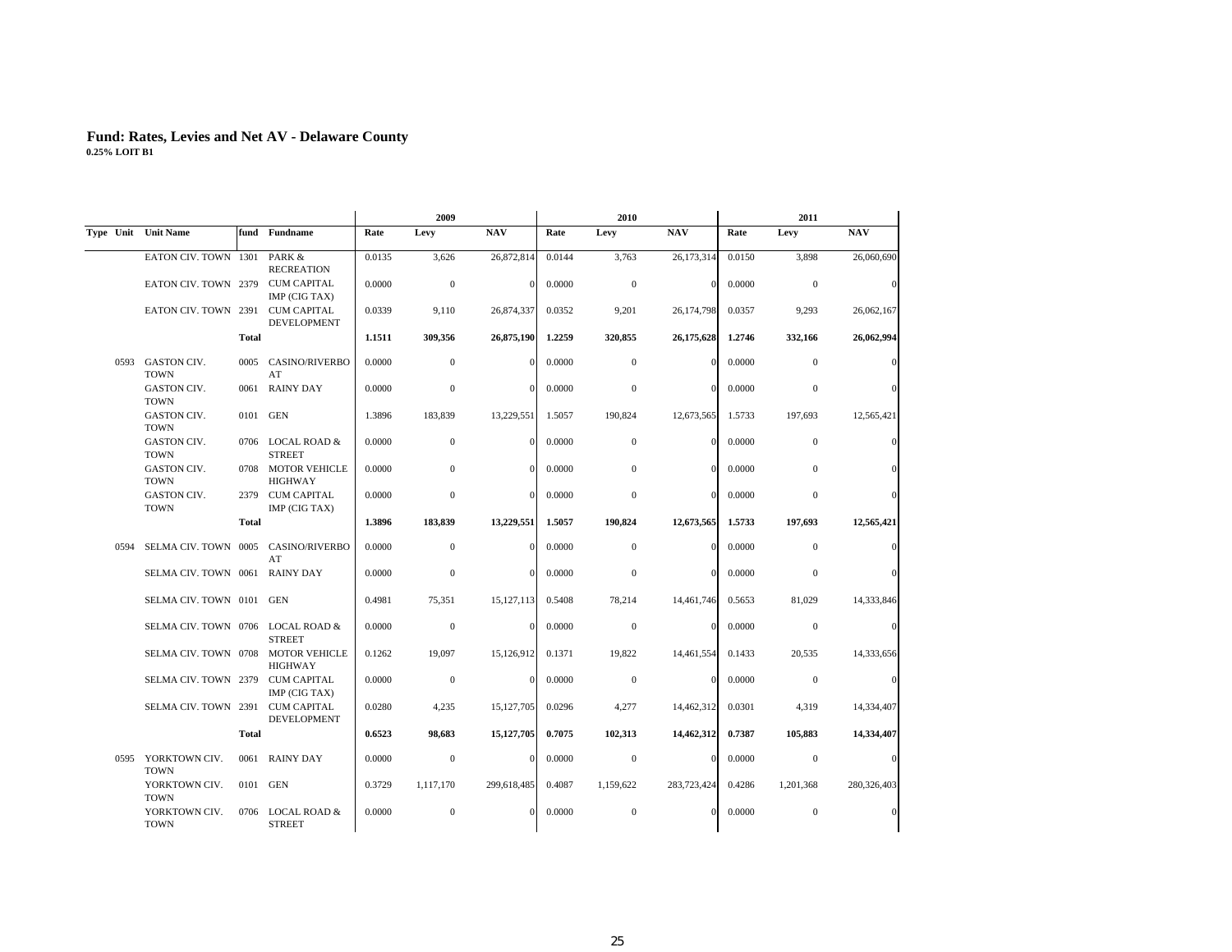# Fund: Rates, Levies and Net AV - Delaware County

**0.25% LOIT B1**

| Type | Unit | Unit Name | fund | Fundname | 2009 Rate | 2009 Levy | 2009 NAV | 2010 Rate | 2010 Levy | 2010 NAV | 2011 Rate | 2011 Levy | 2011 NAV |
|---|---|---|---|---|---|---|---|---|---|---|---|---|---|
| | | EATON CIV. TOWN | 1301 | PARK & RECREATION | 0.0135 | 3,626 | 26,872,814 | 0.0144 | 3,763 | 26,173,314 | 0.0150 | 3,898 | 26,060,690 |
| | | EATON CIV. TOWN | 2379 | CUM CAPITAL IMP (CIG TAX) | 0.0000 | 0 | 0 | 0.0000 | 0 | 0 | 0.0000 | 0 | 0 |
| | | EATON CIV. TOWN | 2391 | CUM CAPITAL DEVELOPMENT | 0.0339 | 9,110 | 26,874,337 | 0.0352 | 9,201 | 26,174,798 | 0.0357 | 9,293 | 26,062,167 |
| | | | **Total** | | **1.1511** | **309,356** | **26,875,190** | **1.2259** | **320,855** | **26,175,628** | **1.2746** | **332,166** | **26,062,994** |
| | 0593 | GASTON CIV. TOWN | 0005 | CASINO/RIVERBOAT | 0.0000 | 0 | 0 | 0.0000 | 0 | 0 | 0.0000 | 0 | 0 |
| | | GASTON CIV. TOWN | 0061 | RAINY DAY | 0.0000 | 0 | 0 | 0.0000 | 0 | 0 | 0.0000 | 0 | 0 |
| | | GASTON CIV. TOWN | 0101 | GEN | 1.3896 | 183,839 | 13,229,551 | 1.5057 | 190,824 | 12,673,565 | 1.5733 | 197,693 | 12,565,421 |
| | | GASTON CIV. TOWN | 0706 | LOCAL ROAD & STREET | 0.0000 | 0 | 0 | 0.0000 | 0 | 0 | 0.0000 | 0 | 0 |
| | | GASTON CIV. TOWN | 0708 | MOTOR VEHICLE HIGHWAY | 0.0000 | 0 | 0 | 0.0000 | 0 | 0 | 0.0000 | 0 | 0 |
| | | GASTON CIV. TOWN | 2379 | CUM CAPITAL IMP (CIG TAX) | 0.0000 | 0 | 0 | 0.0000 | 0 | 0 | 0.0000 | 0 | 0 |
| | | | **Total** | | **1.3896** | **183,839** | **13,229,551** | **1.5057** | **190,824** | **12,673,565** | **1.5733** | **197,693** | **12,565,421** |
| | 0594 | SELMA CIV. TOWN | 0005 | CASINO/RIVERBOAT | 0.0000 | 0 | 0 | 0.0000 | 0 | 0 | 0.0000 | 0 | 0 |
| | | SELMA CIV. TOWN | 0061 | RAINY DAY | 0.0000 | 0 | 0 | 0.0000 | 0 | 0 | 0.0000 | 0 | 0 |
| | | SELMA CIV. TOWN | 0101 | GEN | 0.4981 | 75,351 | 15,127,113 | 0.5408 | 78,214 | 14,461,746 | 0.5653 | 81,029 | 14,333,846 |
| | | SELMA CIV. TOWN | 0706 | LOCAL ROAD & STREET | 0.0000 | 0 | 0 | 0.0000 | 0 | 0 | 0.0000 | 0 | 0 |
| | | SELMA CIV. TOWN | 0708 | MOTOR VEHICLE HIGHWAY | 0.1262 | 19,097 | 15,126,912 | 0.1371 | 19,822 | 14,461,554 | 0.1433 | 20,535 | 14,333,656 |
| | | SELMA CIV. TOWN | 2379 | CUM CAPITAL IMP (CIG TAX) | 0.0000 | 0 | 0 | 0.0000 | 0 | 0 | 0.0000 | 0 | 0 |
| | | SELMA CIV. TOWN | 2391 | CUM CAPITAL DEVELOPMENT | 0.0280 | 4,235 | 15,127,705 | 0.0296 | 4,277 | 14,462,312 | 0.0301 | 4,319 | 14,334,407 |
| | | | **Total** | | **0.6523** | **98,683** | **15,127,705** | **0.7075** | **102,313** | **14,462,312** | **0.7387** | **105,883** | **14,334,407** |
| | 0595 | YORKTOWN CIV. TOWN | 0061 | RAINY DAY | 0.0000 | 0 | 0 | 0.0000 | 0 | 0 | 0.0000 | 0 | 0 |
| | | YORKTOWN CIV. TOWN | 0101 | GEN | 0.3729 | 1,117,170 | 299,618,485 | 0.4087 | 1,159,622 | 283,723,424 | 0.4286 | 1,201,368 | 280,326,403 |
| | | YORKTOWN CIV. TOWN | 0706 | LOCAL ROAD & STREET | 0.0000 | 0 | 0 | 0.0000 | 0 | 0 | 0.0000 | 0 | 0 |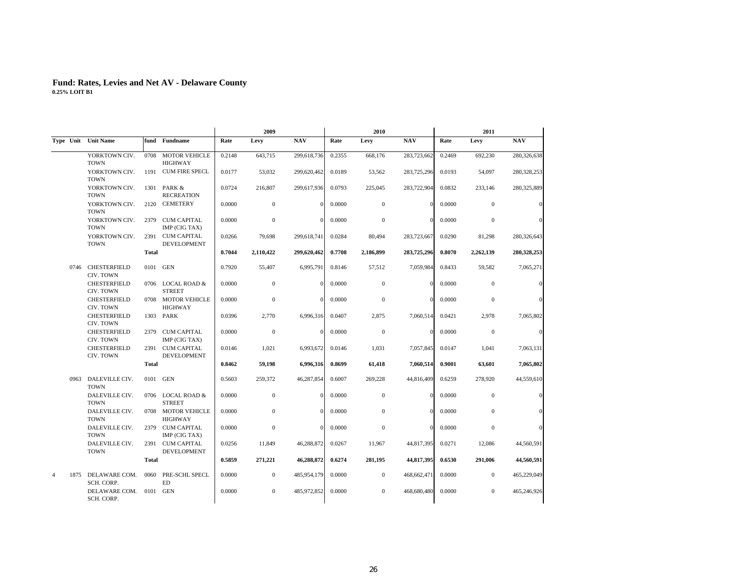# Fund: Rates, Levies and Net AV - Delaware County

**0.25% LOIT B1**

| Type | Unit | Unit Name | fund | Fundname | 2009 Rate | 2009 Levy | 2009 NAV | 2010 Rate | 2010 Levy | 2010 NAV | 2011 Rate | 2011 Levy | 2011 NAV |
|---|---|---|---|---|---|---|---|---|---|---|---|---|---|
| | | YORKTOWN CIV. TOWN | 0708 | MOTOR VEHICLE HIGHWAY | 0.2148 | 643,715 | 299,618,736 | 0.2355 | 668,176 | 283,723,662 | 0.2469 | 692,230 | 280,326,638 |
| | | YORKTOWN CIV. TOWN | 1191 | CUM FIRE SPECL | 0.0177 | 53,032 | 299,620,462 | 0.0189 | 53,562 | 283,725,296 | 0.0193 | 54,097 | 280,328,253 |
| | | YORKTOWN CIV. TOWN | 1301 | PARK & RECREATION | 0.0724 | 216,807 | 299,617,936 | 0.0793 | 225,045 | 283,722,904 | 0.0832 | 233,146 | 280,325,889 |
| | | YORKTOWN CIV. TOWN | 2120 | CEMETERY | 0.0000 | 0 | 0 | 0.0000 | 0 | 0 | 0.0000 | 0 | 0 |
| | | YORKTOWN CIV. TOWN | 2379 | CUM CAPITAL IMP (CIG TAX) | 0.0000 | 0 | 0 | 0.0000 | 0 | 0 | 0.0000 | 0 | 0 |
| | | YORKTOWN CIV. TOWN | 2391 | CUM CAPITAL DEVELOPMENT | 0.0266 | 79,698 | 299,618,741 | 0.0284 | 80,494 | 283,723,667 | 0.0290 | 81,298 | 280,326,643 |
| | | | **Total** | | **0.7044** | **2,110,422** | **299,620,462** | **0.7708** | **2,186,899** | **283,725,296** | **0.8070** | **2,262,139** | **280,328,253** |
| | 0746 | CHESTERFIELD CIV. TOWN | 0101 | GEN | 0.7920 | 55,407 | 6,995,791 | 0.8146 | 57,512 | 7,059,984 | 0.8433 | 59,582 | 7,065,271 |
| | | CHESTERFIELD CIV. TOWN | 0706 | LOCAL ROAD & STREET | 0.0000 | 0 | 0 | 0.0000 | 0 | 0 | 0.0000 | 0 | 0 |
| | | CHESTERFIELD CIV. TOWN | 0708 | MOTOR VEHICLE HIGHWAY | 0.0000 | 0 | 0 | 0.0000 | 0 | 0 | 0.0000 | 0 | 0 |
| | | CHESTERFIELD CIV. TOWN | 1303 | PARK | 0.0396 | 2,770 | 6,996,316 | 0.0407 | 2,875 | 7,060,514 | 0.0421 | 2,978 | 7,065,802 |
| | | CHESTERFIELD CIV. TOWN | 2379 | CUM CAPITAL IMP (CIG TAX) | 0.0000 | 0 | 0 | 0.0000 | 0 | 0 | 0.0000 | 0 | 0 |
| | | CHESTERFIELD CIV. TOWN | 2391 | CUM CAPITAL DEVELOPMENT | 0.0146 | 1,021 | 6,993,672 | 0.0146 | 1,031 | 7,057,845 | 0.0147 | 1,041 | 7,063,131 |
| | | | **Total** | | **0.8462** | **59,198** | **6,996,316** | **0.8699** | **61,418** | **7,060,514** | **0.9001** | **63,601** | **7,065,802** |
| | 0963 | DALEVILLE CIV. TOWN | 0101 | GEN | 0.5603 | 259,372 | 46,287,854 | 0.6007 | 269,228 | 44,816,409 | 0.6259 | 278,920 | 44,559,610 |
| | | DALEVILLE CIV. TOWN | 0706 | LOCAL ROAD & STREET | 0.0000 | 0 | 0 | 0.0000 | 0 | 0 | 0.0000 | 0 | 0 |
| | | DALEVILLE CIV. TOWN | 0708 | MOTOR VEHICLE HIGHWAY | 0.0000 | 0 | 0 | 0.0000 | 0 | 0 | 0.0000 | 0 | 0 |
| | | DALEVILLE CIV. TOWN | 2379 | CUM CAPITAL IMP (CIG TAX) | 0.0000 | 0 | 0 | 0.0000 | 0 | 0 | 0.0000 | 0 | 0 |
| | | DALEVILLE CIV. TOWN | 2391 | CUM CAPITAL DEVELOPMENT | 0.0256 | 11,849 | 46,288,872 | 0.0267 | 11,967 | 44,817,395 | 0.0271 | 12,086 | 44,560,591 |
| | | | **Total** | | **0.5859** | **271,221** | **46,288,872** | **0.6274** | **281,195** | **44,817,395** | **0.6530** | **291,006** | **44,560,591** |
| 4 | 1875 | DELAWARE COM. SCH. CORP. | 0060 | PRE-SCHL SPECL ED | 0.0000 | 0 | 485,954,179 | 0.0000 | 0 | 468,662,471 | 0.0000 | 0 | 465,229,049 |
| | | DELAWARE COM. SCH. CORP. | 0101 | GEN | 0.0000 | 0 | 485,972,852 | 0.0000 | 0 | 468,680,480 | 0.0000 | 0 | 465,246,926 |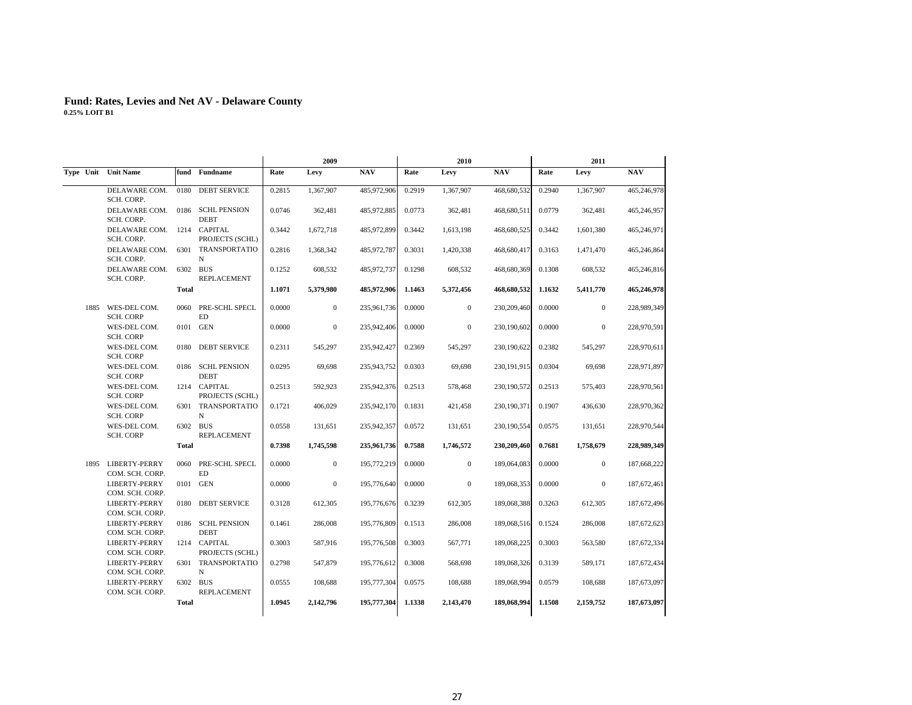### Fund: Rates, Levies and Net AV - Delaware County

**0.25% LOIT B1**

| Type | Unit | Unit Name | fund | Fundname | 2009 Rate | 2009 Levy | 2009 NAV | 2010 Rate | 2010 Levy | 2010 NAV | 2011 Rate | 2011 Levy | 2011 NAV |
|---|---|---|---|---|---|---|---|---|---|---|---|---|---|
| | | DELAWARE COM. SCH. CORP. | 0180 | DEBT SERVICE | 0.2815 | 1,367,907 | 485,972,906 | 0.2919 | 1,367,907 | 468,680,532 | 0.2940 | 1,367,907 | 465,246,978 |
| | | DELAWARE COM. SCH. CORP. | 0186 | SCHL PENSION DEBT | 0.0746 | 362,481 | 485,972,885 | 0.0773 | 362,481 | 468,680,511 | 0.0779 | 362,481 | 465,246,957 |
| | | DELAWARE COM. SCH. CORP. | 1214 | CAPITAL PROJECTS (SCHL) | 0.3442 | 1,672,718 | 485,972,899 | 0.3442 | 1,613,198 | 468,680,525 | 0.3442 | 1,601,380 | 465,246,971 |
| | | DELAWARE COM. SCH. CORP. | 6301 | TRANSPORTATION | 0.2816 | 1,368,342 | 485,972,787 | 0.3031 | 1,420,338 | 468,680,417 | 0.3163 | 1,471,470 | 465,246,864 |
| | | DELAWARE COM. SCH. CORP. | 6302 | BUS REPLACEMENT | 0.1252 | 608,532 | 485,972,737 | 0.1298 | 608,532 | 468,680,369 | 0.1308 | 608,532 | 465,246,816 |
| | | | **Total** | | **1.1071** | **5,379,980** | **485,972,906** | **1.1463** | **5,372,456** | **468,680,532** | **1.1632** | **5,411,770** | **465,246,978** |
| | 1885 | WES-DEL COM. SCH. CORP | 0060 | PRE-SCHL SPECL ED | 0.0000 | 0 | 235,961,736 | 0.0000 | 0 | 230,209,460 | 0.0000 | 0 | 228,989,349 |
| | | WES-DEL COM. SCH. CORP | 0101 | GEN | 0.0000 | 0 | 235,942,406 | 0.0000 | 0 | 230,190,602 | 0.0000 | 0 | 228,970,591 |
| | | WES-DEL COM. SCH. CORP | 0180 | DEBT SERVICE | 0.2311 | 545,297 | 235,942,427 | 0.2369 | 545,297 | 230,190,622 | 0.2382 | 545,297 | 228,970,611 |
| | | WES-DEL COM. SCH. CORP | 0186 | SCHL PENSION DEBT | 0.0295 | 69,698 | 235,943,752 | 0.0303 | 69,698 | 230,191,915 | 0.0304 | 69,698 | 228,971,897 |
| | | WES-DEL COM. SCH. CORP | 1214 | CAPITAL PROJECTS (SCHL) | 0.2513 | 592,923 | 235,942,376 | 0.2513 | 578,468 | 230,190,572 | 0.2513 | 575,403 | 228,970,561 |
| | | WES-DEL COM. SCH. CORP | 6301 | TRANSPORTATION | 0.1721 | 406,029 | 235,942,170 | 0.1831 | 421,458 | 230,190,371 | 0.1907 | 436,630 | 228,970,362 |
| | | WES-DEL COM. SCH. CORP | 6302 | BUS REPLACEMENT | 0.0558 | 131,651 | 235,942,357 | 0.0572 | 131,651 | 230,190,554 | 0.0575 | 131,651 | 228,970,544 |
| | | | **Total** | | **0.7398** | **1,745,598** | **235,961,736** | **0.7588** | **1,746,572** | **230,209,460** | **0.7681** | **1,758,679** | **228,989,349** |
| | 1895 | LIBERTY-PERRY COM. SCH. CORP. | 0060 | PRE-SCHL SPECL ED | 0.0000 | 0 | 195,772,219 | 0.0000 | 0 | 189,064,083 | 0.0000 | 0 | 187,668,222 |
| | | LIBERTY-PERRY COM. SCH. CORP. | 0101 | GEN | 0.0000 | 0 | 195,776,640 | 0.0000 | 0 | 189,068,353 | 0.0000 | 0 | 187,672,461 |
| | | LIBERTY-PERRY COM. SCH. CORP. | 0180 | DEBT SERVICE | 0.3128 | 612,305 | 195,776,676 | 0.3239 | 612,305 | 189,068,388 | 0.3263 | 612,305 | 187,672,496 |
| | | LIBERTY-PERRY COM. SCH. CORP. | 0186 | SCHL PENSION DEBT | 0.1461 | 286,008 | 195,776,809 | 0.1513 | 286,008 | 189,068,516 | 0.1524 | 286,008 | 187,672,623 |
| | | LIBERTY-PERRY COM. SCH. CORP. | 1214 | CAPITAL PROJECTS (SCHL) | 0.3003 | 587,916 | 195,776,508 | 0.3003 | 567,771 | 189,068,225 | 0.3003 | 563,580 | 187,672,334 |
| | | LIBERTY-PERRY COM. SCH. CORP. | 6301 | TRANSPORTATION | 0.2798 | 547,879 | 195,776,612 | 0.3008 | 568,698 | 189,068,326 | 0.3139 | 589,171 | 187,672,434 |
| | | LIBERTY-PERRY COM. SCH. CORP. | 6302 | BUS REPLACEMENT | 0.0555 | 108,688 | 195,777,304 | 0.0575 | 108,688 | 189,068,994 | 0.0579 | 108,688 | 187,673,097 |
| | | | **Total** | | **1.0945** | **2,142,796** | **195,777,304** | **1.1338** | **2,143,470** | **189,068,994** | **1.1508** | **2,159,752** | **187,673,097** |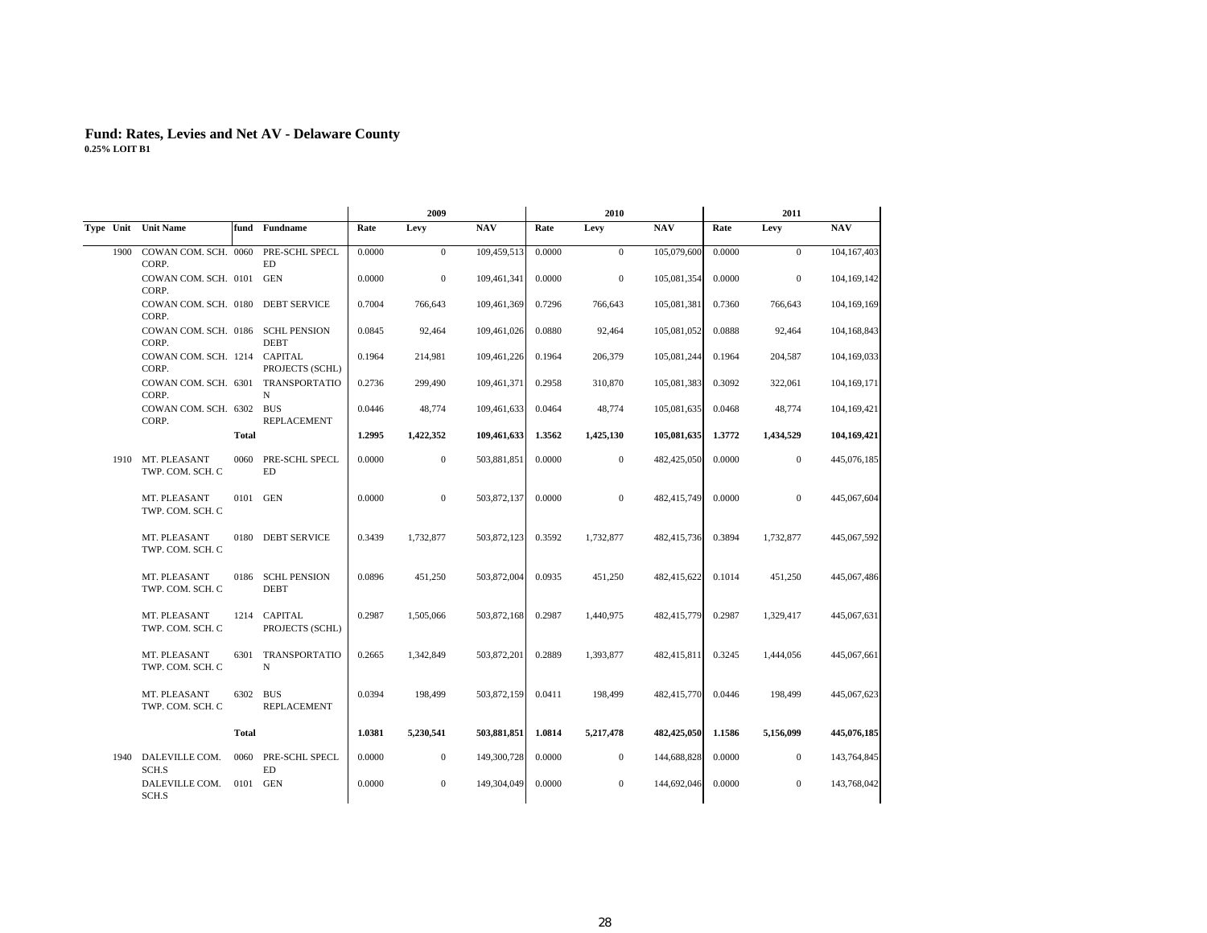# Fund: Rates, Levies and Net AV - Delaware County

**0.25% LOIT B1**

| Type | Unit | Unit Name | fund | Fundname | 2009 Rate | 2009 Levy | 2009 NAV | 2010 Rate | 2010 Levy | 2010 NAV | 2011 Rate | 2011 Levy | 2011 NAV |
|---|---|---|---|---|---|---|---|---|---|---|---|---|---|
| | 1900 | COWAN COM. SCH. CORP. | 0060 | PRE-SCHL SPECL ED | 0.0000 | 0 | 109,459,513 | 0.0000 | 0 | 105,079,600 | 0.0000 | 0 | 104,167,403 |
| | | COWAN COM. SCH. CORP. | 0101 | GEN | 0.0000 | 0 | 109,461,341 | 0.0000 | 0 | 105,081,354 | 0.0000 | 0 | 104,169,142 |
| | | COWAN COM. SCH. CORP. | 0180 | DEBT SERVICE | 0.7004 | 766,643 | 109,461,369 | 0.7296 | 766,643 | 105,081,381 | 0.7360 | 766,643 | 104,169,169 |
| | | COWAN COM. SCH. CORP. | 0186 | SCHL PENSION DEBT | 0.0845 | 92,464 | 109,461,026 | 0.0880 | 92,464 | 105,081,052 | 0.0888 | 92,464 | 104,168,843 |
| | | COWAN COM. SCH. CORP. | 1214 | CAPITAL PROJECTS (SCHL) | 0.1964 | 214,981 | 109,461,226 | 0.1964 | 206,379 | 105,081,244 | 0.1964 | 204,587 | 104,169,033 |
| | | COWAN COM. SCH. CORP. | 6301 | TRANSPORTATION | 0.2736 | 299,490 | 109,461,371 | 0.2958 | 310,870 | 105,081,383 | 0.3092 | 322,061 | 104,169,171 |
| | | COWAN COM. SCH. CORP. | 6302 | BUS REPLACEMENT | 0.0446 | 48,774 | 109,461,633 | 0.0464 | 48,774 | 105,081,635 | 0.0468 | 48,774 | 104,169,421 |
| | | | **Total** | | **1.2995** | **1,422,352** | **109,461,633** | **1.3562** | **1,425,130** | **105,081,635** | **1.3772** | **1,434,529** | **104,169,421** |
| | 1910 | MT. PLEASANT TWP. COM. SCH. C | 0060 | PRE-SCHL SPECL ED | 0.0000 | 0 | 503,881,851 | 0.0000 | 0 | 482,425,050 | 0.0000 | 0 | 445,076,185 |
| | | MT. PLEASANT TWP. COM. SCH. C | 0101 | GEN | 0.0000 | 0 | 503,872,137 | 0.0000 | 0 | 482,415,749 | 0.0000 | 0 | 445,067,604 |
| | | MT. PLEASANT TWP. COM. SCH. C | 0180 | DEBT SERVICE | 0.3439 | 1,732,877 | 503,872,123 | 0.3592 | 1,732,877 | 482,415,736 | 0.3894 | 1,732,877 | 445,067,592 |
| | | MT. PLEASANT TWP. COM. SCH. C | 0186 | SCHL PENSION DEBT | 0.0896 | 451,250 | 503,872,004 | 0.0935 | 451,250 | 482,415,622 | 0.1014 | 451,250 | 445,067,486 |
| | | MT. PLEASANT TWP. COM. SCH. C | 1214 | CAPITAL PROJECTS (SCHL) | 0.2987 | 1,505,066 | 503,872,168 | 0.2987 | 1,440,975 | 482,415,779 | 0.2987 | 1,329,417 | 445,067,631 |
| | | MT. PLEASANT TWP. COM. SCH. C | 6301 | TRANSPORTATION | 0.2665 | 1,342,849 | 503,872,201 | 0.2889 | 1,393,877 | 482,415,811 | 0.3245 | 1,444,056 | 445,067,661 |
| | | MT. PLEASANT TWP. COM. SCH. C | 6302 | BUS REPLACEMENT | 0.0394 | 198,499 | 503,872,159 | 0.0411 | 198,499 | 482,415,770 | 0.0446 | 198,499 | 445,067,623 |
| | | | **Total** | | **1.0381** | **5,230,541** | **503,881,851** | **1.0814** | **5,217,478** | **482,425,050** | **1.1586** | **5,156,099** | **445,076,185** |
| | 1940 | DALEVILLE COM. SCH.S | 0060 | PRE-SCHL SPECL ED | 0.0000 | 0 | 149,300,728 | 0.0000 | 0 | 144,688,828 | 0.0000 | 0 | 143,764,845 |
| | | DALEVILLE COM. SCH.S | 0101 | GEN | 0.0000 | 0 | 149,304,049 | 0.0000 | 0 | 144,692,046 | 0.0000 | 0 | 143,768,042 |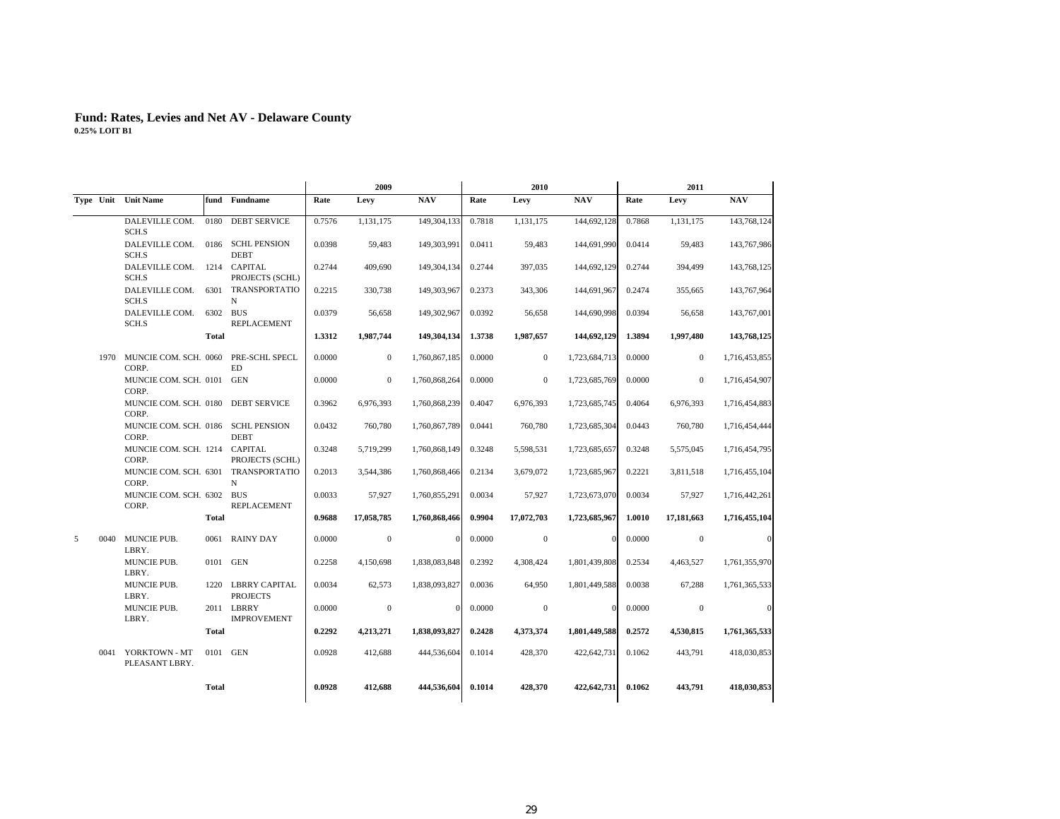**Fund: Rates, Levies and Net AV - Delaware County**
**0.25% LOIT B1**

| | | | | | 2009 | | | 2010 | | | 2011 | | |
|---|---|---|---|---|---|---|---|---|---|---|---|---|---|
| Type | Unit | Unit Name | fund | Fundname | Rate | Levy | NAV | Rate | Levy | NAV | Rate | Levy | NAV |
| | | DALEVILLE COM. SCH.S | 0180 | DEBT SERVICE | 0.7576 | 1,131,175 | 149,304,133 | 0.7818 | 1,131,175 | 144,692,128 | 0.7868 | 1,131,175 | 143,768,124 |
| | | DALEVILLE COM. SCH.S | 0186 | SCHL PENSION DEBT | 0.0398 | 59,483 | 149,303,991 | 0.0411 | 59,483 | 144,691,990 | 0.0414 | 59,483 | 143,767,986 |
| | | DALEVILLE COM. SCH.S | 1214 | CAPITAL PROJECTS (SCHL) | 0.2744 | 409,690 | 149,304,134 | 0.2744 | 397,035 | 144,692,129 | 0.2744 | 394,499 | 143,768,125 |
| | | DALEVILLE COM. SCH.S | 6301 | TRANSPORTATION | 0.2215 | 330,738 | 149,303,967 | 0.2373 | 343,306 | 144,691,967 | 0.2474 | 355,665 | 143,767,964 |
| | | DALEVILLE COM. SCH.S | 6302 | BUS REPLACEMENT | 0.0379 | 56,658 | 149,302,967 | 0.0392 | 56,658 | 144,690,998 | 0.0394 | 56,658 | 143,767,001 |
| | | | **Total** | | **1.3312** | **1,987,744** | **149,304,134** | **1.3738** | **1,987,657** | **144,692,129** | **1.3894** | **1,997,480** | **143,768,125** |
| | 1970 | MUNCIE COM. SCH. CORP. | 0060 | PRE-SCHL SPECL ED | 0.0000 | 0 | 1,760,867,185 | 0.0000 | 0 | 1,723,684,713 | 0.0000 | 0 | 1,716,453,855 |
| | | MUNCIE COM. SCH. CORP. | 0101 | GEN | 0.0000 | 0 | 1,760,868,264 | 0.0000 | 0 | 1,723,685,769 | 0.0000 | 0 | 1,716,454,907 |
| | | MUNCIE COM. SCH. CORP. | 0180 | DEBT SERVICE | 0.3962 | 6,976,393 | 1,760,868,239 | 0.4047 | 6,976,393 | 1,723,685,745 | 0.4064 | 6,976,393 | 1,716,454,883 |
| | | MUNCIE COM. SCH. CORP. | 0186 | SCHL PENSION DEBT | 0.0432 | 760,780 | 1,760,867,789 | 0.0441 | 760,780 | 1,723,685,304 | 0.0443 | 760,780 | 1,716,454,444 |
| | | MUNCIE COM. SCH. CORP. | 1214 | CAPITAL PROJECTS (SCHL) | 0.3248 | 5,719,299 | 1,760,868,149 | 0.3248 | 5,598,531 | 1,723,685,657 | 0.3248 | 5,575,045 | 1,716,454,795 |
| | | MUNCIE COM. SCH. CORP. | 6301 | TRANSPORTATION | 0.2013 | 3,544,386 | 1,760,868,466 | 0.2134 | 3,679,072 | 1,723,685,967 | 0.2221 | 3,811,518 | 1,716,455,104 |
| | | MUNCIE COM. SCH. CORP. | 6302 | BUS REPLACEMENT | 0.0033 | 57,927 | 1,760,855,291 | 0.0034 | 57,927 | 1,723,673,070 | 0.0034 | 57,927 | 1,716,442,261 |
| | | | **Total** | | **0.9688** | **17,058,785** | **1,760,868,466** | **0.9904** | **17,072,703** | **1,723,685,967** | **1.0010** | **17,181,663** | **1,716,455,104** |
| 5 | 0040 | MUNCIE PUB. LBRY. | 0061 | RAINY DAY | 0.0000 | 0 | 0 | 0.0000 | 0 | 0 | 0.0000 | 0 | 0 |
| | | MUNCIE PUB. LBRY. | 0101 | GEN | 0.2258 | 4,150,698 | 1,838,083,848 | 0.2392 | 4,308,424 | 1,801,439,808 | 0.2534 | 4,463,527 | 1,761,355,970 |
| | | MUNCIE PUB. LBRY. | 1220 | LBRRY CAPITAL PROJECTS | 0.0034 | 62,573 | 1,838,093,827 | 0.0036 | 64,950 | 1,801,449,588 | 0.0038 | 67,288 | 1,761,365,533 |
| | | MUNCIE PUB. LBRY. | 2011 | LBRRY IMPROVEMENT | 0.0000 | 0 | 0 | 0.0000 | 0 | 0 | 0.0000 | 0 | 0 |
| | | | **Total** | | **0.2292** | **4,213,271** | **1,838,093,827** | **0.2428** | **4,373,374** | **1,801,449,588** | **0.2572** | **4,530,815** | **1,761,365,533** |
| | 0041 | YORKTOWN - MT PLEASANT LBRY. | 0101 | GEN | 0.0928 | 412,688 | 444,536,604 | 0.1014 | 428,370 | 422,642,731 | 0.1062 | 443,791 | 418,030,853 |
| | | | **Total** | | **0.0928** | **412,688** | **444,536,604** | **0.1014** | **428,370** | **422,642,731** | **0.1062** | **443,791** | **418,030,853** |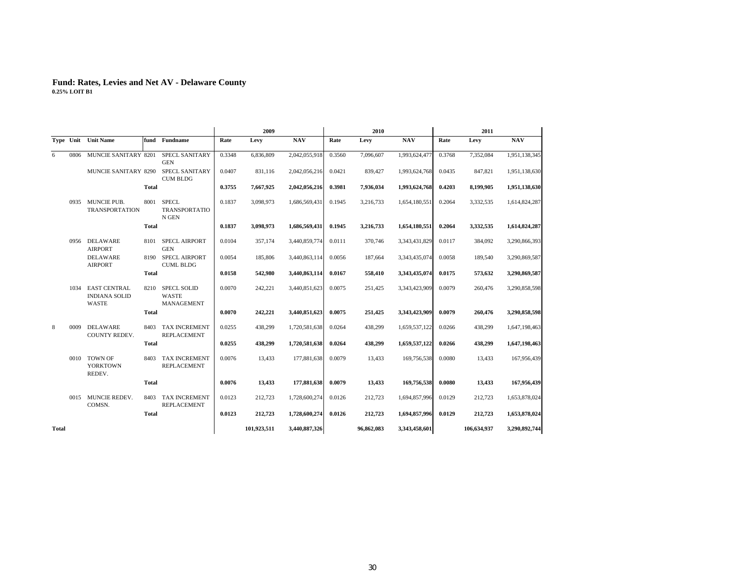## Fund: Rates, Levies and Net AV - Delaware County

**0.25% LOIT B1**

| | | | | | 2009 | | | 2010 | | | 2011 | | |
|---|---|---|---|---|---|---|---|---|---|---|---|---|---|
| **Type** | **Unit** | **Unit Name** | **fund** | **Fundname** | **Rate** | **Levy** | **NAV** | **Rate** | **Levy** | **NAV** | **Rate** | **Levy** | **NAV** |
| 6 | 0806 | MUNCIE SANITARY | 8201 | SPECL SANITARY GEN | 0.3348 | 6,836,809 | 2,042,055,918 | 0.3560 | 7,096,607 | 1,993,624,477 | 0.3768 | 7,352,084 | 1,951,138,345 |
| | | MUNCIE SANITARY | 8290 | SPECL SANITARY CUM BLDG | 0.0407 | 831,116 | 2,042,056,216 | 0.0421 | 839,427 | 1,993,624,768 | 0.0435 | 847,821 | 1,951,138,630 |
| | | | **Total** | | **0.3755** | **7,667,925** | **2,042,056,216** | **0.3981** | **7,936,034** | **1,993,624,768** | **0.4203** | **8,199,905** | **1,951,138,630** |
| | 0935 | MUNCIE PUB. TRANSPORTATION | 8001 | SPECL TRANSPORTATION GEN | 0.1837 | 3,098,973 | 1,686,569,431 | 0.1945 | 3,216,733 | 1,654,180,551 | 0.2064 | 3,332,535 | 1,614,824,287 |
| | | | **Total** | | **0.1837** | **3,098,973** | **1,686,569,431** | **0.1945** | **3,216,733** | **1,654,180,551** | **0.2064** | **3,332,535** | **1,614,824,287** |
| | 0956 | DELAWARE AIRPORT | 8101 | SPECL AIRPORT GEN | 0.0104 | 357,174 | 3,440,859,774 | 0.0111 | 370,746 | 3,343,431,829 | 0.0117 | 384,092 | 3,290,866,393 |
| | | DELAWARE AIRPORT | 8190 | SPECL AIRPORT CUML BLDG | 0.0054 | 185,806 | 3,440,863,114 | 0.0056 | 187,664 | 3,343,435,074 | 0.0058 | 189,540 | 3,290,869,587 |
| | | | **Total** | | **0.0158** | **542,980** | **3,440,863,114** | **0.0167** | **558,410** | **3,343,435,074** | **0.0175** | **573,632** | **3,290,869,587** |
| | 1034 | EAST CENTRAL INDIANA SOLID WASTE | 8210 | SPECL SOLID WASTE MANAGEMENT | 0.0070 | 242,221 | 3,440,851,623 | 0.0075 | 251,425 | 3,343,423,909 | 0.0079 | 260,476 | 3,290,858,598 |
| | | | **Total** | | **0.0070** | **242,221** | **3,440,851,623** | **0.0075** | **251,425** | **3,343,423,909** | **0.0079** | **260,476** | **3,290,858,598** |
| 8 | 0009 | DELAWARE COUNTY REDEV. | 8403 | TAX INCREMENT REPLACEMENT | 0.0255 | 438,299 | 1,720,581,638 | 0.0264 | 438,299 | 1,659,537,122 | 0.0266 | 438,299 | 1,647,198,463 |
| | | | **Total** | | **0.0255** | **438,299** | **1,720,581,638** | **0.0264** | **438,299** | **1,659,537,122** | **0.0266** | **438,299** | **1,647,198,463** |
| | 0010 | TOWN OF YORKTOWN REDEV. | 8403 | TAX INCREMENT REPLACEMENT | 0.0076 | 13,433 | 177,881,638 | 0.0079 | 13,433 | 169,756,538 | 0.0080 | 13,433 | 167,956,439 |
| | | | **Total** | | **0.0076** | **13,433** | **177,881,638** | **0.0079** | **13,433** | **169,756,538** | **0.0080** | **13,433** | **167,956,439** |
| | 0015 | MUNCIE REDEV. COMSN. | 8403 | TAX INCREMENT REPLACEMENT | 0.0123 | 212,723 | 1,728,600,274 | 0.0126 | 212,723 | 1,694,857,996 | 0.0129 | 212,723 | 1,653,878,024 |
| | | | **Total** | | **0.0123** | **212,723** | **1,728,600,274** | **0.0126** | **212,723** | **1,694,857,996** | **0.0129** | **212,723** | **1,653,878,024** |
| **Total** | | | | | | **101,923,511** | **3,440,887,326** | | **96,862,083** | **3,343,458,601** | | **106,634,937** | **3,290,892,744** |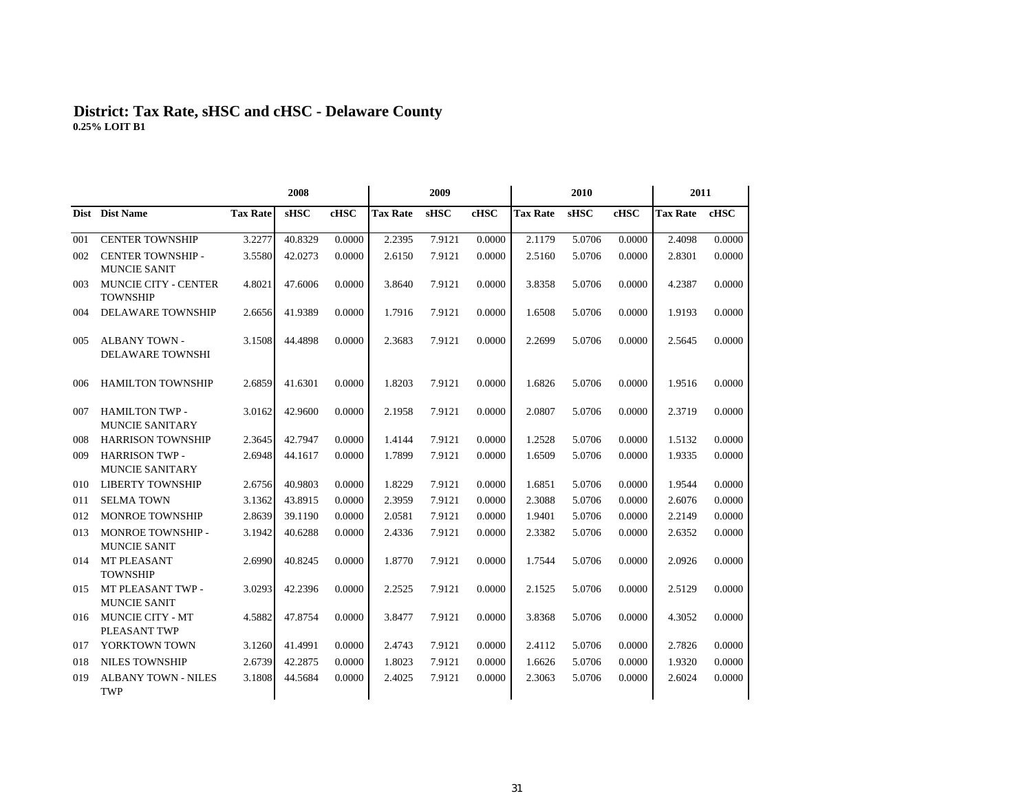# District: Tax Rate, sHSC and cHSC - Delaware County

**0.25% LOIT B1**

| | | 2008 | | | 2009 | | | 2010 | | | 2011 | |
|---|---|---|---|---|---|---|---|---|---|---|---|---|
| **Dist** | **Dist Name** | **Tax Rate** | **sHSC** | **cHSC** | **Tax Rate** | **sHSC** | **cHSC** | **Tax Rate** | **sHSC** | **cHSC** | **Tax Rate** | **cHSC** |
| 001 | CENTER TOWNSHIP | 3.2277 | 40.8329 | 0.0000 | 2.2395 | 7.9121 | 0.0000 | 2.1179 | 5.0706 | 0.0000 | 2.4098 | 0.0000 |
| 002 | CENTER TOWNSHIP - MUNCIE SANIT | 3.5580 | 42.0273 | 0.0000 | 2.6150 | 7.9121 | 0.0000 | 2.5160 | 5.0706 | 0.0000 | 2.8301 | 0.0000 |
| 003 | MUNCIE CITY - CENTER TOWNSHIP | 4.8021 | 47.6006 | 0.0000 | 3.8640 | 7.9121 | 0.0000 | 3.8358 | 5.0706 | 0.0000 | 4.2387 | 0.0000 |
| 004 | DELAWARE TOWNSHIP | 2.6656 | 41.9389 | 0.0000 | 1.7916 | 7.9121 | 0.0000 | 1.6508 | 5.0706 | 0.0000 | 1.9193 | 0.0000 |
| 005 | ALBANY TOWN - DELAWARE TOWNSHI | 3.1508 | 44.4898 | 0.0000 | 2.3683 | 7.9121 | 0.0000 | 2.2699 | 5.0706 | 0.0000 | 2.5645 | 0.0000 |
| 006 | HAMILTON TOWNSHIP | 2.6859 | 41.6301 | 0.0000 | 1.8203 | 7.9121 | 0.0000 | 1.6826 | 5.0706 | 0.0000 | 1.9516 | 0.0000 |
| 007 | HAMILTON TWP - MUNCIE SANITARY | 3.0162 | 42.9600 | 0.0000 | 2.1958 | 7.9121 | 0.0000 | 2.0807 | 5.0706 | 0.0000 | 2.3719 | 0.0000 |
| 008 | HARRISON TOWNSHIP | 2.3645 | 42.7947 | 0.0000 | 1.4144 | 7.9121 | 0.0000 | 1.2528 | 5.0706 | 0.0000 | 1.5132 | 0.0000 |
| 009 | HARRISON TWP - MUNCIE SANITARY | 2.6948 | 44.1617 | 0.0000 | 1.7899 | 7.9121 | 0.0000 | 1.6509 | 5.0706 | 0.0000 | 1.9335 | 0.0000 |
| 010 | LIBERTY TOWNSHIP | 2.6756 | 40.9803 | 0.0000 | 1.8229 | 7.9121 | 0.0000 | 1.6851 | 5.0706 | 0.0000 | 1.9544 | 0.0000 |
| 011 | SELMA TOWN | 3.1362 | 43.8915 | 0.0000 | 2.3959 | 7.9121 | 0.0000 | 2.3088 | 5.0706 | 0.0000 | 2.6076 | 0.0000 |
| 012 | MONROE TOWNSHIP | 2.8639 | 39.1190 | 0.0000 | 2.0581 | 7.9121 | 0.0000 | 1.9401 | 5.0706 | 0.0000 | 2.2149 | 0.0000 |
| 013 | MONROE TOWNSHIP - MUNCIE SANIT | 3.1942 | 40.6288 | 0.0000 | 2.4336 | 7.9121 | 0.0000 | 2.3382 | 5.0706 | 0.0000 | 2.6352 | 0.0000 |
| 014 | MT PLEASANT TOWNSHIP | 2.6990 | 40.8245 | 0.0000 | 1.8770 | 7.9121 | 0.0000 | 1.7544 | 5.0706 | 0.0000 | 2.0926 | 0.0000 |
| 015 | MT PLEASANT TWP - MUNCIE SANIT | 3.0293 | 42.2396 | 0.0000 | 2.2525 | 7.9121 | 0.0000 | 2.1525 | 5.0706 | 0.0000 | 2.5129 | 0.0000 |
| 016 | MUNCIE CITY - MT PLEASANT TWP | 4.5882 | 47.8754 | 0.0000 | 3.8477 | 7.9121 | 0.0000 | 3.8368 | 5.0706 | 0.0000 | 4.3052 | 0.0000 |
| 017 | YORKTOWN TOWN | 3.1260 | 41.4991 | 0.0000 | 2.4743 | 7.9121 | 0.0000 | 2.4112 | 5.0706 | 0.0000 | 2.7826 | 0.0000 |
| 018 | NILES TOWNSHIP | 2.6739 | 42.2875 | 0.0000 | 1.8023 | 7.9121 | 0.0000 | 1.6626 | 5.0706 | 0.0000 | 1.9320 | 0.0000 |
| 019 | ALBANY TOWN - NILES TWP | 3.1808 | 44.5684 | 0.0000 | 2.4025 | 7.9121 | 0.0000 | 2.3063 | 5.0706 | 0.0000 | 2.6024 | 0.0000 |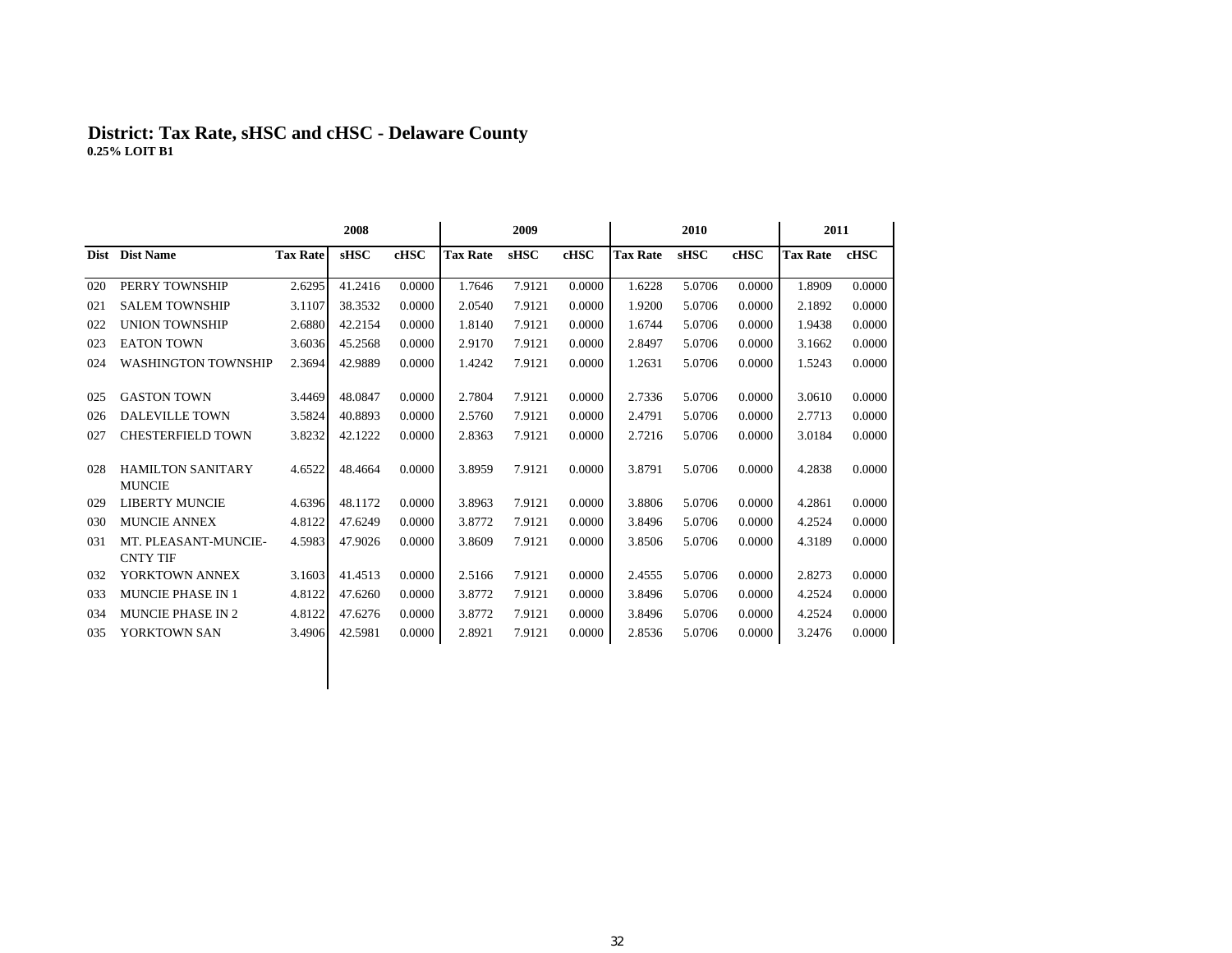# District: Tax Rate, sHSC and cHSC - Delaware County

**0.25% LOIT B1**

| | | 2008 | | | 2009 | | | 2010 | | | 2011 | |
|---|---|---|---|---|---|---|---|---|---|---|---|---|
| **Dist** | **Dist Name** | **Tax Rate** | **sHSC** | **cHSC** | **Tax Rate** | **sHSC** | **cHSC** | **Tax Rate** | **sHSC** | **cHSC** | **Tax Rate** | **cHSC** |
| 020 | PERRY TOWNSHIP | 2.6295 | 41.2416 | 0.0000 | 1.7646 | 7.9121 | 0.0000 | 1.6228 | 5.0706 | 0.0000 | 1.8909 | 0.0000 |
| 021 | SALEM TOWNSHIP | 3.1107 | 38.3532 | 0.0000 | 2.0540 | 7.9121 | 0.0000 | 1.9200 | 5.0706 | 0.0000 | 2.1892 | 0.0000 |
| 022 | UNION TOWNSHIP | 2.6880 | 42.2154 | 0.0000 | 1.8140 | 7.9121 | 0.0000 | 1.6744 | 5.0706 | 0.0000 | 1.9438 | 0.0000 |
| 023 | EATON TOWN | 3.6036 | 45.2568 | 0.0000 | 2.9170 | 7.9121 | 0.0000 | 2.8497 | 5.0706 | 0.0000 | 3.1662 | 0.0000 |
| 024 | WASHINGTON TOWNSHIP | 2.3694 | 42.9889 | 0.0000 | 1.4242 | 7.9121 | 0.0000 | 1.2631 | 5.0706 | 0.0000 | 1.5243 | 0.0000 |
| 025 | GASTON TOWN | 3.4469 | 48.0847 | 0.0000 | 2.7804 | 7.9121 | 0.0000 | 2.7336 | 5.0706 | 0.0000 | 3.0610 | 0.0000 |
| 026 | DALEVILLE TOWN | 3.5824 | 40.8893 | 0.0000 | 2.5760 | 7.9121 | 0.0000 | 2.4791 | 5.0706 | 0.0000 | 2.7713 | 0.0000 |
| 027 | CHESTERFIELD TOWN | 3.8232 | 42.1222 | 0.0000 | 2.8363 | 7.9121 | 0.0000 | 2.7216 | 5.0706 | 0.0000 | 3.0184 | 0.0000 |
| 028 | HAMILTON SANITARY MUNCIE | 4.6522 | 48.4664 | 0.0000 | 3.8959 | 7.9121 | 0.0000 | 3.8791 | 5.0706 | 0.0000 | 4.2838 | 0.0000 |
| 029 | LIBERTY MUNCIE | 4.6396 | 48.1172 | 0.0000 | 3.8963 | 7.9121 | 0.0000 | 3.8806 | 5.0706 | 0.0000 | 4.2861 | 0.0000 |
| 030 | MUNCIE ANNEX | 4.8122 | 47.6249 | 0.0000 | 3.8772 | 7.9121 | 0.0000 | 3.8496 | 5.0706 | 0.0000 | 4.2524 | 0.0000 |
| 031 | MT. PLEASANT-MUNCIE-CNTY TIF | 4.5983 | 47.9026 | 0.0000 | 3.8609 | 7.9121 | 0.0000 | 3.8506 | 5.0706 | 0.0000 | 4.3189 | 0.0000 |
| 032 | YORKTOWN ANNEX | 3.1603 | 41.4513 | 0.0000 | 2.5166 | 7.9121 | 0.0000 | 2.4555 | 5.0706 | 0.0000 | 2.8273 | 0.0000 |
| 033 | MUNCIE PHASE IN 1 | 4.8122 | 47.6260 | 0.0000 | 3.8772 | 7.9121 | 0.0000 | 3.8496 | 5.0706 | 0.0000 | 4.2524 | 0.0000 |
| 034 | MUNCIE PHASE IN 2 | 4.8122 | 47.6276 | 0.0000 | 3.8772 | 7.9121 | 0.0000 | 3.8496 | 5.0706 | 0.0000 | 4.2524 | 0.0000 |
| 035 | YORKTOWN SAN | 3.4906 | 42.5981 | 0.0000 | 2.8921 | 7.9121 | 0.0000 | 2.8536 | 5.0706 | 0.0000 | 3.2476 | 0.0000 |